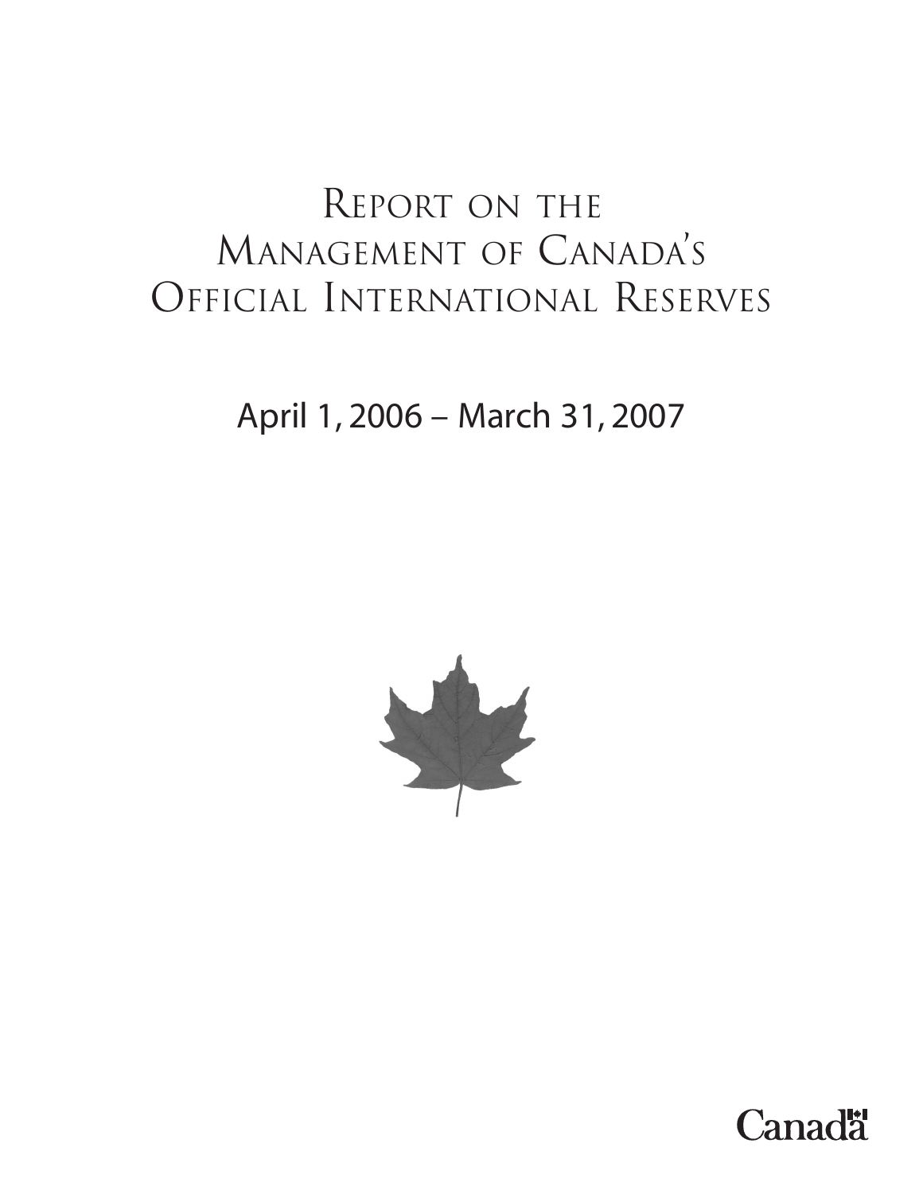# Report on the Management of Canada's Official International Reserves

April 1, 2006 – March 31, 2007

Canada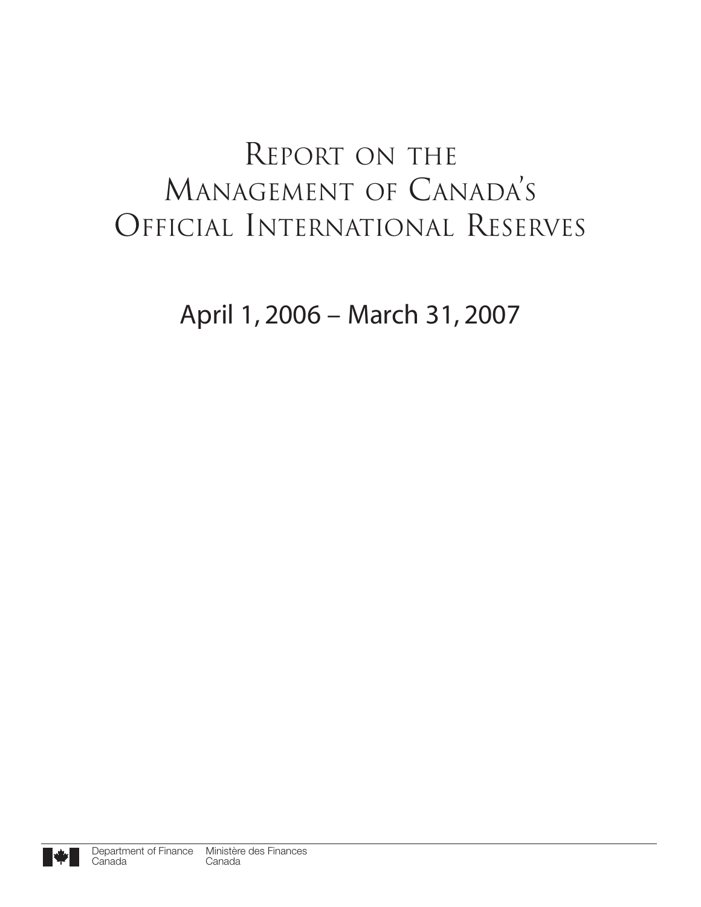# Report on the Management of Canada's Official International Reserves

## April 1, 2006 – March 31, 2007

Department of Finance Canada    Ministère des Finances Canada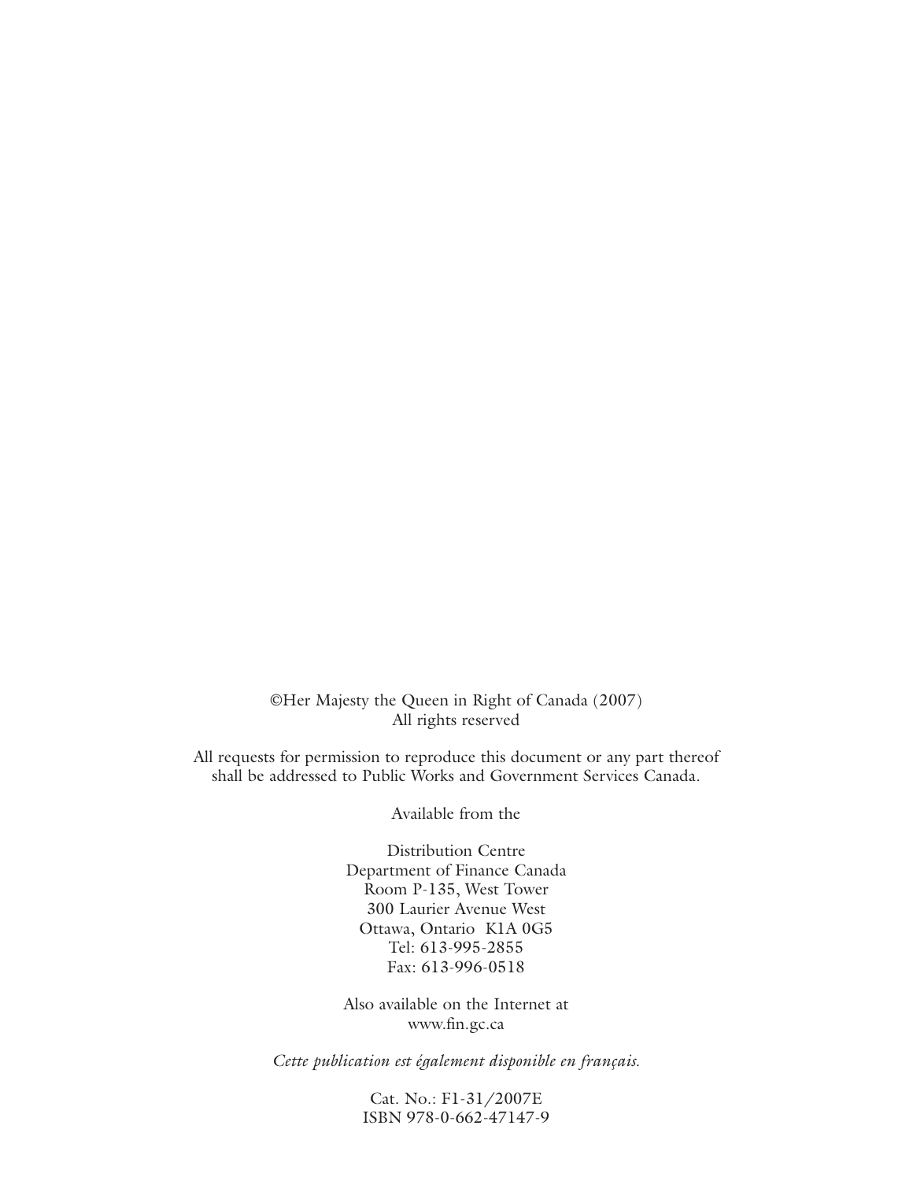©Her Majesty the Queen in Right of Canada (2007)
All rights reserved

All requests for permission to reproduce this document or any part thereof shall be addressed to Public Works and Government Services Canada.

Available from the

Distribution Centre
Department of Finance Canada
Room P-135, West Tower
300 Laurier Avenue West
Ottawa, Ontario K1A 0G5
Tel: 613-995-2855
Fax: 613-996-0518

Also available on the Internet at
www.fin.gc.ca

*Cette publication est également disponible en français.*

Cat. No.: F1-31/2007E
ISBN 978-0-662-47147-9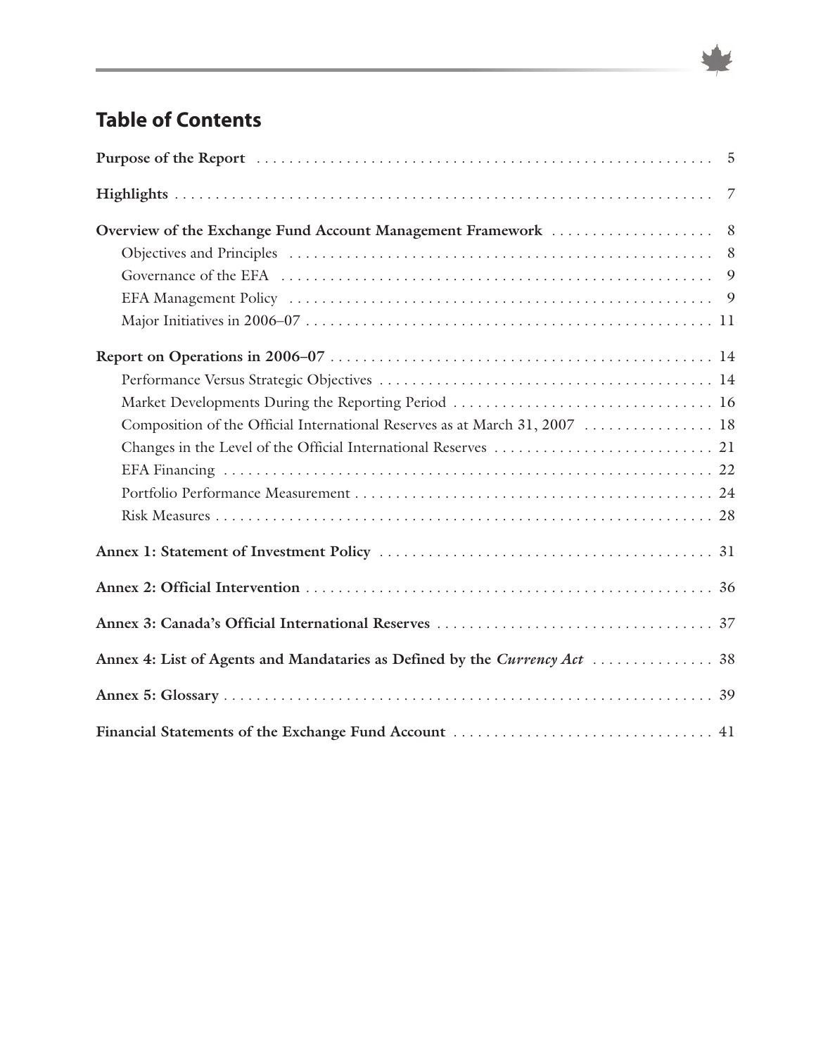## Table of Contents

**Purpose of the Report** 5

**Highlights** 7

**Overview of the Exchange Fund Account Management Framework** 8

- Objectives and Principles 8
- Governance of the EFA 9
- EFA Management Policy 9
- Major Initiatives in 2006–07 11

**Report on Operations in 2006–07** 14

- Performance Versus Strategic Objectives 14
- Market Developments During the Reporting Period 16
- Composition of the Official International Reserves as at March 31, 2007 18
- Changes in the Level of the Official International Reserves 21
- EFA Financing 22
- Portfolio Performance Measurement 24
- Risk Measures 28

**Annex 1: Statement of Investment Policy** 31

**Annex 2: Official Intervention** 36

**Annex 3: Canada's Official International Reserves** 37

**Annex 4: List of Agents and Mandataries as Defined by the *Currency Act*** 38

**Annex 5: Glossary** 39

**Financial Statements of the Exchange Fund Account** 41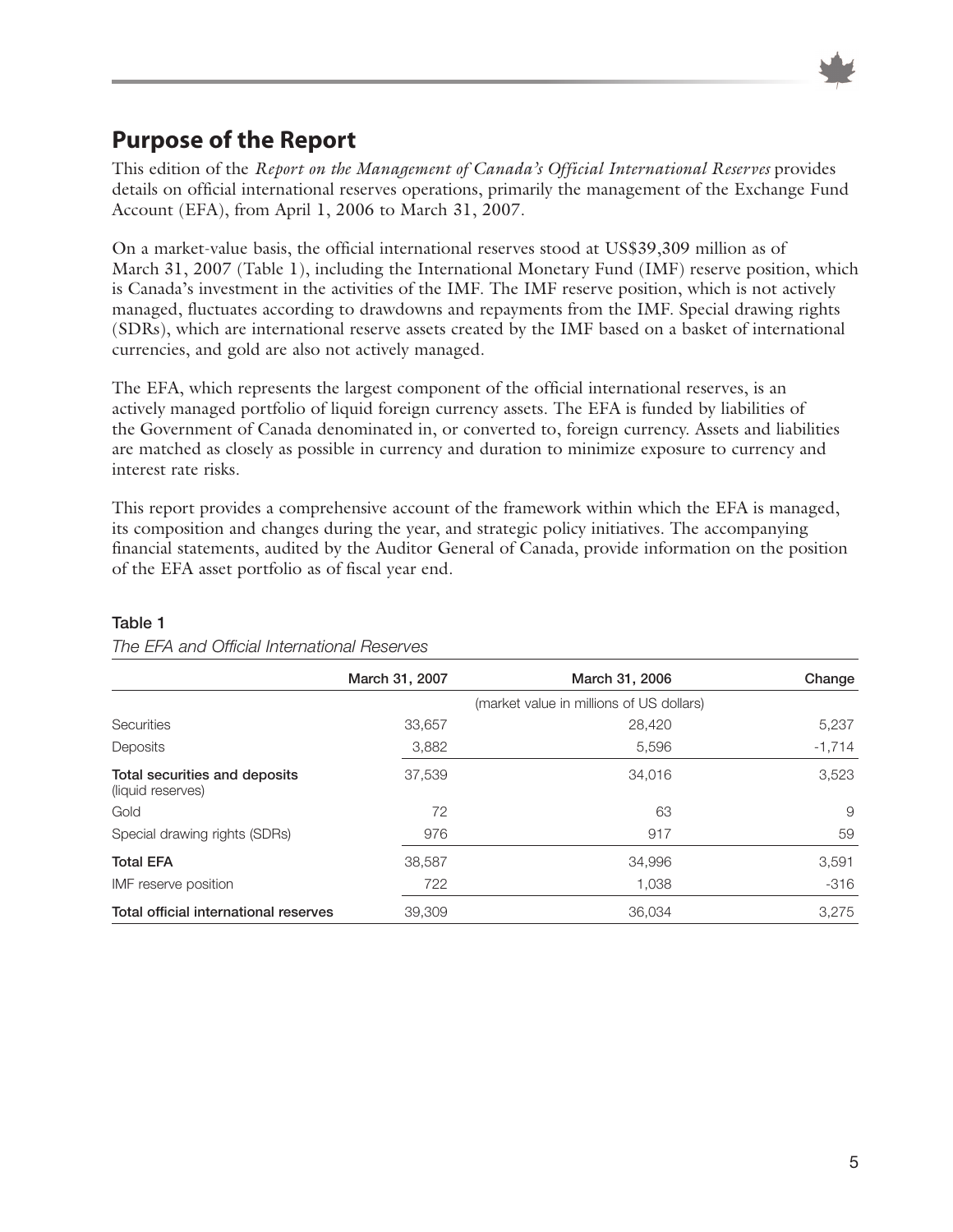## Purpose of the Report

This edition of the *Report on the Management of Canada's Official International Reserves* provides details on official international reserves operations, primarily the management of the Exchange Fund Account (EFA), from April 1, 2006 to March 31, 2007.

On a market-value basis, the official international reserves stood at US$39,309 million as of March 31, 2007 (Table 1), including the International Monetary Fund (IMF) reserve position, which is Canada's investment in the activities of the IMF. The IMF reserve position, which is not actively managed, fluctuates according to drawdowns and repayments from the IMF. Special drawing rights (SDRs), which are international reserve assets created by the IMF based on a basket of international currencies, and gold are also not actively managed.

The EFA, which represents the largest component of the official international reserves, is an actively managed portfolio of liquid foreign currency assets. The EFA is funded by liabilities of the Government of Canada denominated in, or converted to, foreign currency. Assets and liabilities are matched as closely as possible in currency and duration to minimize exposure to currency and interest rate risks.

This report provides a comprehensive account of the framework within which the EFA is managed, its composition and changes during the year, and strategic policy initiatives. The accompanying financial statements, audited by the Auditor General of Canada, provide information on the position of the EFA asset portfolio as of fiscal year end.

**Table 1**

*The EFA and Official International Reserves*

| | March 31, 2007 | March 31, 2006 | Change |
|---|---|---|---|
| | (market value in millions of US dollars) | | |
| Securities | 33,657 | 28,420 | 5,237 |
| Deposits | 3,882 | 5,596 | -1,714 |
| **Total securities and deposits** (liquid reserves) | 37,539 | 34,016 | 3,523 |
| Gold | 72 | 63 | 9 |
| Special drawing rights (SDRs) | 976 | 917 | 59 |
| **Total EFA** | 38,587 | 34,996 | 3,591 |
| IMF reserve position | 722 | 1,038 | -316 |
| **Total official international reserves** | 39,309 | 36,034 | 3,275 |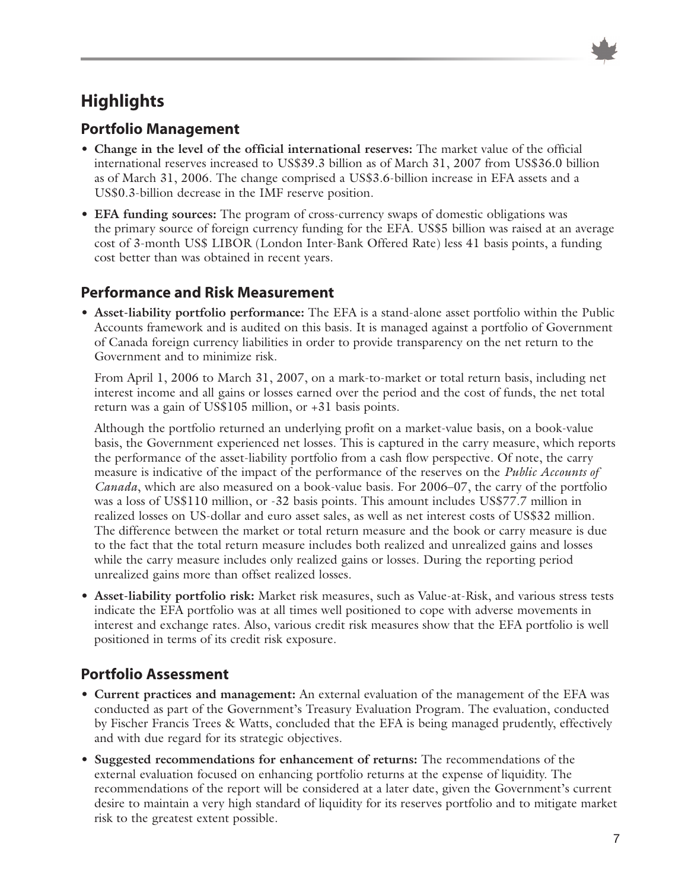## Highlights

### Portfolio Management

- **Change in the level of the official international reserves:** The market value of the official international reserves increased to US$39.3 billion as of March 31, 2007 from US$36.0 billion as of March 31, 2006. The change comprised a US$3.6-billion increase in EFA assets and a US$0.3-billion decrease in the IMF reserve position.
- **EFA funding sources:** The program of cross-currency swaps of domestic obligations was the primary source of foreign currency funding for the EFA. US$5 billion was raised at an average cost of 3-month US$ LIBOR (London Inter-Bank Offered Rate) less 41 basis points, a funding cost better than was obtained in recent years.

### Performance and Risk Measurement

- **Asset-liability portfolio performance:** The EFA is a stand-alone asset portfolio within the Public Accounts framework and is audited on this basis. It is managed against a portfolio of Government of Canada foreign currency liabilities in order to provide transparency on the net return to the Government and to minimize risk.

  From April 1, 2006 to March 31, 2007, on a mark-to-market or total return basis, including net interest income and all gains or losses earned over the period and the cost of funds, the net total return was a gain of US$105 million, or +31 basis points.

  Although the portfolio returned an underlying profit on a market-value basis, on a book-value basis, the Government experienced net losses. This is captured in the carry measure, which reports the performance of the asset-liability portfolio from a cash flow perspective. Of note, the carry measure is indicative of the impact of the performance of the reserves on the *Public Accounts of Canada*, which are also measured on a book-value basis. For 2006–07, the carry of the portfolio was a loss of US$110 million, or -32 basis points. This amount includes US$77.7 million in realized losses on US-dollar and euro asset sales, as well as net interest costs of US$32 million. The difference between the market or total return measure and the book or carry measure is due to the fact that the total return measure includes both realized and unrealized gains and losses while the carry measure includes only realized gains or losses. During the reporting period unrealized gains more than offset realized losses.

- **Asset-liability portfolio risk:** Market risk measures, such as Value-at-Risk, and various stress tests indicate the EFA portfolio was at all times well positioned to cope with adverse movements in interest and exchange rates. Also, various credit risk measures show that the EFA portfolio is well positioned in terms of its credit risk exposure.

### Portfolio Assessment

- **Current practices and management:** An external evaluation of the management of the EFA was conducted as part of the Government's Treasury Evaluation Program. The evaluation, conducted by Fischer Francis Trees & Watts, concluded that the EFA is being managed prudently, effectively and with due regard for its strategic objectives.
- **Suggested recommendations for enhancement of returns:** The recommendations of the external evaluation focused on enhancing portfolio returns at the expense of liquidity. The recommendations of the report will be considered at a later date, given the Government's current desire to maintain a very high standard of liquidity for its reserves portfolio and to mitigate market risk to the greatest extent possible.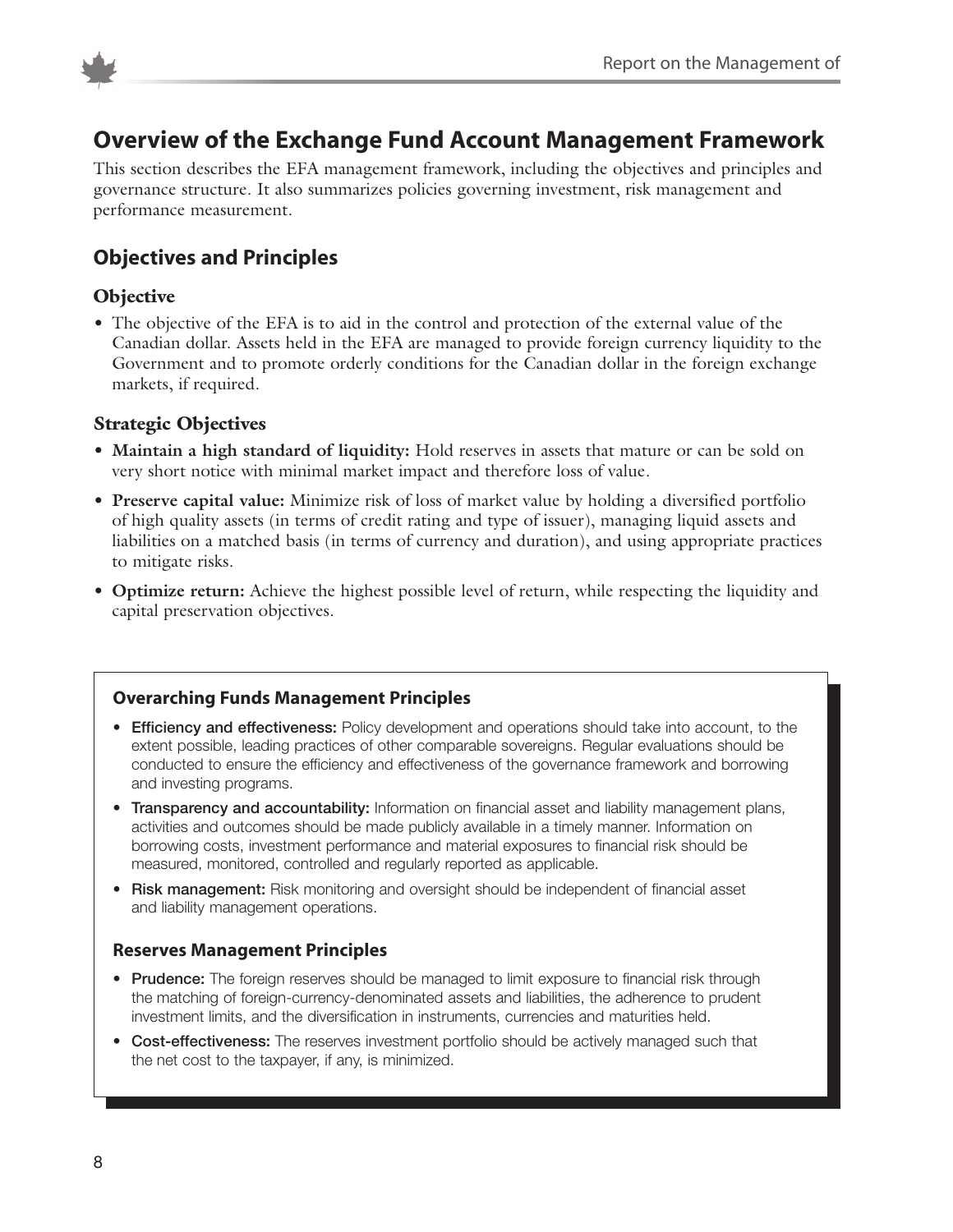## Overview of the Exchange Fund Account Management Framework

This section describes the EFA management framework, including the objectives and principles and governance structure. It also summarizes policies governing investment, risk management and performance measurement.

### Objectives and Principles

#### Objective

- The objective of the EFA is to aid in the control and protection of the external value of the Canadian dollar. Assets held in the EFA are managed to provide foreign currency liquidity to the Government and to promote orderly conditions for the Canadian dollar in the foreign exchange markets, if required.

#### Strategic Objectives

- **Maintain a high standard of liquidity:** Hold reserves in assets that mature or can be sold on very short notice with minimal market impact and therefore loss of value.
- **Preserve capital value:** Minimize risk of loss of market value by holding a diversified portfolio of high quality assets (in terms of credit rating and type of issuer), managing liquid assets and liabilities on a matched basis (in terms of currency and duration), and using appropriate practices to mitigate risks.
- **Optimize return:** Achieve the highest possible level of return, while respecting the liquidity and capital preservation objectives.

#### Overarching Funds Management Principles

- **Efficiency and effectiveness:** Policy development and operations should take into account, to the extent possible, leading practices of other comparable sovereigns. Regular evaluations should be conducted to ensure the efficiency and effectiveness of the governance framework and borrowing and investing programs.
- **Transparency and accountability:** Information on financial asset and liability management plans, activities and outcomes should be made publicly available in a timely manner. Information on borrowing costs, investment performance and material exposures to financial risk should be measured, monitored, controlled and regularly reported as applicable.
- **Risk management:** Risk monitoring and oversight should be independent of financial asset and liability management operations.

#### Reserves Management Principles

- **Prudence:** The foreign reserves should be managed to limit exposure to financial risk through the matching of foreign-currency-denominated assets and liabilities, the adherence to prudent investment limits, and the diversification in instruments, currencies and maturities held.
- **Cost-effectiveness:** The reserves investment portfolio should be actively managed such that the net cost to the taxpayer, if any, is minimized.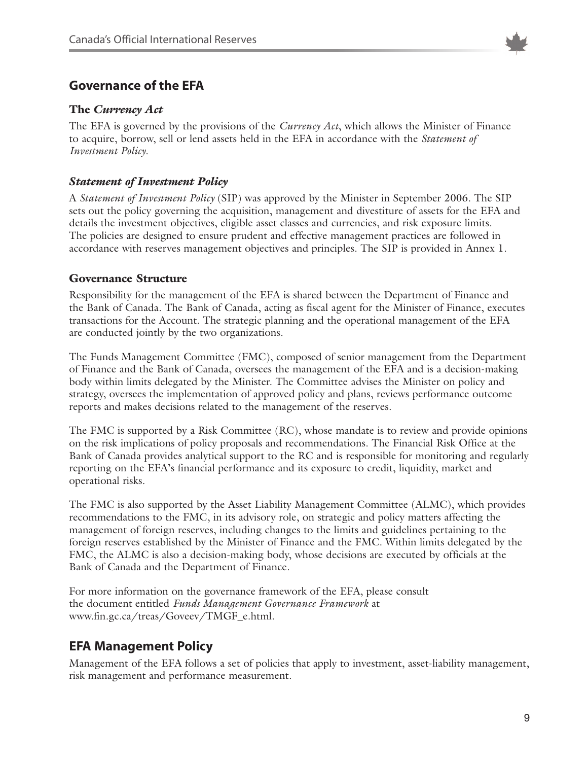## Governance of the EFA

### The *Currency Act*

The EFA is governed by the provisions of the *Currency Act*, which allows the Minister of Finance to acquire, borrow, sell or lend assets held in the EFA in accordance with the *Statement of Investment Policy.*

### *Statement of Investment Policy*

A *Statement of Investment Policy* (SIP) was approved by the Minister in September 2006. The SIP sets out the policy governing the acquisition, management and divestiture of assets for the EFA and details the investment objectives, eligible asset classes and currencies, and risk exposure limits. The policies are designed to ensure prudent and effective management practices are followed in accordance with reserves management objectives and principles. The SIP is provided in Annex 1.

### Governance Structure

Responsibility for the management of the EFA is shared between the Department of Finance and the Bank of Canada. The Bank of Canada, acting as fiscal agent for the Minister of Finance, executes transactions for the Account. The strategic planning and the operational management of the EFA are conducted jointly by the two organizations.

The Funds Management Committee (FMC), composed of senior management from the Department of Finance and the Bank of Canada, oversees the management of the EFA and is a decision-making body within limits delegated by the Minister. The Committee advises the Minister on policy and strategy, oversees the implementation of approved policy and plans, reviews performance outcome reports and makes decisions related to the management of the reserves.

The FMC is supported by a Risk Committee (RC), whose mandate is to review and provide opinions on the risk implications of policy proposals and recommendations. The Financial Risk Office at the Bank of Canada provides analytical support to the RC and is responsible for monitoring and regularly reporting on the EFA's financial performance and its exposure to credit, liquidity, market and operational risks.

The FMC is also supported by the Asset Liability Management Committee (ALMC), which provides recommendations to the FMC, in its advisory role, on strategic and policy matters affecting the management of foreign reserves, including changes to the limits and guidelines pertaining to the foreign reserves established by the Minister of Finance and the FMC. Within limits delegated by the FMC, the ALMC is also a decision-making body, whose decisions are executed by officials at the Bank of Canada and the Department of Finance.

For more information on the governance framework of the EFA, please consult the document entitled *Funds Management Governance Framework* at www.fin.gc.ca/treas/Goveev/TMGF_e.html.

## EFA Management Policy

Management of the EFA follows a set of policies that apply to investment, asset-liability management, risk management and performance measurement.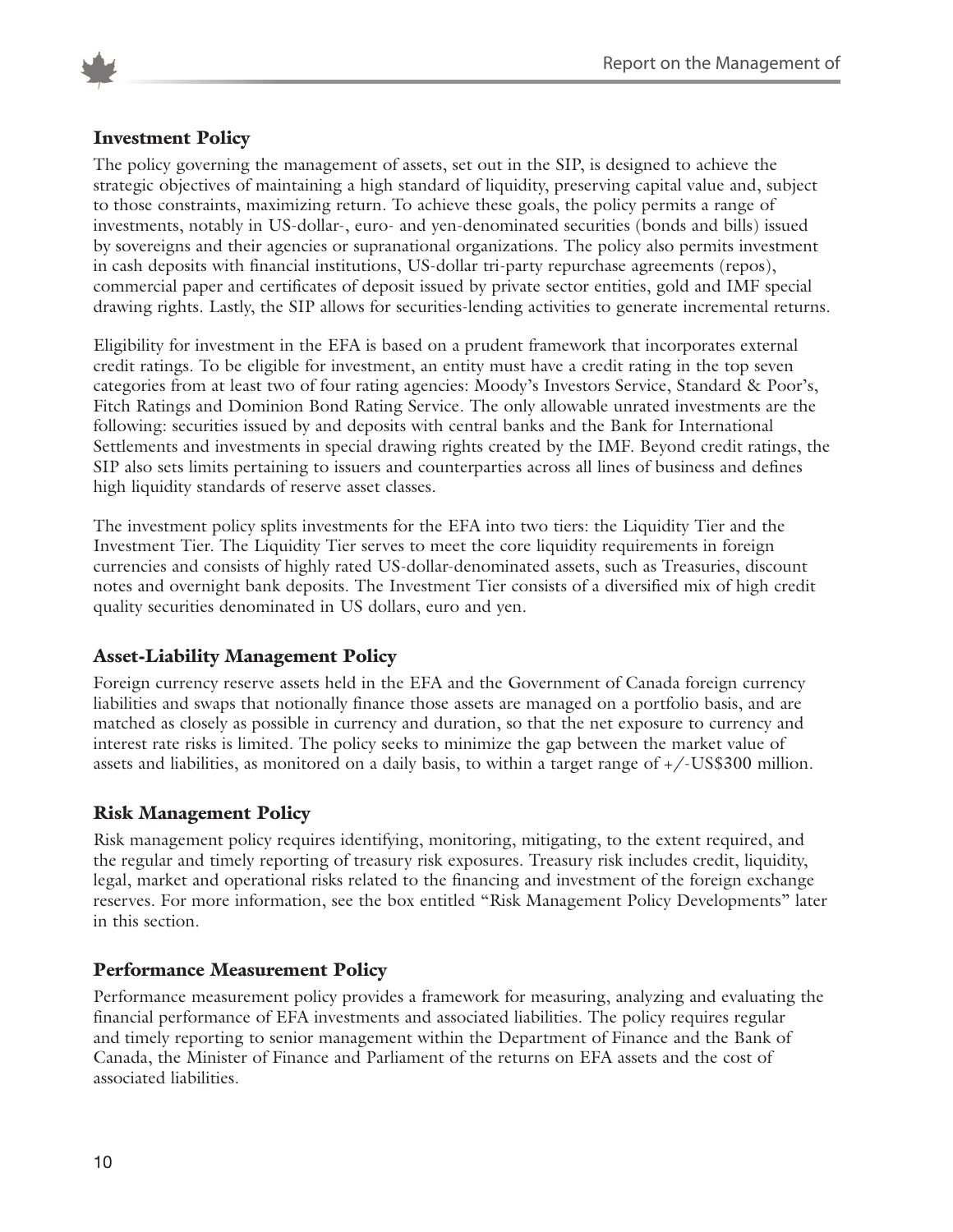### Investment Policy

The policy governing the management of assets, set out in the SIP, is designed to achieve the strategic objectives of maintaining a high standard of liquidity, preserving capital value and, subject to those constraints, maximizing return. To achieve these goals, the policy permits a range of investments, notably in US-dollar-, euro- and yen-denominated securities (bonds and bills) issued by sovereigns and their agencies or supranational organizations. The policy also permits investment in cash deposits with financial institutions, US-dollar tri-party repurchase agreements (repos), commercial paper and certificates of deposit issued by private sector entities, gold and IMF special drawing rights. Lastly, the SIP allows for securities-lending activities to generate incremental returns.

Eligibility for investment in the EFA is based on a prudent framework that incorporates external credit ratings. To be eligible for investment, an entity must have a credit rating in the top seven categories from at least two of four rating agencies: Moody's Investors Service, Standard & Poor's, Fitch Ratings and Dominion Bond Rating Service. The only allowable unrated investments are the following: securities issued by and deposits with central banks and the Bank for International Settlements and investments in special drawing rights created by the IMF. Beyond credit ratings, the SIP also sets limits pertaining to issuers and counterparties across all lines of business and defines high liquidity standards of reserve asset classes.

The investment policy splits investments for the EFA into two tiers: the Liquidity Tier and the Investment Tier. The Liquidity Tier serves to meet the core liquidity requirements in foreign currencies and consists of highly rated US-dollar-denominated assets, such as Treasuries, discount notes and overnight bank deposits. The Investment Tier consists of a diversified mix of high credit quality securities denominated in US dollars, euro and yen.

### Asset-Liability Management Policy

Foreign currency reserve assets held in the EFA and the Government of Canada foreign currency liabilities and swaps that notionally finance those assets are managed on a portfolio basis, and are matched as closely as possible in currency and duration, so that the net exposure to currency and interest rate risks is limited. The policy seeks to minimize the gap between the market value of assets and liabilities, as monitored on a daily basis, to within a target range of +/-US$300 million.

### Risk Management Policy

Risk management policy requires identifying, monitoring, mitigating, to the extent required, and the regular and timely reporting of treasury risk exposures. Treasury risk includes credit, liquidity, legal, market and operational risks related to the financing and investment of the foreign exchange reserves. For more information, see the box entitled "Risk Management Policy Developments" later in this section.

### Performance Measurement Policy

Performance measurement policy provides a framework for measuring, analyzing and evaluating the financial performance of EFA investments and associated liabilities. The policy requires regular and timely reporting to senior management within the Department of Finance and the Bank of Canada, the Minister of Finance and Parliament of the returns on EFA assets and the cost of associated liabilities.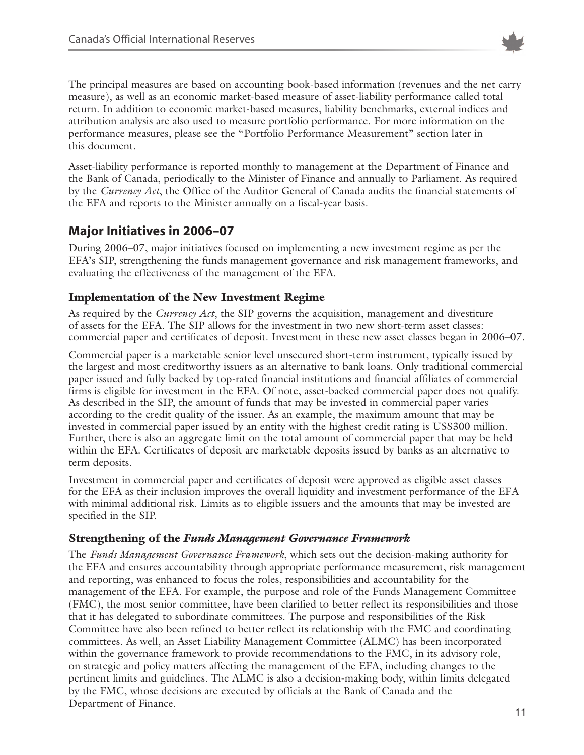The principal measures are based on accounting book-based information (revenues and the net carry measure), as well as an economic market-based measure of asset-liability performance called total return. In addition to economic market-based measures, liability benchmarks, external indices and attribution analysis are also used to measure portfolio performance. For more information on the performance measures, please see the "Portfolio Performance Measurement" section later in this document.

Asset-liability performance is reported monthly to management at the Department of Finance and the Bank of Canada, periodically to the Minister of Finance and annually to Parliament. As required by the *Currency Act*, the Office of the Auditor General of Canada audits the financial statements of the EFA and reports to the Minister annually on a fiscal-year basis.

## Major Initiatives in 2006–07

During 2006–07, major initiatives focused on implementing a new investment regime as per the EFA's SIP, strengthening the funds management governance and risk management frameworks, and evaluating the effectiveness of the management of the EFA.

### Implementation of the New Investment Regime

As required by the *Currency Act*, the SIP governs the acquisition, management and divestiture of assets for the EFA. The SIP allows for the investment in two new short-term asset classes: commercial paper and certificates of deposit. Investment in these new asset classes began in 2006–07.

Commercial paper is a marketable senior level unsecured short-term instrument, typically issued by the largest and most creditworthy issuers as an alternative to bank loans. Only traditional commercial paper issued and fully backed by top-rated financial institutions and financial affiliates of commercial firms is eligible for investment in the EFA. Of note, asset-backed commercial paper does not qualify. As described in the SIP, the amount of funds that may be invested in commercial paper varies according to the credit quality of the issuer. As an example, the maximum amount that may be invested in commercial paper issued by an entity with the highest credit rating is US$300 million. Further, there is also an aggregate limit on the total amount of commercial paper that may be held within the EFA. Certificates of deposit are marketable deposits issued by banks as an alternative to term deposits.

Investment in commercial paper and certificates of deposit were approved as eligible asset classes for the EFA as their inclusion improves the overall liquidity and investment performance of the EFA with minimal additional risk. Limits as to eligible issuers and the amounts that may be invested are specified in the SIP.

### Strengthening of the *Funds Management Governance Framework*

The *Funds Management Governance Framework*, which sets out the decision-making authority for the EFA and ensures accountability through appropriate performance measurement, risk management and reporting, was enhanced to focus the roles, responsibilities and accountability for the management of the EFA. For example, the purpose and role of the Funds Management Committee (FMC), the most senior committee, have been clarified to better reflect its responsibilities and those that it has delegated to subordinate committees. The purpose and responsibilities of the Risk Committee have also been refined to better reflect its relationship with the FMC and coordinating committees. As well, an Asset Liability Management Committee (ALMC) has been incorporated within the governance framework to provide recommendations to the FMC, in its advisory role, on strategic and policy matters affecting the management of the EFA, including changes to the pertinent limits and guidelines. The ALMC is also a decision-making body, within limits delegated by the FMC, whose decisions are executed by officials at the Bank of Canada and the Department of Finance.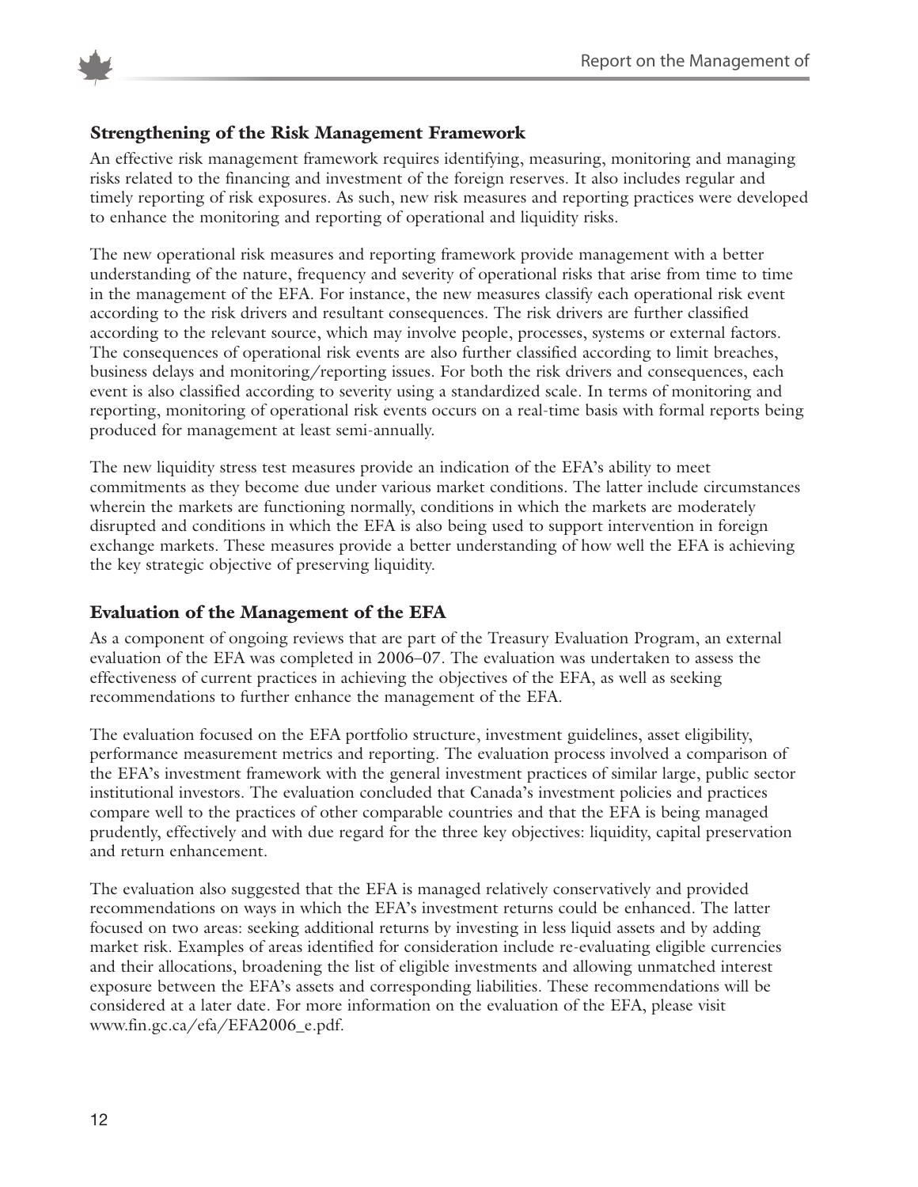### Strengthening of the Risk Management Framework

An effective risk management framework requires identifying, measuring, monitoring and managing risks related to the financing and investment of the foreign reserves. It also includes regular and timely reporting of risk exposures. As such, new risk measures and reporting practices were developed to enhance the monitoring and reporting of operational and liquidity risks.

The new operational risk measures and reporting framework provide management with a better understanding of the nature, frequency and severity of operational risks that arise from time to time in the management of the EFA. For instance, the new measures classify each operational risk event according to the risk drivers and resultant consequences. The risk drivers are further classified according to the relevant source, which may involve people, processes, systems or external factors. The consequences of operational risk events are also further classified according to limit breaches, business delays and monitoring/reporting issues. For both the risk drivers and consequences, each event is also classified according to severity using a standardized scale. In terms of monitoring and reporting, monitoring of operational risk events occurs on a real-time basis with formal reports being produced for management at least semi-annually.

The new liquidity stress test measures provide an indication of the EFA's ability to meet commitments as they become due under various market conditions. The latter include circumstances wherein the markets are functioning normally, conditions in which the markets are moderately disrupted and conditions in which the EFA is also being used to support intervention in foreign exchange markets. These measures provide a better understanding of how well the EFA is achieving the key strategic objective of preserving liquidity.

### Evaluation of the Management of the EFA

As a component of ongoing reviews that are part of the Treasury Evaluation Program, an external evaluation of the EFA was completed in 2006–07. The evaluation was undertaken to assess the effectiveness of current practices in achieving the objectives of the EFA, as well as seeking recommendations to further enhance the management of the EFA.

The evaluation focused on the EFA portfolio structure, investment guidelines, asset eligibility, performance measurement metrics and reporting. The evaluation process involved a comparison of the EFA's investment framework with the general investment practices of similar large, public sector institutional investors. The evaluation concluded that Canada's investment policies and practices compare well to the practices of other comparable countries and that the EFA is being managed prudently, effectively and with due regard for the three key objectives: liquidity, capital preservation and return enhancement.

The evaluation also suggested that the EFA is managed relatively conservatively and provided recommendations on ways in which the EFA's investment returns could be enhanced. The latter focused on two areas: seeking additional returns by investing in less liquid assets and by adding market risk. Examples of areas identified for consideration include re-evaluating eligible currencies and their allocations, broadening the list of eligible investments and allowing unmatched interest exposure between the EFA's assets and corresponding liabilities. These recommendations will be considered at a later date. For more information on the evaluation of the EFA, please visit www.fin.gc.ca/efa/EFA2006_e.pdf.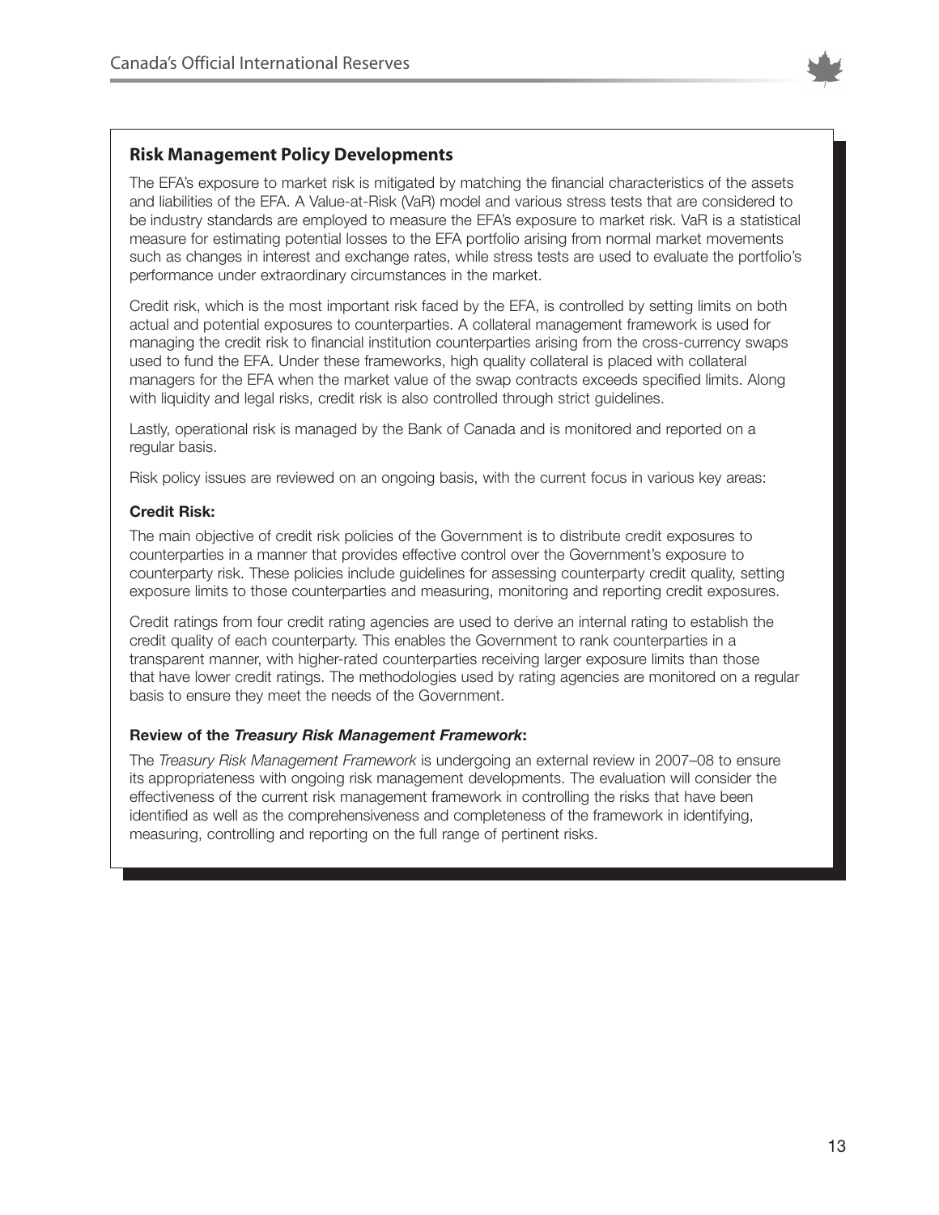## Risk Management Policy Developments

The EFA's exposure to market risk is mitigated by matching the financial characteristics of the assets and liabilities of the EFA. A Value-at-Risk (VaR) model and various stress tests that are considered to be industry standards are employed to measure the EFA's exposure to market risk. VaR is a statistical measure for estimating potential losses to the EFA portfolio arising from normal market movements such as changes in interest and exchange rates, while stress tests are used to evaluate the portfolio's performance under extraordinary circumstances in the market.

Credit risk, which is the most important risk faced by the EFA, is controlled by setting limits on both actual and potential exposures to counterparties. A collateral management framework is used for managing the credit risk to financial institution counterparties arising from the cross-currency swaps used to fund the EFA. Under these frameworks, high quality collateral is placed with collateral managers for the EFA when the market value of the swap contracts exceeds specified limits. Along with liquidity and legal risks, credit risk is also controlled through strict guidelines.

Lastly, operational risk is managed by the Bank of Canada and is monitored and reported on a regular basis.

Risk policy issues are reviewed on an ongoing basis, with the current focus in various key areas:

**Credit Risk:**

The main objective of credit risk policies of the Government is to distribute credit exposures to counterparties in a manner that provides effective control over the Government's exposure to counterparty risk. These policies include guidelines for assessing counterparty credit quality, setting exposure limits to those counterparties and measuring, monitoring and reporting credit exposures.

Credit ratings from four credit rating agencies are used to derive an internal rating to establish the credit quality of each counterparty. This enables the Government to rank counterparties in a transparent manner, with higher-rated counterparties receiving larger exposure limits than those that have lower credit ratings. The methodologies used by rating agencies are monitored on a regular basis to ensure they meet the needs of the Government.

**Review of the *Treasury Risk Management Framework*:**

The *Treasury Risk Management Framework* is undergoing an external review in 2007–08 to ensure its appropriateness with ongoing risk management developments. The evaluation will consider the effectiveness of the current risk management framework in controlling the risks that have been identified as well as the comprehensiveness and completeness of the framework in identifying, measuring, controlling and reporting on the full range of pertinent risks.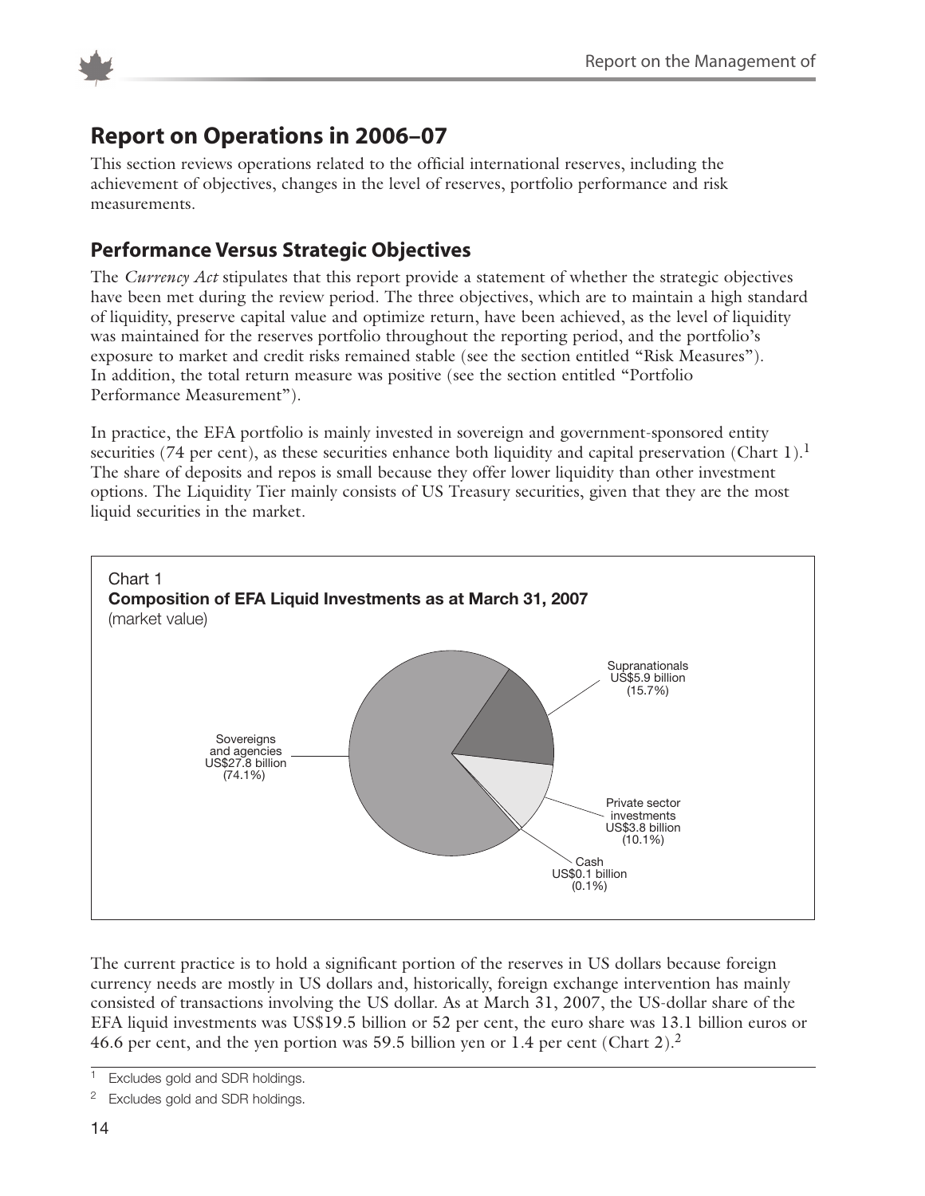## Report on Operations in 2006–07

This section reviews operations related to the official international reserves, including the achievement of objectives, changes in the level of reserves, portfolio performance and risk measurements.

### Performance Versus Strategic Objectives

The *Currency Act* stipulates that this report provide a statement of whether the strategic objectives have been met during the review period. The three objectives, which are to maintain a high standard of liquidity, preserve capital value and optimize return, have been achieved, as the level of liquidity was maintained for the reserves portfolio throughout the reporting period, and the portfolio's exposure to market and credit risks remained stable (see the section entitled "Risk Measures"). In addition, the total return measure was positive (see the section entitled "Portfolio Performance Measurement").

In practice, the EFA portfolio is mainly invested in sovereign and government-sponsored entity securities (74 per cent), as these securities enhance both liquidity and capital preservation (Chart 1).[1] The share of deposits and repos is small because they offer lower liquidity than other investment options. The Liquidity Tier mainly consists of US Treasury securities, given that they are the most liquid securities in the market.

Chart 1
**Composition of EFA Liquid Investments as at March 31, 2007**
(market value)

| Category | Amount | Share |
|---|---|---|
| Sovereigns and agencies | US$27.8 billion | (74.1%) |
| Supranationals | US$5.9 billion | (15.7%) |
| Private sector investments | US$3.8 billion | (10.1%) |
| Cash | US$0.1 billion | (0.1%) |

The current practice is to hold a significant portion of the reserves in US dollars because foreign currency needs are mostly in US dollars and, historically, foreign exchange intervention has mainly consisted of transactions involving the US dollar. As at March 31, 2007, the US-dollar share of the EFA liquid investments was US$19.5 billion or 52 per cent, the euro share was 13.1 billion euros or 46.6 per cent, and the yen portion was 59.5 billion yen or 1.4 per cent (Chart 2).[2]

[1] Excludes gold and SDR holdings.

[2] Excludes gold and SDR holdings.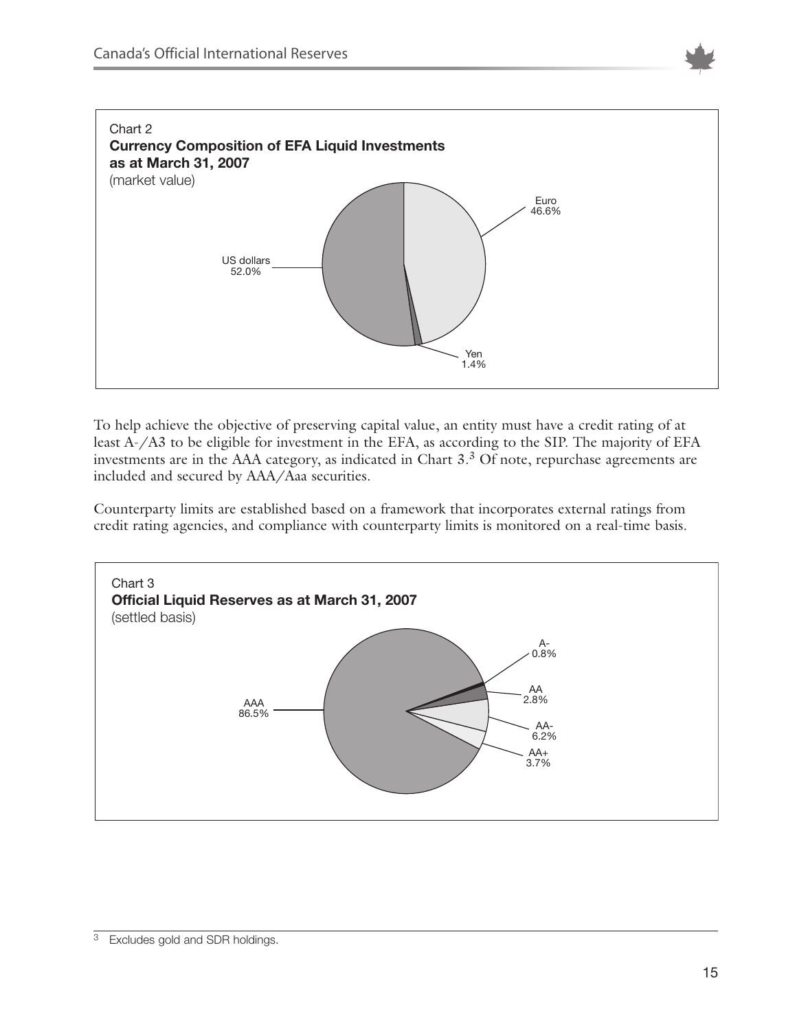Chart 2
**Currency Composition of EFA Liquid Investments as at March 31, 2007**
(market value)

| Currency | Share |
|---|---|
| US dollars | 52.0% |
| Euro | 46.6% |
| Yen | 1.4% |

To help achieve the objective of preserving capital value, an entity must have a credit rating of at least A-/A3 to be eligible for investment in the EFA, as according to the SIP. The majority of EFA investments are in the AAA category, as indicated in Chart 3.[3] Of note, repurchase agreements are included and secured by AAA/Aaa securities.

Counterparty limits are established based on a framework that incorporates external ratings from credit rating agencies, and compliance with counterparty limits is monitored on a real-time basis.

Chart 3
**Official Liquid Reserves as at March 31, 2007**
(settled basis)

| Rating | Share |
|---|---|
| AAA | 86.5% |
| AA+ | 3.7% |
| AA- | 6.2% |
| AA | 2.8% |
| A- | 0.8% |

[3] Excludes gold and SDR holdings.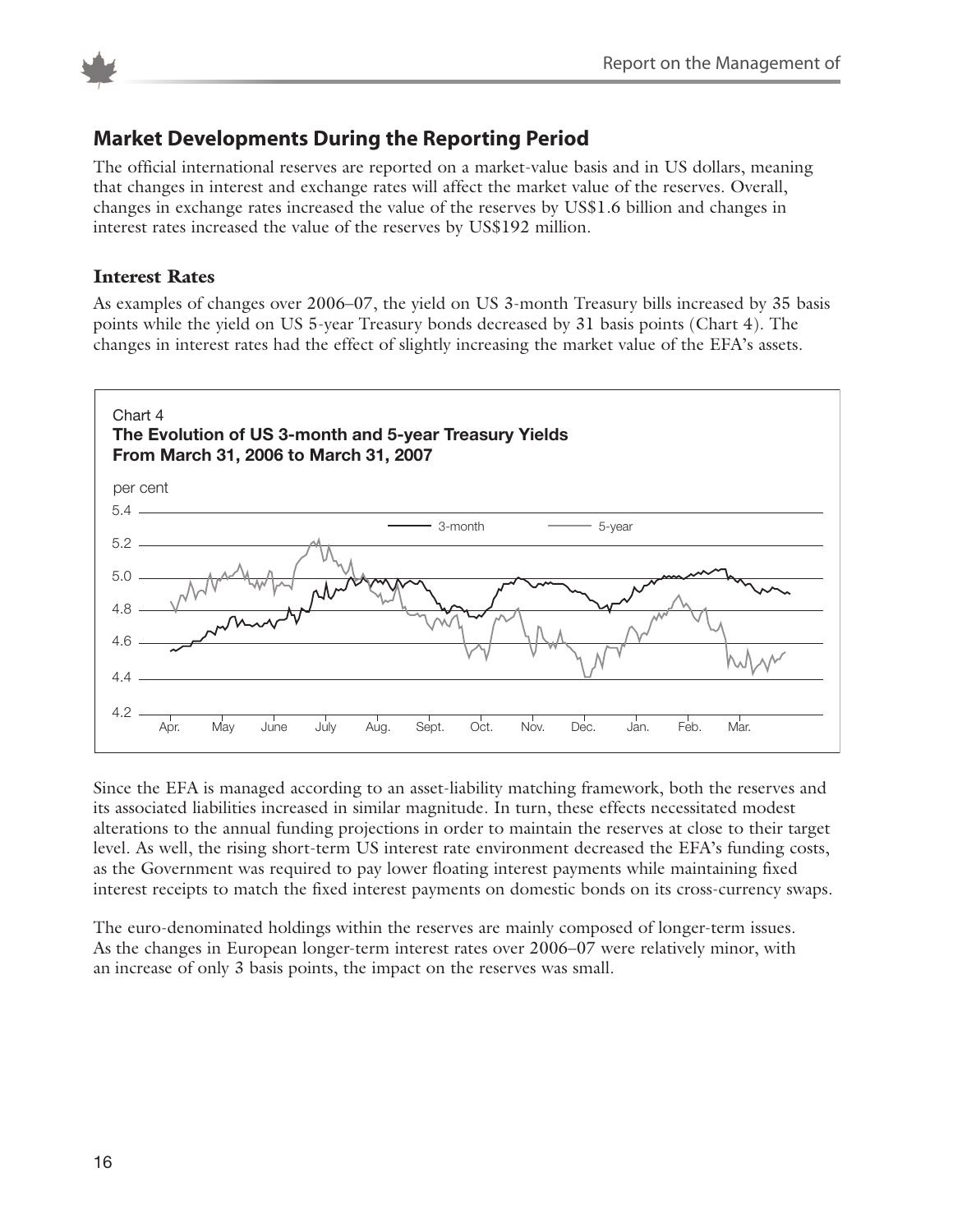## Market Developments During the Reporting Period

The official international reserves are reported on a market-value basis and in US dollars, meaning that changes in interest and exchange rates will affect the market value of the reserves. Overall, changes in exchange rates increased the value of the reserves by US$1.6 billion and changes in interest rates increased the value of the reserves by US$192 million.

### Interest Rates

As examples of changes over 2006–07, the yield on US 3-month Treasury bills increased by 35 basis points while the yield on US 5-year Treasury bonds decreased by 31 basis points (Chart 4). The changes in interest rates had the effect of slightly increasing the market value of the EFA's assets.

Chart 4
**The Evolution of US 3-month and 5-year Treasury Yields From March 31, 2006 to March 31, 2007**

Since the EFA is managed according to an asset-liability matching framework, both the reserves and its associated liabilities increased in similar magnitude. In turn, these effects necessitated modest alterations to the annual funding projections in order to maintain the reserves at close to their target level. As well, the rising short-term US interest rate environment decreased the EFA's funding costs, as the Government was required to pay lower floating interest payments while maintaining fixed interest receipts to match the fixed interest payments on domestic bonds on its cross-currency swaps.

The euro-denominated holdings within the reserves are mainly composed of longer-term issues. As the changes in European longer-term interest rates over 2006–07 were relatively minor, with an increase of only 3 basis points, the impact on the reserves was small.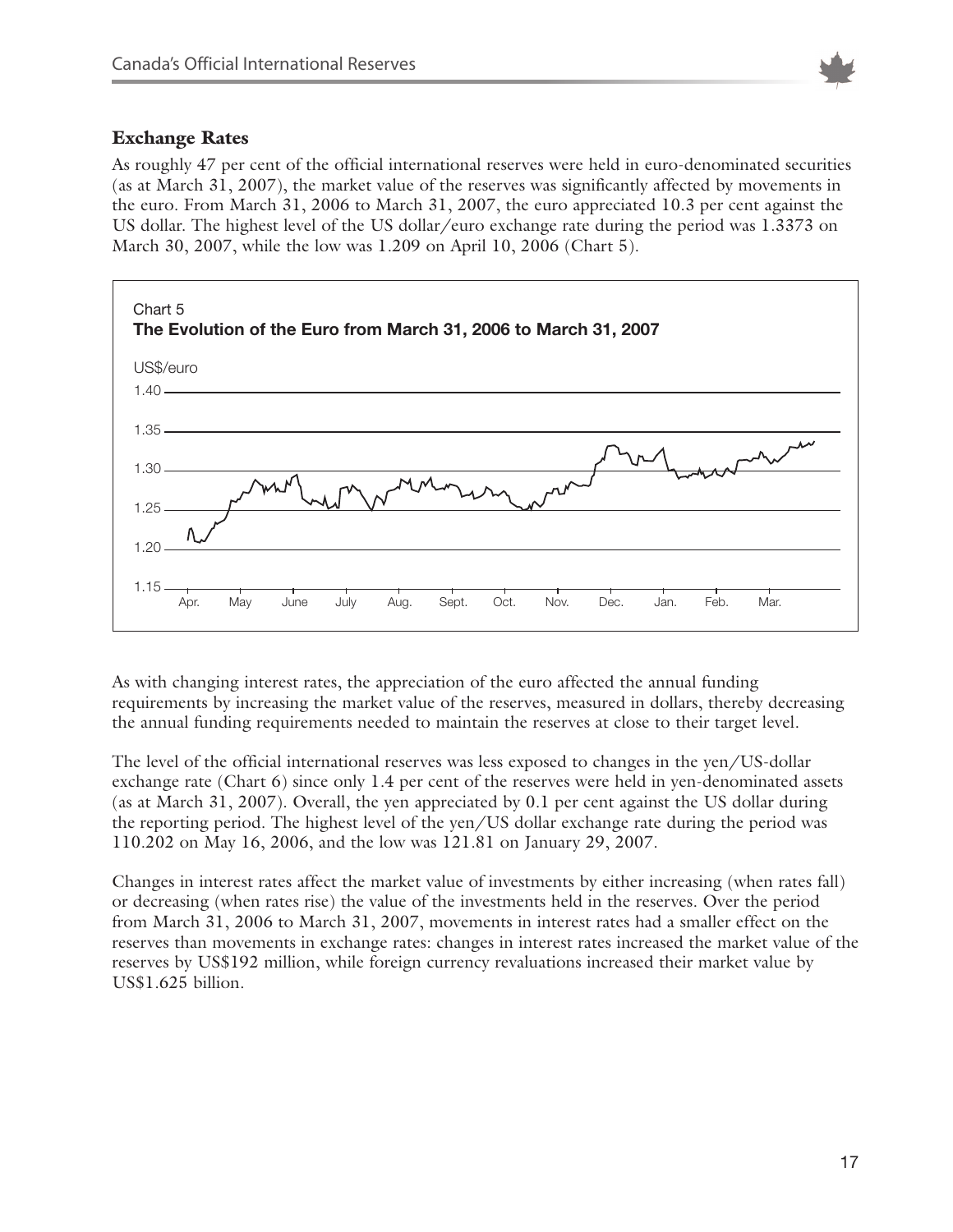## Exchange Rates

As roughly 47 per cent of the official international reserves were held in euro-denominated securities (as at March 31, 2007), the market value of the reserves was significantly affected by movements in the euro. From March 31, 2006 to March 31, 2007, the euro appreciated 10.3 per cent against the US dollar. The highest level of the US dollar/euro exchange rate during the period was 1.3373 on March 30, 2007, while the low was 1.209 on April 10, 2006 (Chart 5).

Chart 5
**The Evolution of the Euro from March 31, 2006 to March 31, 2007**

As with changing interest rates, the appreciation of the euro affected the annual funding requirements by increasing the market value of the reserves, measured in dollars, thereby decreasing the annual funding requirements needed to maintain the reserves at close to their target level.

The level of the official international reserves was less exposed to changes in the yen/US-dollar exchange rate (Chart 6) since only 1.4 per cent of the reserves were held in yen-denominated assets (as at March 31, 2007). Overall, the yen appreciated by 0.1 per cent against the US dollar during the reporting period. The highest level of the yen/US dollar exchange rate during the period was 110.202 on May 16, 2006, and the low was 121.81 on January 29, 2007.

Changes in interest rates affect the market value of investments by either increasing (when rates fall) or decreasing (when rates rise) the value of the investments held in the reserves. Over the period from March 31, 2006 to March 31, 2007, movements in interest rates had a smaller effect on the reserves than movements in exchange rates: changes in interest rates increased the market value of the reserves by US$192 million, while foreign currency revaluations increased their market value by US$1.625 billion.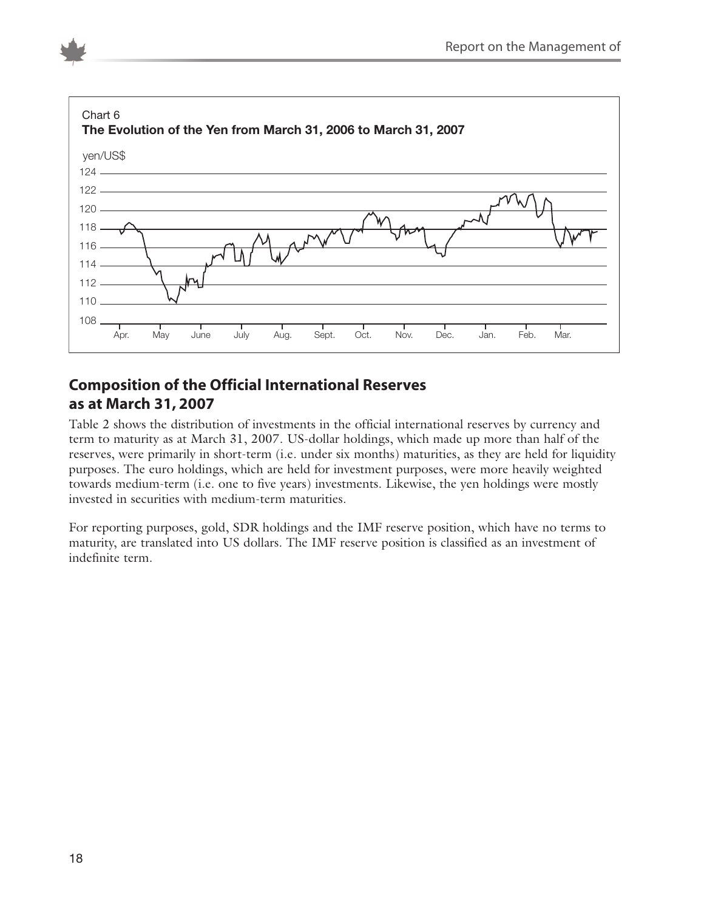Chart 6

**The Evolution of the Yen from March 31, 2006 to March 31, 2007**

## Composition of the Official International Reserves as at March 31, 2007

Table 2 shows the distribution of investments in the official international reserves by currency and term to maturity as at March 31, 2007. US-dollar holdings, which made up more than half of the reserves, were primarily in short-term (i.e. under six months) maturities, as they are held for liquidity purposes. The euro holdings, which are held for investment purposes, were more heavily weighted towards medium-term (i.e. one to five years) investments. Likewise, the yen holdings were mostly invested in securities with medium-term maturities.

For reporting purposes, gold, SDR holdings and the IMF reserve position, which have no terms to maturity, are translated into US dollars. The IMF reserve position is classified as an investment of indefinite term.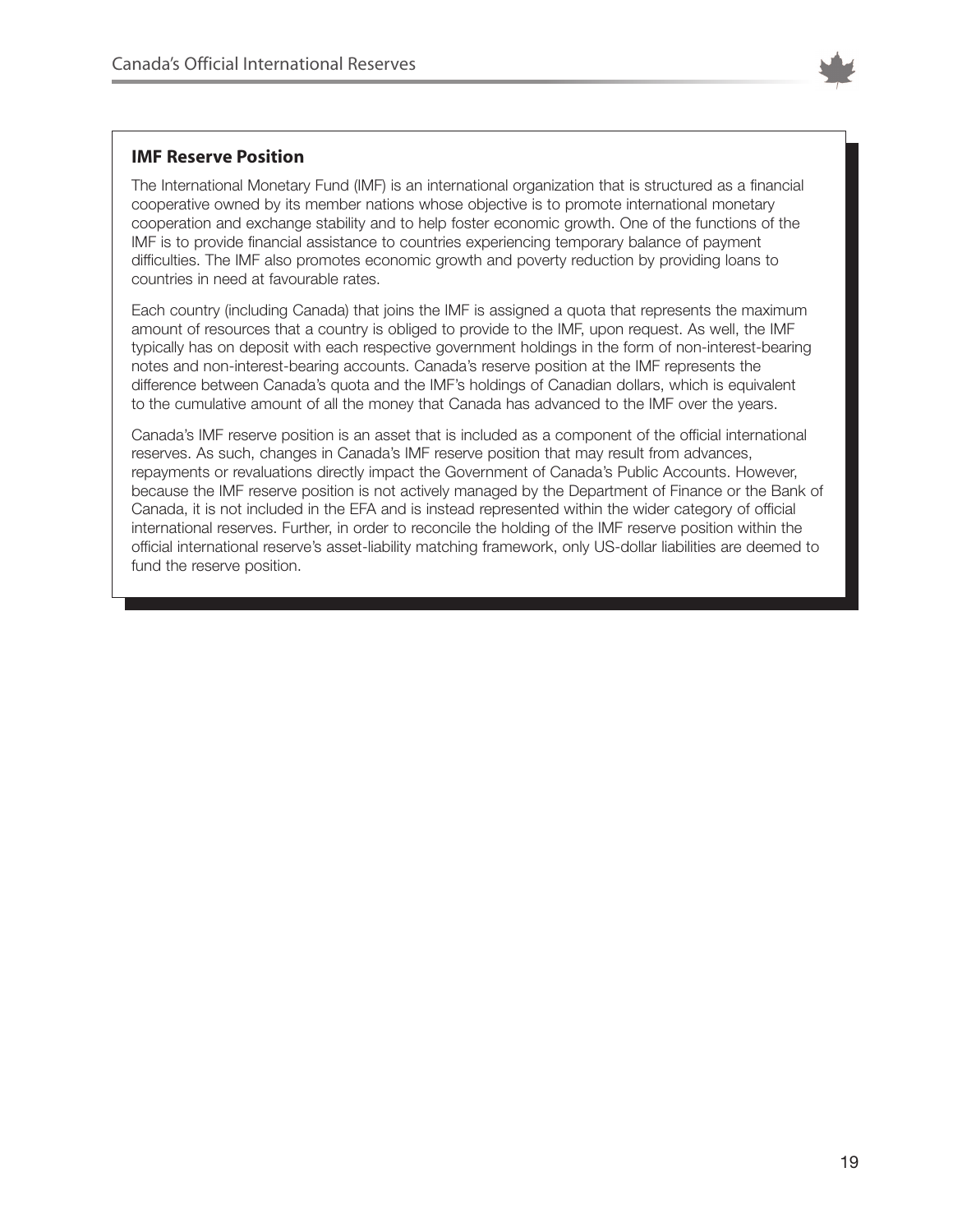### IMF Reserve Position

The International Monetary Fund (IMF) is an international organization that is structured as a financial cooperative owned by its member nations whose objective is to promote international monetary cooperation and exchange stability and to help foster economic growth. One of the functions of the IMF is to provide financial assistance to countries experiencing temporary balance of payment difficulties. The IMF also promotes economic growth and poverty reduction by providing loans to countries in need at favourable rates.

Each country (including Canada) that joins the IMF is assigned a quota that represents the maximum amount of resources that a country is obliged to provide to the IMF, upon request. As well, the IMF typically has on deposit with each respective government holdings in the form of non-interest-bearing notes and non-interest-bearing accounts. Canada's reserve position at the IMF represents the difference between Canada's quota and the IMF's holdings of Canadian dollars, which is equivalent to the cumulative amount of all the money that Canada has advanced to the IMF over the years.

Canada's IMF reserve position is an asset that is included as a component of the official international reserves. As such, changes in Canada's IMF reserve position that may result from advances, repayments or revaluations directly impact the Government of Canada's Public Accounts. However, because the IMF reserve position is not actively managed by the Department of Finance or the Bank of Canada, it is not included in the EFA and is instead represented within the wider category of official international reserves. Further, in order to reconcile the holding of the IMF reserve position within the official international reserve's asset-liability matching framework, only US-dollar liabilities are deemed to fund the reserve position.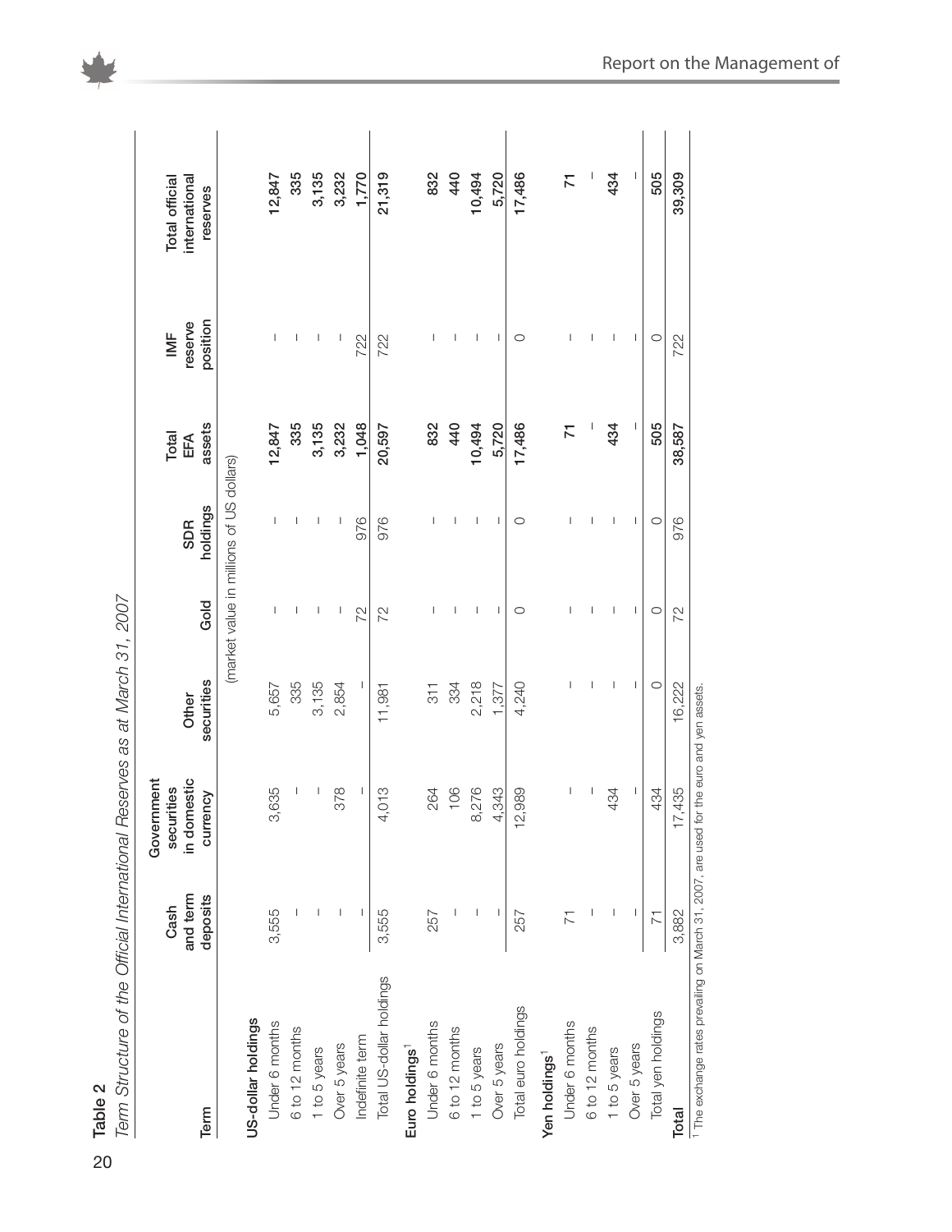**Table 2**

*Term Structure of the Official International Reserves as at March 31, 2007*

| Term | Cash and term deposits | Government securities in domestic currency | Other securities | Gold | SDR holdings | Total EFA assets | IMF reserve position | Total official international reserves |
|---|---|---|---|---|---|---|---|---|
| | (market value in millions of US dollars) | | | | | | | |
| **US-dollar holdings** | | | | | | | | |
| Under 6 months | 3,555 | 3,635 | 5,657 | – | – | **12,847** | – | **12,847** |
| 6 to 12 months | – | – | 335 | – | – | **335** | – | **335** |
| 1 to 5 years | – | – | 3,135 | – | – | **3,135** | – | **3,135** |
| Over 5 years | – | 378 | 2,854 | – | – | **3,232** | – | **3,232** |
| Indefinite term | – | – | – | 72 | 976 | **1,048** | 722 | **1,770** |
| Total US-dollar holdings | 3,555 | 4,013 | 11,981 | 72 | 976 | **20,597** | 722 | **21,319** |
| **Euro holdings**[1] | | | | | | | | |
| Under 6 months | 257 | 264 | 311 | – | – | **832** | – | **832** |
| 6 to 12 months | – | 106 | 334 | – | – | **440** | – | **440** |
| 1 to 5 years | – | 8,276 | 2,218 | – | – | **10,494** | – | **10,494** |
| Over 5 years | – | 4,343 | 1,377 | – | – | **5,720** | – | **5,720** |
| Total euro holdings | 257 | 12,989 | 4,240 | 0 | 0 | **17,486** | 0 | **17,486** |
| **Yen holdings**[1] | | | | | | | | |
| Under 6 months | 71 | – | – | – | – | **71** | – | **71** |
| 6 to 12 months | – | – | – | – | – | – | – | – |
| 1 to 5 years | – | 434 | – | – | – | **434** | – | **434** |
| Over 5 years | – | – | – | – | – | – | – | – |
| Total yen holdings | 71 | 434 | 0 | 0 | 0 | **505** | 0 | **505** |
| **Total** | 3,882 | 17,435 | 16,222 | 72 | 976 | **38,587** | 722 | **39,309** |

1 The exchange rates prevailing on March 31, 2007, are used for the euro and yen assets.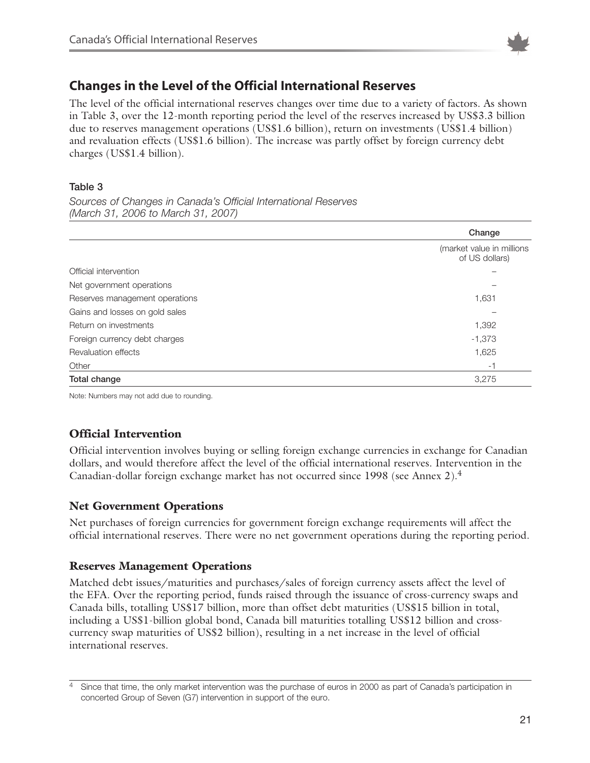## Changes in the Level of the Official International Reserves

The level of the official international reserves changes over time due to a variety of factors. As shown in Table 3, over the 12-month reporting period the level of the reserves increased by US$3.3 billion due to reserves management operations (US$1.6 billion), return on investments (US$1.4 billion) and revaluation effects (US$1.6 billion). The increase was partly offset by foreign currency debt charges (US$1.4 billion).

**Table 3**

*Sources of Changes in Canada's Official International Reserves (March 31, 2006 to March 31, 2007)*

| | Change |
|---|---|
| | (market value in millions of US dollars) |
| Official intervention | – |
| Net government operations | – |
| Reserves management operations | 1,631 |
| Gains and losses on gold sales | – |
| Return on investments | 1,392 |
| Foreign currency debt charges | -1,373 |
| Revaluation effects | 1,625 |
| Other | -1 |
| **Total change** | 3,275 |

Note: Numbers may not add due to rounding.

### Official Intervention

Official intervention involves buying or selling foreign exchange currencies in exchange for Canadian dollars, and would therefore affect the level of the official international reserves. Intervention in the Canadian-dollar foreign exchange market has not occurred since 1998 (see Annex 2).[4]

### Net Government Operations

Net purchases of foreign currencies for government foreign exchange requirements will affect the official international reserves. There were no net government operations during the reporting period.

### Reserves Management Operations

Matched debt issues/maturities and purchases/sales of foreign currency assets affect the level of the EFA. Over the reporting period, funds raised through the issuance of cross-currency swaps and Canada bills, totalling US$17 billion, more than offset debt maturities (US$15 billion in total, including a US$1-billion global bond, Canada bill maturities totalling US$12 billion and cross-currency swap maturities of US$2 billion), resulting in a net increase in the level of official international reserves.

[4] Since that time, the only market intervention was the purchase of euros in 2000 as part of Canada's participation in concerted Group of Seven (G7) intervention in support of the euro.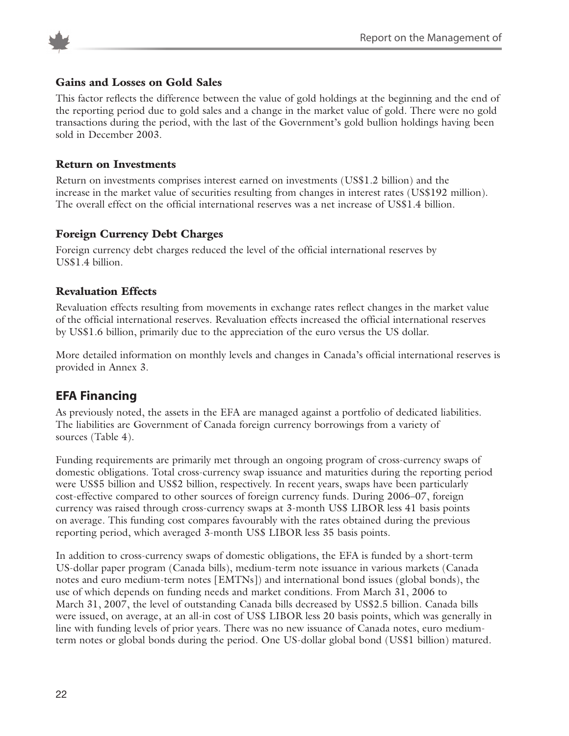### Gains and Losses on Gold Sales

This factor reflects the difference between the value of gold holdings at the beginning and the end of the reporting period due to gold sales and a change in the market value of gold. There were no gold transactions during the period, with the last of the Government's gold bullion holdings having been sold in December 2003.

### Return on Investments

Return on investments comprises interest earned on investments (US$1.2 billion) and the increase in the market value of securities resulting from changes in interest rates (US$192 million). The overall effect on the official international reserves was a net increase of US$1.4 billion.

### Foreign Currency Debt Charges

Foreign currency debt charges reduced the level of the official international reserves by US$1.4 billion.

### Revaluation Effects

Revaluation effects resulting from movements in exchange rates reflect changes in the market value of the official international reserves. Revaluation effects increased the official international reserves by US$1.6 billion, primarily due to the appreciation of the euro versus the US dollar.

More detailed information on monthly levels and changes in Canada's official international reserves is provided in Annex 3.

## EFA Financing

As previously noted, the assets in the EFA are managed against a portfolio of dedicated liabilities. The liabilities are Government of Canada foreign currency borrowings from a variety of sources (Table 4).

Funding requirements are primarily met through an ongoing program of cross-currency swaps of domestic obligations. Total cross-currency swap issuance and maturities during the reporting period were US$5 billion and US$2 billion, respectively. In recent years, swaps have been particularly cost-effective compared to other sources of foreign currency funds. During 2006–07, foreign currency was raised through cross-currency swaps at 3-month US$ LIBOR less 41 basis points on average. This funding cost compares favourably with the rates obtained during the previous reporting period, which averaged 3-month US$ LIBOR less 35 basis points.

In addition to cross-currency swaps of domestic obligations, the EFA is funded by a short-term US-dollar paper program (Canada bills), medium-term note issuance in various markets (Canada notes and euro medium-term notes [EMTNs]) and international bond issues (global bonds), the use of which depends on funding needs and market conditions. From March 31, 2006 to March 31, 2007, the level of outstanding Canada bills decreased by US$2.5 billion. Canada bills were issued, on average, at an all-in cost of US$ LIBOR less 20 basis points, which was generally in line with funding levels of prior years. There was no new issuance of Canada notes, euro medium-term notes or global bonds during the period. One US-dollar global bond (US$1 billion) matured.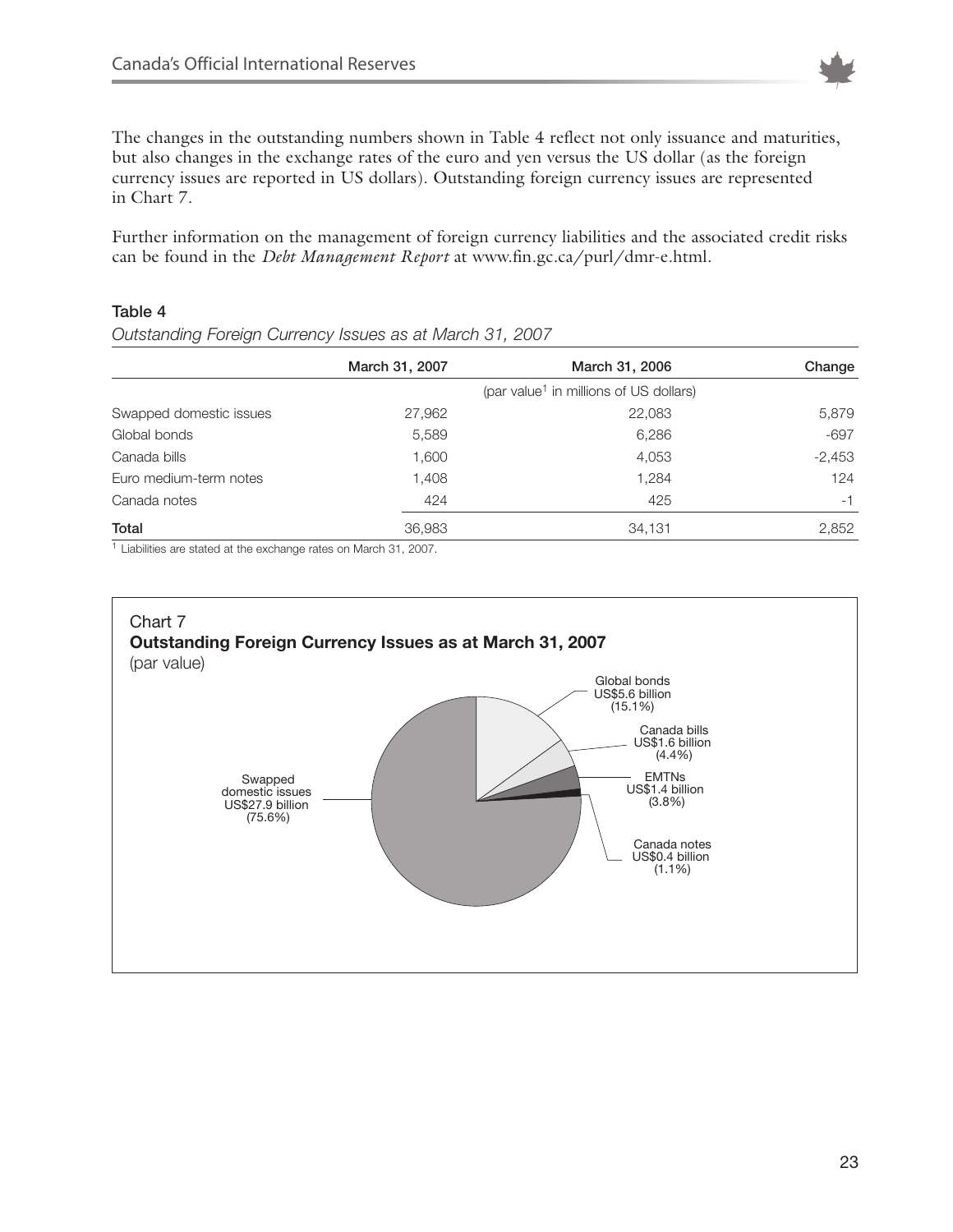The changes in the outstanding numbers shown in Table 4 reflect not only issuance and maturities, but also changes in the exchange rates of the euro and yen versus the US dollar (as the foreign currency issues are reported in US dollars). Outstanding foreign currency issues are represented in Chart 7.

Further information on the management of foreign currency liabilities and the associated credit risks can be found in the *Debt Management Report* at www.fin.gc.ca/purl/dmr-e.html.

**Table 4**

*Outstanding Foreign Currency Issues as at March 31, 2007*

| | March 31, 2007 | March 31, 2006 | Change |
|---|---|---|---|
| | (par value[1] in millions of US dollars) | | |
| Swapped domestic issues | 27,962 | 22,083 | 5,879 |
| Global bonds | 5,589 | 6,286 | -697 |
| Canada bills | 1,600 | 4,053 | -2,453 |
| Euro medium-term notes | 1,408 | 1,284 | 124 |
| Canada notes | 424 | 425 | -1 |
| **Total** | 36,983 | 34,131 | 2,852 |

[1] Liabilities are stated at the exchange rates on March 31, 2007.

Chart 7
**Outstanding Foreign Currency Issues as at March 31, 2007**
(par value)

Swapped domestic issues US$27.9 billion (75.6%)

Global bonds US$5.6 billion (15.1%)

Canada bills US$1.6 billion (4.4%)

EMTNs US$1.4 billion (3.8%)

Canada notes US$0.4 billion (1.1%)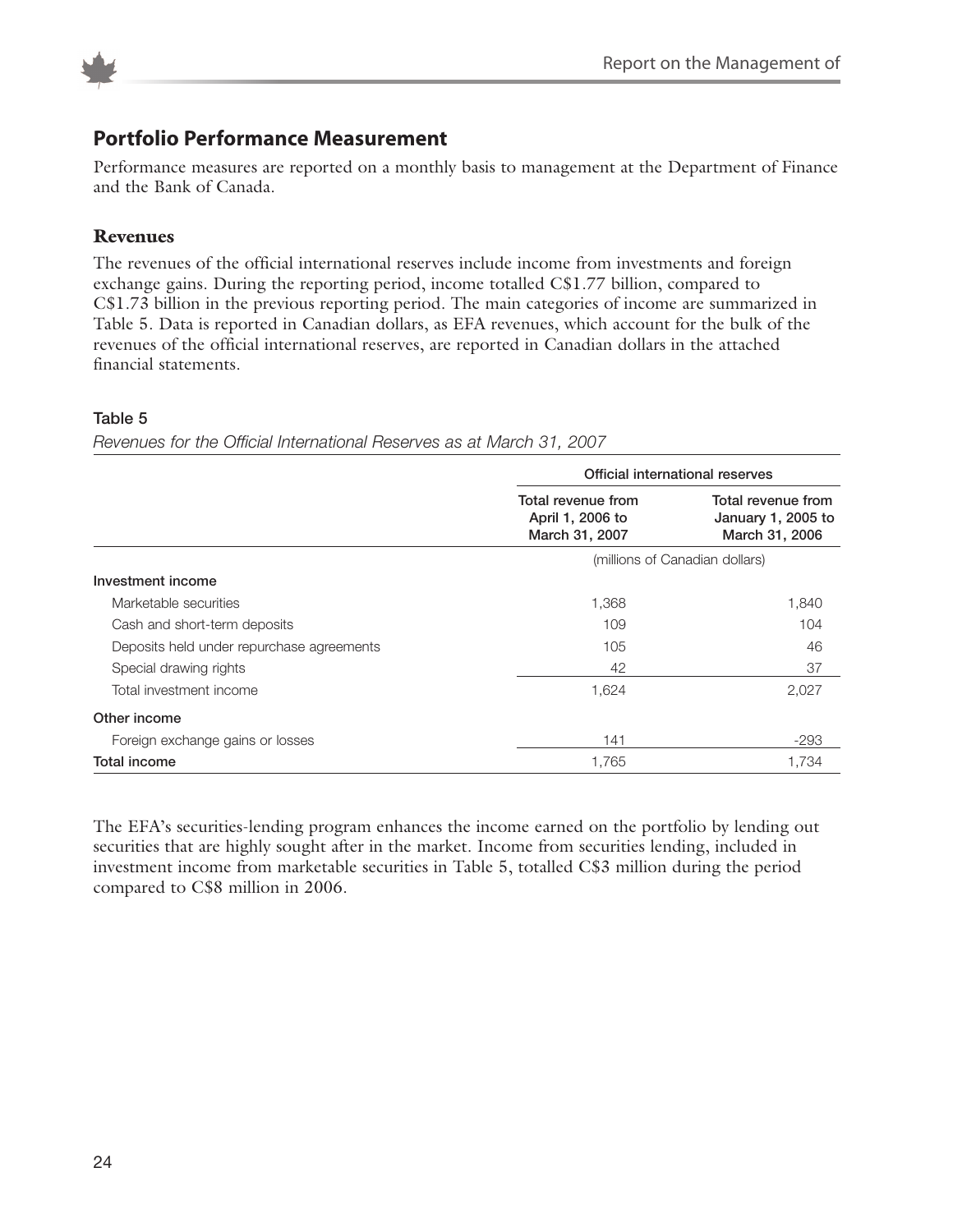## Portfolio Performance Measurement

Performance measures are reported on a monthly basis to management at the Department of Finance and the Bank of Canada.

### Revenues

The revenues of the official international reserves include income from investments and foreign exchange gains. During the reporting period, income totalled C$1.77 billion, compared to C$1.73 billion in the previous reporting period. The main categories of income are summarized in Table 5. Data is reported in Canadian dollars, as EFA revenues, which account for the bulk of the revenues of the official international reserves, are reported in Canadian dollars in the attached financial statements.

**Table 5**

*Revenues for the Official International Reserves as at March 31, 2007*

| | Official international reserves | |
|---|---|---|
| | Total revenue from April 1, 2006 to March 31, 2007 | Total revenue from January 1, 2005 to March 31, 2006 |
| | (millions of Canadian dollars) | |
| **Investment income** | | |
| Marketable securities | 1,368 | 1,840 |
| Cash and short-term deposits | 109 | 104 |
| Deposits held under repurchase agreements | 105 | 46 |
| Special drawing rights | 42 | 37 |
| Total investment income | 1,624 | 2,027 |
| **Other income** | | |
| Foreign exchange gains or losses | 141 | -293 |
| **Total income** | 1,765 | 1,734 |

The EFA's securities-lending program enhances the income earned on the portfolio by lending out securities that are highly sought after in the market. Income from securities lending, included in investment income from marketable securities in Table 5, totalled C$3 million during the period compared to C$8 million in 2006.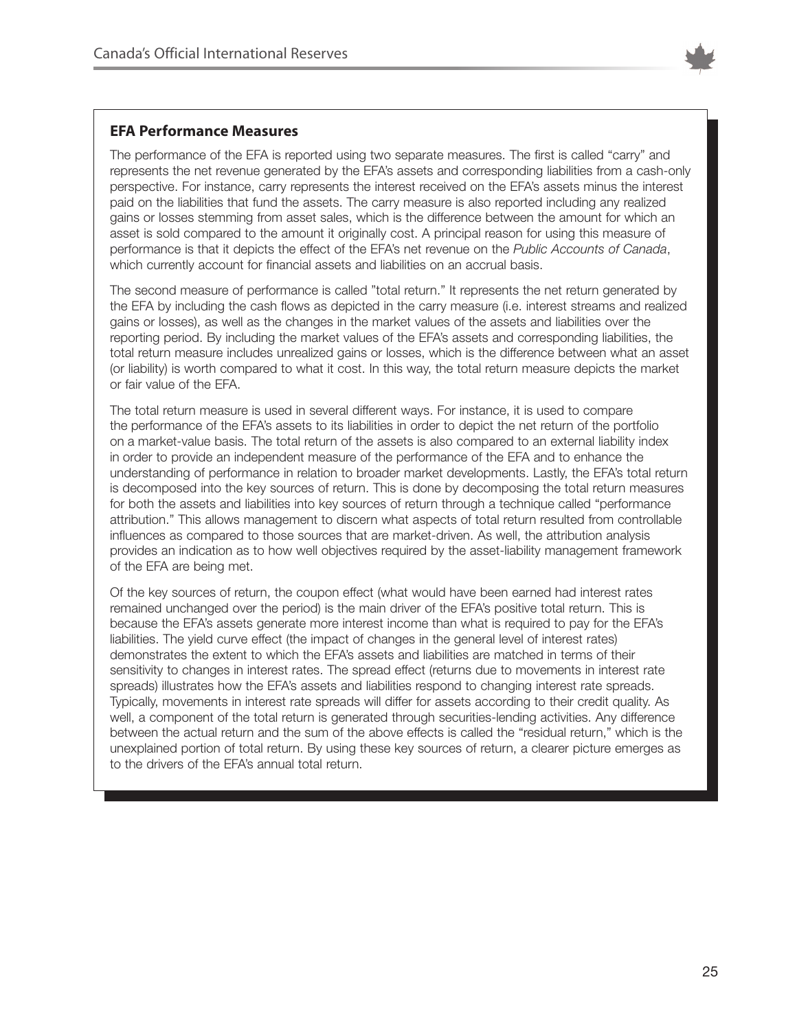### EFA Performance Measures

The performance of the EFA is reported using two separate measures. The first is called "carry" and represents the net revenue generated by the EFA's assets and corresponding liabilities from a cash-only perspective. For instance, carry represents the interest received on the EFA's assets minus the interest paid on the liabilities that fund the assets. The carry measure is also reported including any realized gains or losses stemming from asset sales, which is the difference between the amount for which an asset is sold compared to the amount it originally cost. A principal reason for using this measure of performance is that it depicts the effect of the EFA's net revenue on the *Public Accounts of Canada*, which currently account for financial assets and liabilities on an accrual basis.

The second measure of performance is called "total return." It represents the net return generated by the EFA by including the cash flows as depicted in the carry measure (i.e. interest streams and realized gains or losses), as well as the changes in the market values of the assets and liabilities over the reporting period. By including the market values of the EFA's assets and corresponding liabilities, the total return measure includes unrealized gains or losses, which is the difference between what an asset (or liability) is worth compared to what it cost. In this way, the total return measure depicts the market or fair value of the EFA.

The total return measure is used in several different ways. For instance, it is used to compare the performance of the EFA's assets to its liabilities in order to depict the net return of the portfolio on a market-value basis. The total return of the assets is also compared to an external liability index in order to provide an independent measure of the performance of the EFA and to enhance the understanding of performance in relation to broader market developments. Lastly, the EFA's total return is decomposed into the key sources of return. This is done by decomposing the total return measures for both the assets and liabilities into key sources of return through a technique called "performance attribution." This allows management to discern what aspects of total return resulted from controllable influences as compared to those sources that are market-driven. As well, the attribution analysis provides an indication as to how well objectives required by the asset-liability management framework of the EFA are being met.

Of the key sources of return, the coupon effect (what would have been earned had interest rates remained unchanged over the period) is the main driver of the EFA's positive total return. This is because the EFA's assets generate more interest income than what is required to pay for the EFA's liabilities. The yield curve effect (the impact of changes in the general level of interest rates) demonstrates the extent to which the EFA's assets and liabilities are matched in terms of their sensitivity to changes in interest rates. The spread effect (returns due to movements in interest rate spreads) illustrates how the EFA's assets and liabilities respond to changing interest rate spreads. Typically, movements in interest rate spreads will differ for assets according to their credit quality. As well, a component of the total return is generated through securities-lending activities. Any difference between the actual return and the sum of the above effects is called the "residual return," which is the unexplained portion of total return. By using these key sources of return, a clearer picture emerges as to the drivers of the EFA's annual total return.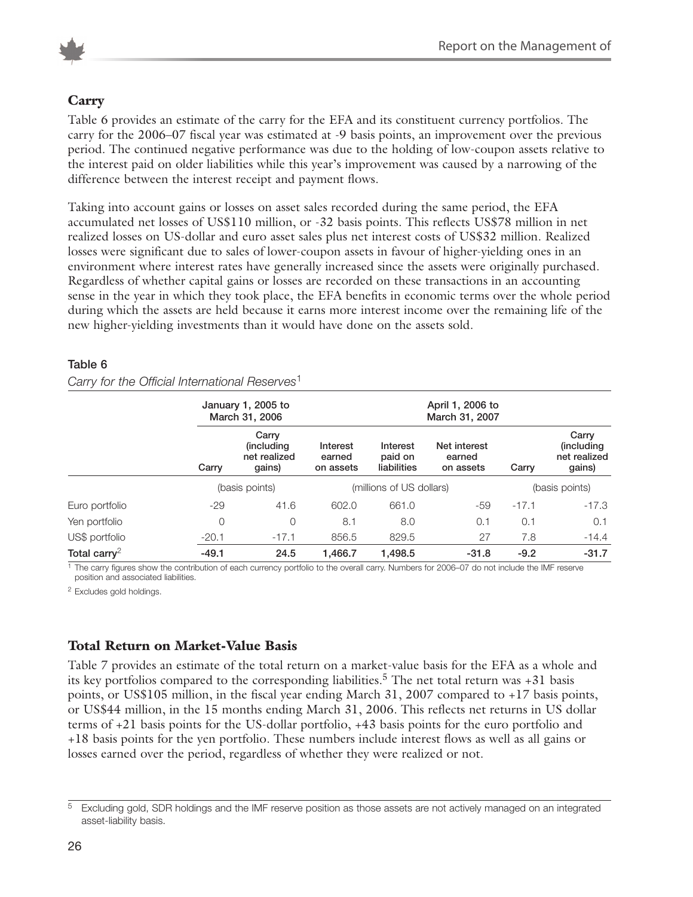## Carry

Table 6 provides an estimate of the carry for the EFA and its constituent currency portfolios. The carry for the 2006–07 fiscal year was estimated at -9 basis points, an improvement over the previous period. The continued negative performance was due to the holding of low-coupon assets relative to the interest paid on older liabilities while this year's improvement was caused by a narrowing of the difference between the interest receipt and payment flows.

Taking into account gains or losses on asset sales recorded during the same period, the EFA accumulated net losses of US$110 million, or -32 basis points. This reflects US$78 million in net realized losses on US-dollar and euro asset sales plus net interest costs of US$32 million. Realized losses were significant due to sales of lower-coupon assets in favour of higher-yielding ones in an environment where interest rates have generally increased since the assets were originally purchased. Regardless of whether capital gains or losses are recorded on these transactions in an accounting sense in the year in which they took place, the EFA benefits in economic terms over the whole period during which the assets are held because it earns more interest income over the remaining life of the new higher-yielding investments than it would have done on the assets sold.

**Table 6**

*Carry for the Official International Reserves*[1]

| | January 1, 2005 to March 31, 2006 | | April 1, 2006 to March 31, 2007 | | | | |
|---|---|---|---|---|---|---|---|
| | Carry | Carry (including net realized gains) | Interest earned on assets | Interest paid on liabilities | Net interest earned on assets | Carry | Carry (including net realized gains) |
| | (basis points) | | (millions of US dollars) | | | (basis points) | |
| Euro portfolio | -29 | 41.6 | 602.0 | 661.0 | -59 | -17.1 | -17.3 |
| Yen portfolio | 0 | 0 | 8.1 | 8.0 | 0.1 | 0.1 | 0.1 |
| US$ portfolio | -20.1 | -17.1 | 856.5 | 829.5 | 27 | 7.8 | -14.4 |
| **Total carry**[2] | **-49.1** | **24.5** | **1,466.7** | **1,498.5** | **-31.8** | **-9.2** | **-31.7** |

[1] The carry figures show the contribution of each currency portfolio to the overall carry. Numbers for 2006–07 do not include the IMF reserve position and associated liabilities.

[2] Excludes gold holdings.

## Total Return on Market-Value Basis

Table 7 provides an estimate of the total return on a market-value basis for the EFA as a whole and its key portfolios compared to the corresponding liabilities.[5] The net total return was +31 basis points, or US$105 million, in the fiscal year ending March 31, 2007 compared to +17 basis points, or US$44 million, in the 15 months ending March 31, 2006. This reflects net returns in US dollar terms of +21 basis points for the US-dollar portfolio, +43 basis points for the euro portfolio and +18 basis points for the yen portfolio. These numbers include interest flows as well as all gains or losses earned over the period, regardless of whether they were realized or not.

[5] Excluding gold, SDR holdings and the IMF reserve position as those assets are not actively managed on an integrated asset-liability basis.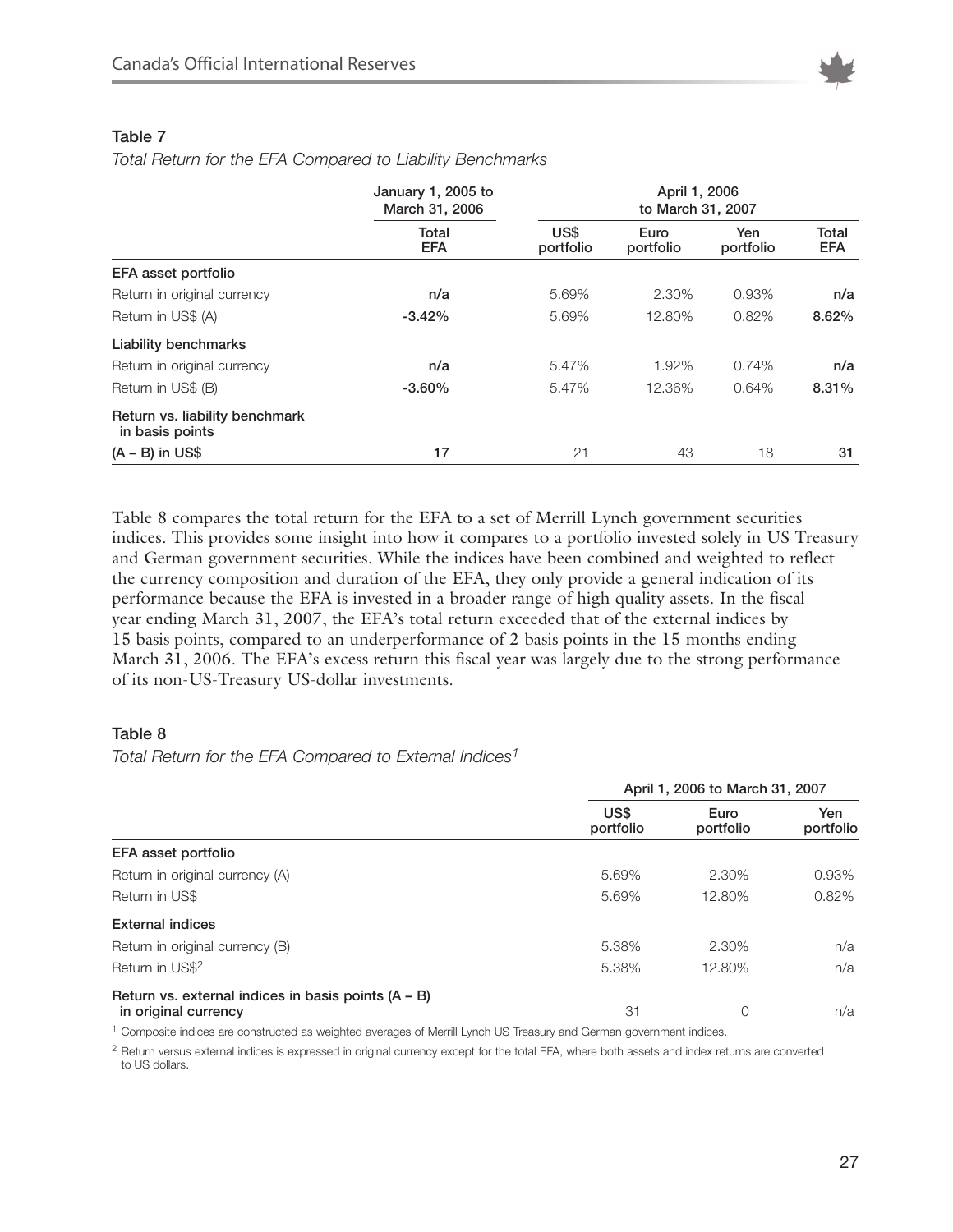### Table 7

*Total Return for the EFA Compared to Liability Benchmarks*

| | January 1, 2005 to March 31, 2006 | April 1, 2006 to March 31, 2007 | | | |
|---|---|---|---|---|---|
| | **Total EFA** | **US$ portfolio** | **Euro portfolio** | **Yen portfolio** | **Total EFA** |
| **EFA asset portfolio** | | | | | |
| Return in original currency | **n/a** | 5.69% | 2.30% | 0.93% | **n/a** |
| Return in US$ (A) | **-3.42%** | 5.69% | 12.80% | 0.82% | **8.62%** |
| **Liability benchmarks** | | | | | |
| Return in original currency | **n/a** | 5.47% | 1.92% | 0.74% | **n/a** |
| Return in US$ (B) | **-3.60%** | 5.47% | 12.36% | 0.64% | **8.31%** |
| **Return vs. liability benchmark in basis points** | | | | | |
| **(A – B) in US$** | **17** | 21 | 43 | 18 | **31** |

Table 8 compares the total return for the EFA to a set of Merrill Lynch government securities indices. This provides some insight into how it compares to a portfolio invested solely in US Treasury and German government securities. While the indices have been combined and weighted to reflect the currency composition and duration of the EFA, they only provide a general indication of its performance because the EFA is invested in a broader range of high quality assets. In the fiscal year ending March 31, 2007, the EFA's total return exceeded that of the external indices by 15 basis points, compared to an underperformance of 2 basis points in the 15 months ending March 31, 2006. The EFA's excess return this fiscal year was largely due to the strong performance of its non-US-Treasury US-dollar investments.

### Table 8

*Total Return for the EFA Compared to External Indices[1]*

| | April 1, 2006 to March 31, 2007 | | |
|---|---|---|---|
| | **US$ portfolio** | **Euro portfolio** | **Yen portfolio** |
| **EFA asset portfolio** | | | |
| Return in original currency (A) | 5.69% | 2.30% | 0.93% |
| Return in US$ | 5.69% | 12.80% | 0.82% |
| **External indices** | | | |
| Return in original currency (B) | 5.38% | 2.30% | n/a |
| Return in US$[2] | 5.38% | 12.80% | n/a |
| **Return vs. external indices in basis points (A – B) in original currency** | 31 | 0 | n/a |

[1] Composite indices are constructed as weighted averages of Merrill Lynch US Treasury and German government indices.

[2] Return versus external indices is expressed in original currency except for the total EFA, where both assets and index returns are converted to US dollars.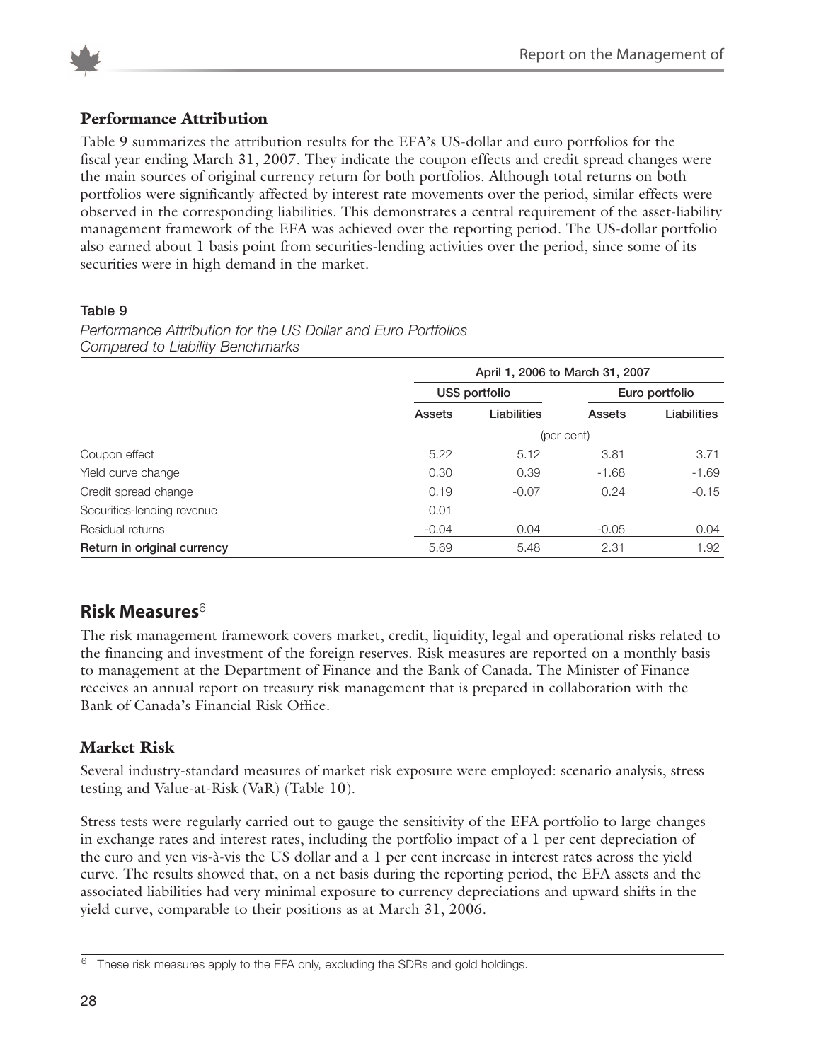### Performance Attribution

Table 9 summarizes the attribution results for the EFA's US-dollar and euro portfolios for the fiscal year ending March 31, 2007. They indicate the coupon effects and credit spread changes were the main sources of original currency return for both portfolios. Although total returns on both portfolios were significantly affected by interest rate movements over the period, similar effects were observed in the corresponding liabilities. This demonstrates a central requirement of the asset-liability management framework of the EFA was achieved over the reporting period. The US-dollar portfolio also earned about 1 basis point from securities-lending activities over the period, since some of its securities were in high demand in the market.

Table 9

*Performance Attribution for the US Dollar and Euro Portfolios Compared to Liability Benchmarks*

| | April 1, 2006 to March 31, 2007 | | | |
|---|---|---|---|---|
| | US$ portfolio | | Euro portfolio | |
| | Assets | Liabilities | Assets | Liabilities |
| | (per cent) | | | |
| Coupon effect | 5.22 | 5.12 | 3.81 | 3.71 |
| Yield curve change | 0.30 | 0.39 | -1.68 | -1.69 |
| Credit spread change | 0.19 | -0.07 | 0.24 | -0.15 |
| Securities-lending revenue | 0.01 | | | |
| Residual returns | -0.04 | 0.04 | -0.05 | 0.04 |
| **Return in original currency** | 5.69 | 5.48 | 2.31 | 1.92 |

## Risk Measures[6]

The risk management framework covers market, credit, liquidity, legal and operational risks related to the financing and investment of the foreign reserves. Risk measures are reported on a monthly basis to management at the Department of Finance and the Bank of Canada. The Minister of Finance receives an annual report on treasury risk management that is prepared in collaboration with the Bank of Canada's Financial Risk Office.

### Market Risk

Several industry-standard measures of market risk exposure were employed: scenario analysis, stress testing and Value-at-Risk (VaR) (Table 10).

Stress tests were regularly carried out to gauge the sensitivity of the EFA portfolio to large changes in exchange rates and interest rates, including the portfolio impact of a 1 per cent depreciation of the euro and yen vis-à-vis the US dollar and a 1 per cent increase in interest rates across the yield curve. The results showed that, on a net basis during the reporting period, the EFA assets and the associated liabilities had very minimal exposure to currency depreciations and upward shifts in the yield curve, comparable to their positions as at March 31, 2006.

[6] These risk measures apply to the EFA only, excluding the SDRs and gold holdings.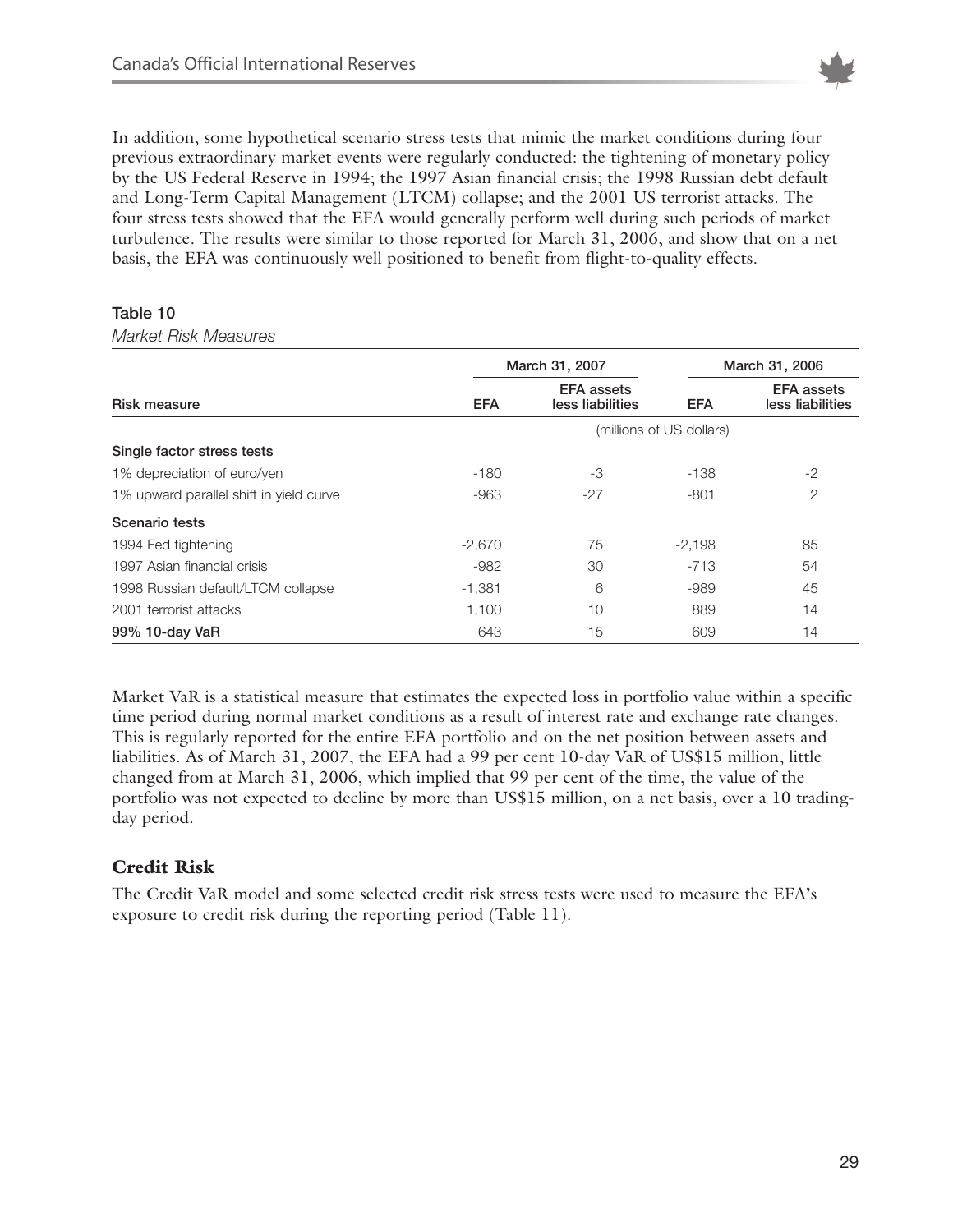In addition, some hypothetical scenario stress tests that mimic the market conditions during four previous extraordinary market events were regularly conducted: the tightening of monetary policy by the US Federal Reserve in 1994; the 1997 Asian financial crisis; the 1998 Russian debt default and Long-Term Capital Management (LTCM) collapse; and the 2001 US terrorist attacks. The four stress tests showed that the EFA would generally perform well during such periods of market turbulence. The results were similar to those reported for March 31, 2006, and show that on a net basis, the EFA was continuously well positioned to benefit from flight-to-quality effects.

**Table 10**

*Market Risk Measures*

| | March 31, 2007 | | March 31, 2006 | |
|---|---|---|---|---|
| **Risk measure** | **EFA** | **EFA assets less liabilities** | **EFA** | **EFA assets less liabilities** |
| | (millions of US dollars) | | | |
| **Single factor stress tests** | | | | |
| 1% depreciation of euro/yen | -180 | -3 | -138 | -2 |
| 1% upward parallel shift in yield curve | -963 | -27 | -801 | 2 |
| **Scenario tests** | | | | |
| 1994 Fed tightening | -2,670 | 75 | -2,198 | 85 |
| 1997 Asian financial crisis | -982 | 30 | -713 | 54 |
| 1998 Russian default/LTCM collapse | -1,381 | 6 | -989 | 45 |
| 2001 terrorist attacks | 1,100 | 10 | 889 | 14 |
| **99% 10-day VaR** | 643 | 15 | 609 | 14 |

Market VaR is a statistical measure that estimates the expected loss in portfolio value within a specific time period during normal market conditions as a result of interest rate and exchange rate changes. This is regularly reported for the entire EFA portfolio and on the net position between assets and liabilities. As of March 31, 2007, the EFA had a 99 per cent 10-day VaR of US$15 million, little changed from at March 31, 2006, which implied that 99 per cent of the time, the value of the portfolio was not expected to decline by more than US$15 million, on a net basis, over a 10 trading-day period.

## Credit Risk

The Credit VaR model and some selected credit risk stress tests were used to measure the EFA's exposure to credit risk during the reporting period (Table 11).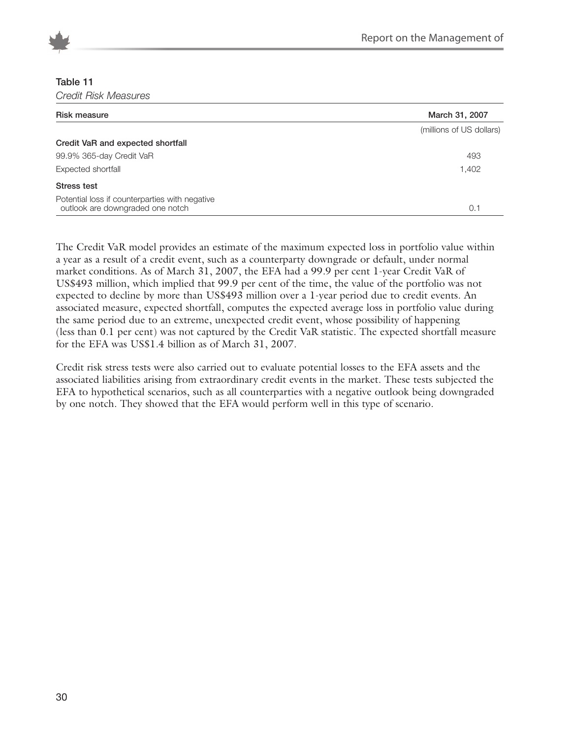**Table 11**

*Credit Risk Measures*

| Risk measure | March 31, 2007 |
|---|---|
| | (millions of US dollars) |
| **Credit VaR and expected shortfall** | |
| 99.9% 365-day Credit VaR | 493 |
| Expected shortfall | 1,402 |
| **Stress test** | |
| Potential loss if counterparties with negative outlook are downgraded one notch | 0.1 |

The Credit VaR model provides an estimate of the maximum expected loss in portfolio value within a year as a result of a credit event, such as a counterparty downgrade or default, under normal market conditions. As of March 31, 2007, the EFA had a 99.9 per cent 1-year Credit VaR of US$493 million, which implied that 99.9 per cent of the time, the value of the portfolio was not expected to decline by more than US$493 million over a 1-year period due to credit events. An associated measure, expected shortfall, computes the expected average loss in portfolio value during the same period due to an extreme, unexpected credit event, whose possibility of happening (less than 0.1 per cent) was not captured by the Credit VaR statistic. The expected shortfall measure for the EFA was US$1.4 billion as of March 31, 2007.

Credit risk stress tests were also carried out to evaluate potential losses to the EFA assets and the associated liabilities arising from extraordinary credit events in the market. These tests subjected the EFA to hypothetical scenarios, such as all counterparties with a negative outlook being downgraded by one notch. They showed that the EFA would perform well in this type of scenario.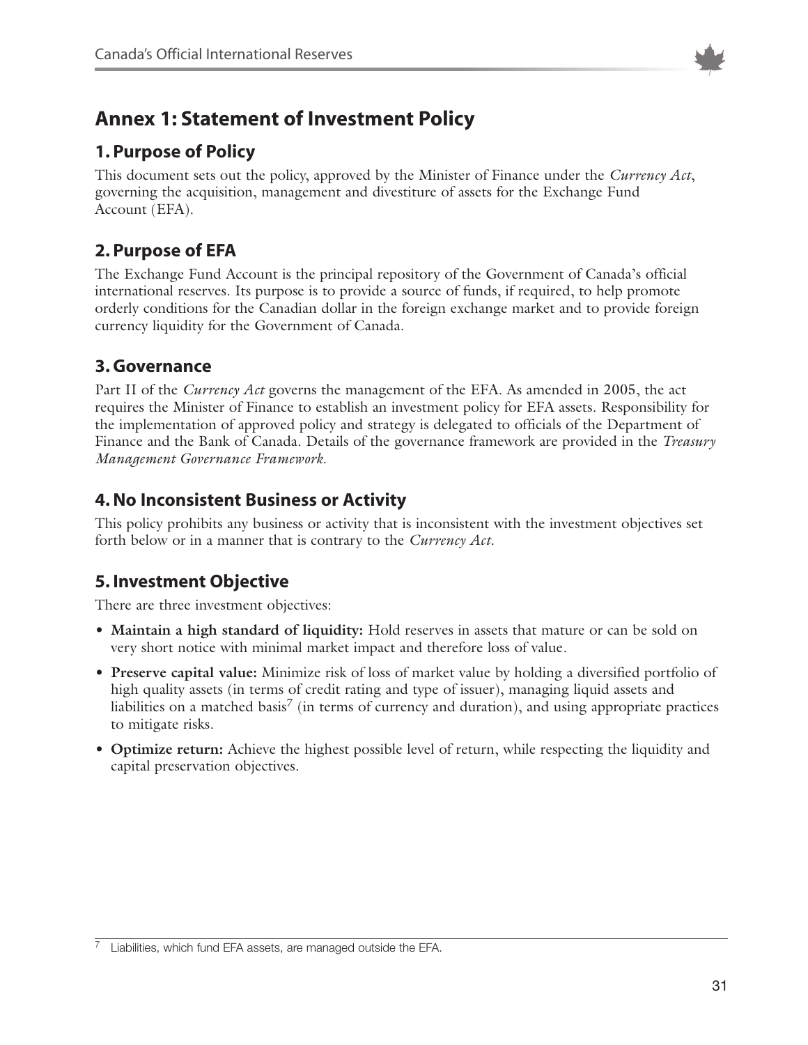# Annex 1: Statement of Investment Policy

## 1. Purpose of Policy

This document sets out the policy, approved by the Minister of Finance under the *Currency Act*, governing the acquisition, management and divestiture of assets for the Exchange Fund Account (EFA).

## 2. Purpose of EFA

The Exchange Fund Account is the principal repository of the Government of Canada's official international reserves. Its purpose is to provide a source of funds, if required, to help promote orderly conditions for the Canadian dollar in the foreign exchange market and to provide foreign currency liquidity for the Government of Canada.

## 3. Governance

Part II of the *Currency Act* governs the management of the EFA. As amended in 2005, the act requires the Minister of Finance to establish an investment policy for EFA assets. Responsibility for the implementation of approved policy and strategy is delegated to officials of the Department of Finance and the Bank of Canada. Details of the governance framework are provided in the *Treasury Management Governance Framework*.

## 4. No Inconsistent Business or Activity

This policy prohibits any business or activity that is inconsistent with the investment objectives set forth below or in a manner that is contrary to the *Currency Act*.

## 5. Investment Objective

There are three investment objectives:

- **Maintain a high standard of liquidity:** Hold reserves in assets that mature or can be sold on very short notice with minimal market impact and therefore loss of value.
- **Preserve capital value:** Minimize risk of loss of market value by holding a diversified portfolio of high quality assets (in terms of credit rating and type of issuer), managing liquid assets and liabilities on a matched basis[7] (in terms of currency and duration), and using appropriate practices to mitigate risks.
- **Optimize return:** Achieve the highest possible level of return, while respecting the liquidity and capital preservation objectives.

[7] Liabilities, which fund EFA assets, are managed outside the EFA.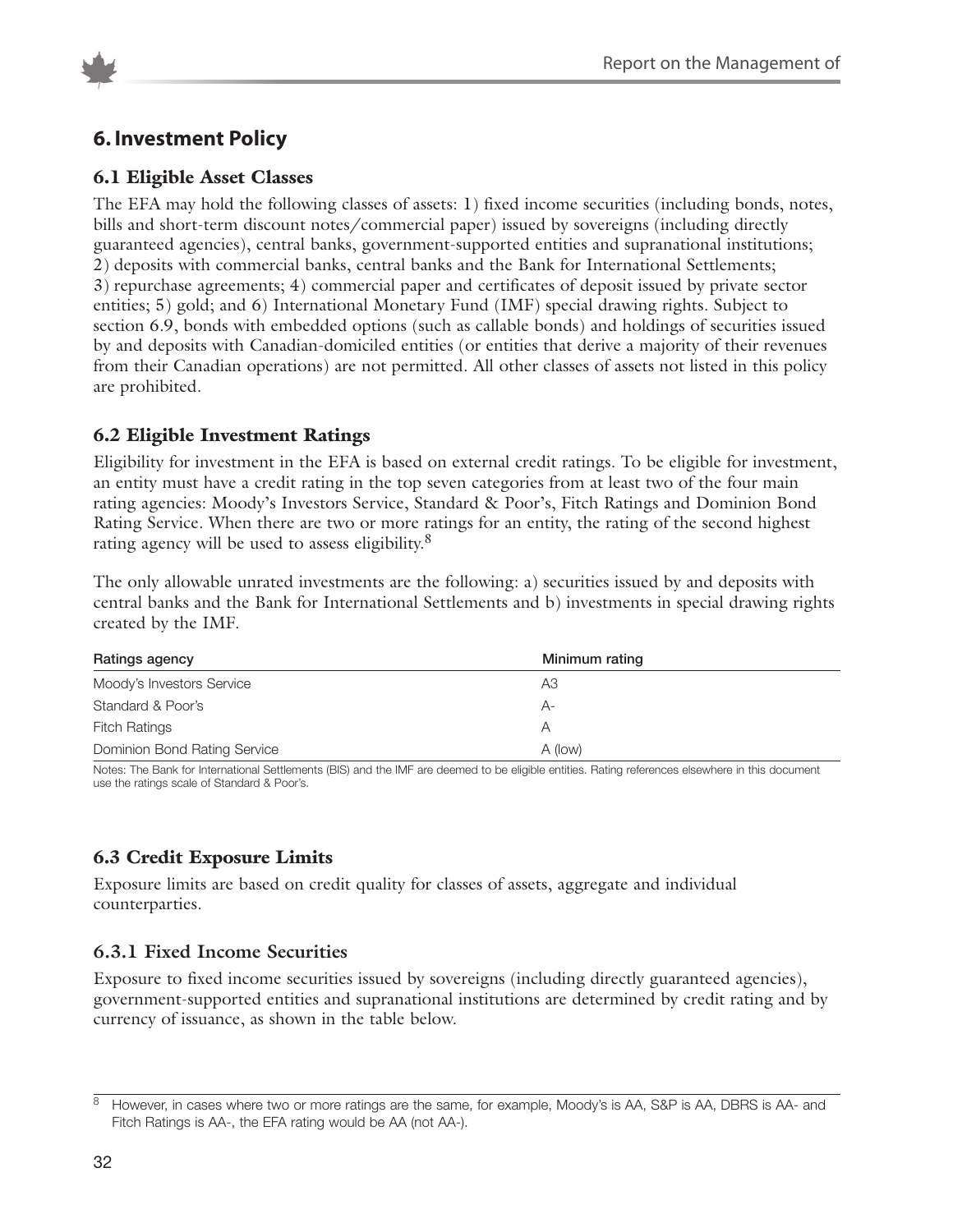## 6. Investment Policy

### 6.1 Eligible Asset Classes

The EFA may hold the following classes of assets: 1) fixed income securities (including bonds, notes, bills and short-term discount notes/commercial paper) issued by sovereigns (including directly guaranteed agencies), central banks, government-supported entities and supranational institutions; 2) deposits with commercial banks, central banks and the Bank for International Settlements; 3) repurchase agreements; 4) commercial paper and certificates of deposit issued by private sector entities; 5) gold; and 6) International Monetary Fund (IMF) special drawing rights. Subject to section 6.9, bonds with embedded options (such as callable bonds) and holdings of securities issued by and deposits with Canadian-domiciled entities (or entities that derive a majority of their revenues from their Canadian operations) are not permitted. All other classes of assets not listed in this policy are prohibited.

### 6.2 Eligible Investment Ratings

Eligibility for investment in the EFA is based on external credit ratings. To be eligible for investment, an entity must have a credit rating in the top seven categories from at least two of the four main rating agencies: Moody's Investors Service, Standard & Poor's, Fitch Ratings and Dominion Bond Rating Service. When there are two or more ratings for an entity, the rating of the second highest rating agency will be used to assess eligibility.[8]

The only allowable unrated investments are the following: a) securities issued by and deposits with central banks and the Bank for International Settlements and b) investments in special drawing rights created by the IMF.

| Ratings agency | Minimum rating |
|---|---|
| Moody's Investors Service | A3 |
| Standard & Poor's | A- |
| Fitch Ratings | A |
| Dominion Bond Rating Service | A (low) |

Notes: The Bank for International Settlements (BIS) and the IMF are deemed to be eligible entities. Rating references elsewhere in this document use the ratings scale of Standard & Poor's.

### 6.3 Credit Exposure Limits

Exposure limits are based on credit quality for classes of assets, aggregate and individual counterparties.

#### 6.3.1 Fixed Income Securities

Exposure to fixed income securities issued by sovereigns (including directly guaranteed agencies), government-supported entities and supranational institutions are determined by credit rating and by currency of issuance, as shown in the table below.

[8] However, in cases where two or more ratings are the same, for example, Moody's is AA, S&P is AA, DBRS is AA- and Fitch Ratings is AA-, the EFA rating would be AA (not AA-).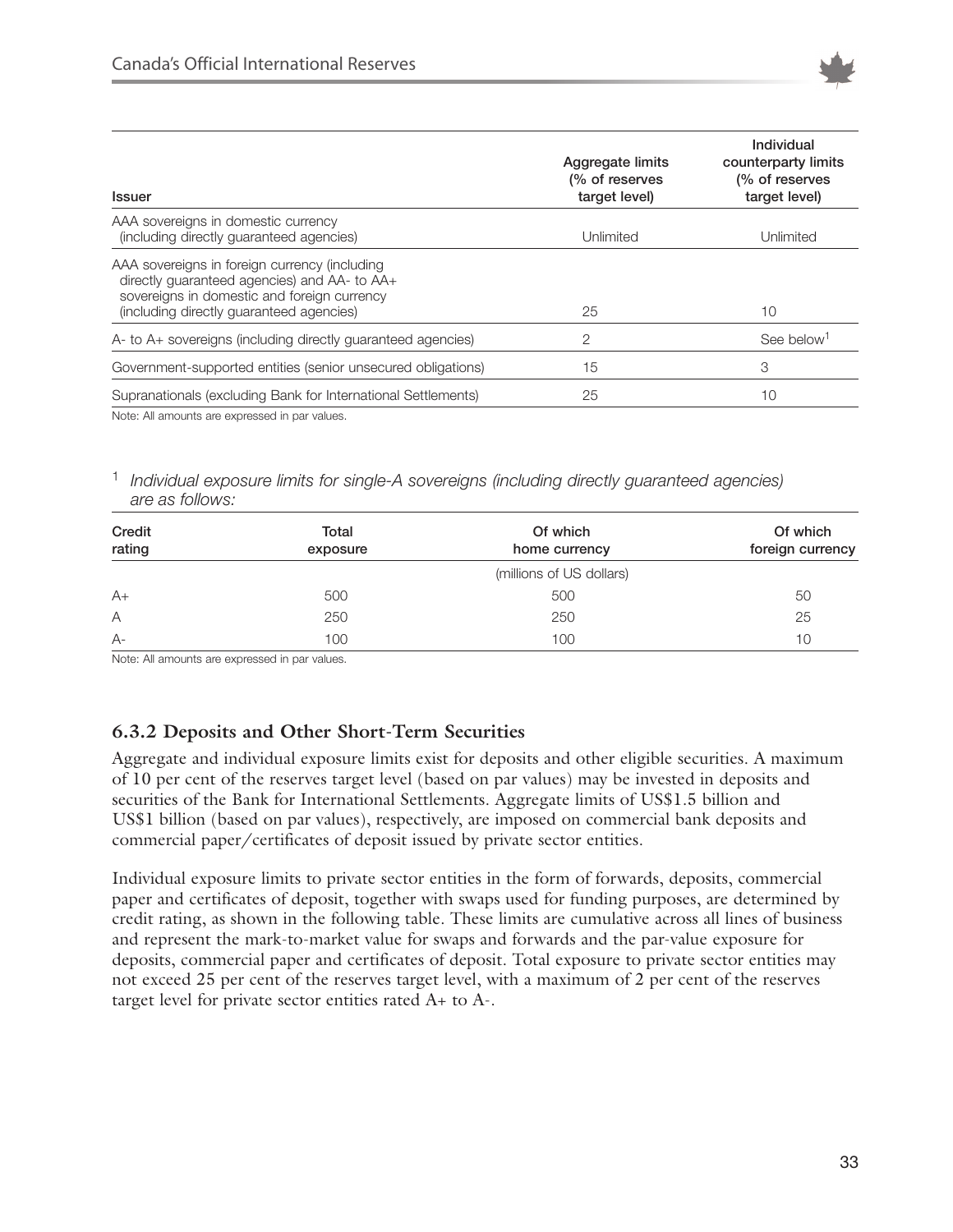| Issuer | Aggregate limits (% of reserves target level) | Individual counterparty limits (% of reserves target level) |
|---|---|---|
| AAA sovereigns in domestic currency (including directly guaranteed agencies) | Unlimited | Unlimited |
| AAA sovereigns in foreign currency (including directly guaranteed agencies) and AA- to AA+ sovereigns in domestic and foreign currency (including directly guaranteed agencies) | 25 | 10 |
| A- to A+ sovereigns (including directly guaranteed agencies) | 2 | See below[1] |
| Government-supported entities (senior unsecured obligations) | 15 | 3 |
| Supranationals (excluding Bank for International Settlements) | 25 | 10 |

Note: All amounts are expressed in par values.

[1] *Individual exposure limits for single-A sovereigns (including directly guaranteed agencies) are as follows:*

| Credit rating | Total exposure | Of which home currency | Of which foreign currency |
|---|---|---|---|
| | | (millions of US dollars) | |
| A+ | 500 | 500 | 50 |
| A | 250 | 250 | 25 |
| A- | 100 | 100 | 10 |

Note: All amounts are expressed in par values.

### 6.3.2 Deposits and Other Short-Term Securities

Aggregate and individual exposure limits exist for deposits and other eligible securities. A maximum of 10 per cent of the reserves target level (based on par values) may be invested in deposits and securities of the Bank for International Settlements. Aggregate limits of US$1.5 billion and US$1 billion (based on par values), respectively, are imposed on commercial bank deposits and commercial paper/certificates of deposit issued by private sector entities.

Individual exposure limits to private sector entities in the form of forwards, deposits, commercial paper and certificates of deposit, together with swaps used for funding purposes, are determined by credit rating, as shown in the following table. These limits are cumulative across all lines of business and represent the mark-to-market value for swaps and forwards and the par-value exposure for deposits, commercial paper and certificates of deposit. Total exposure to private sector entities may not exceed 25 per cent of the reserves target level, with a maximum of 2 per cent of the reserves target level for private sector entities rated A+ to A-.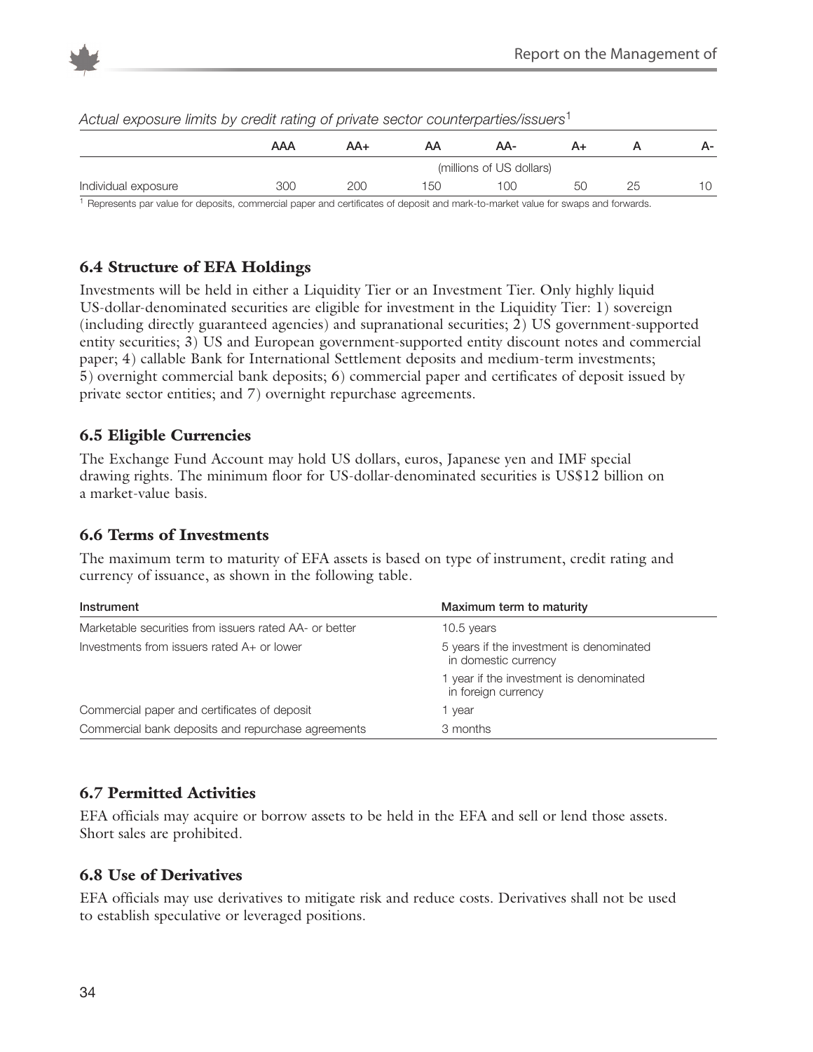*Actual exposure limits by credit rating of private sector counterparties/issuers*[1]

| | AAA | AA+ | AA | AA- | A+ | A | A- |
|---|---|---|---|---|---|---|---|
| | (millions of US dollars) | | | | | | |
| Individual exposure | 300 | 200 | 150 | 100 | 50 | 25 | 10 |

[1] Represents par value for deposits, commercial paper and certificates of deposit and mark-to-market value for swaps and forwards.

### 6.4 Structure of EFA Holdings

Investments will be held in either a Liquidity Tier or an Investment Tier. Only highly liquid US-dollar-denominated securities are eligible for investment in the Liquidity Tier: 1) sovereign (including directly guaranteed agencies) and supranational securities; 2) US government-supported entity securities; 3) US and European government-supported entity discount notes and commercial paper; 4) callable Bank for International Settlement deposits and medium-term investments; 5) overnight commercial bank deposits; 6) commercial paper and certificates of deposit issued by private sector entities; and 7) overnight repurchase agreements.

### 6.5 Eligible Currencies

The Exchange Fund Account may hold US dollars, euros, Japanese yen and IMF special drawing rights. The minimum floor for US-dollar-denominated securities is US$12 billion on a market-value basis.

### 6.6 Terms of Investments

The maximum term to maturity of EFA assets is based on type of instrument, credit rating and currency of issuance, as shown in the following table.

| Instrument | Maximum term to maturity |
|---|---|
| Marketable securities from issuers rated AA- or better | 10.5 years |
| Investments from issuers rated A+ or lower | 5 years if the investment is denominated in domestic currency |
| | 1 year if the investment is denominated in foreign currency |
| Commercial paper and certificates of deposit | 1 year |
| Commercial bank deposits and repurchase agreements | 3 months |

### 6.7 Permitted Activities

EFA officials may acquire or borrow assets to be held in the EFA and sell or lend those assets. Short sales are prohibited.

### 6.8 Use of Derivatives

EFA officials may use derivatives to mitigate risk and reduce costs. Derivatives shall not be used to establish speculative or leveraged positions.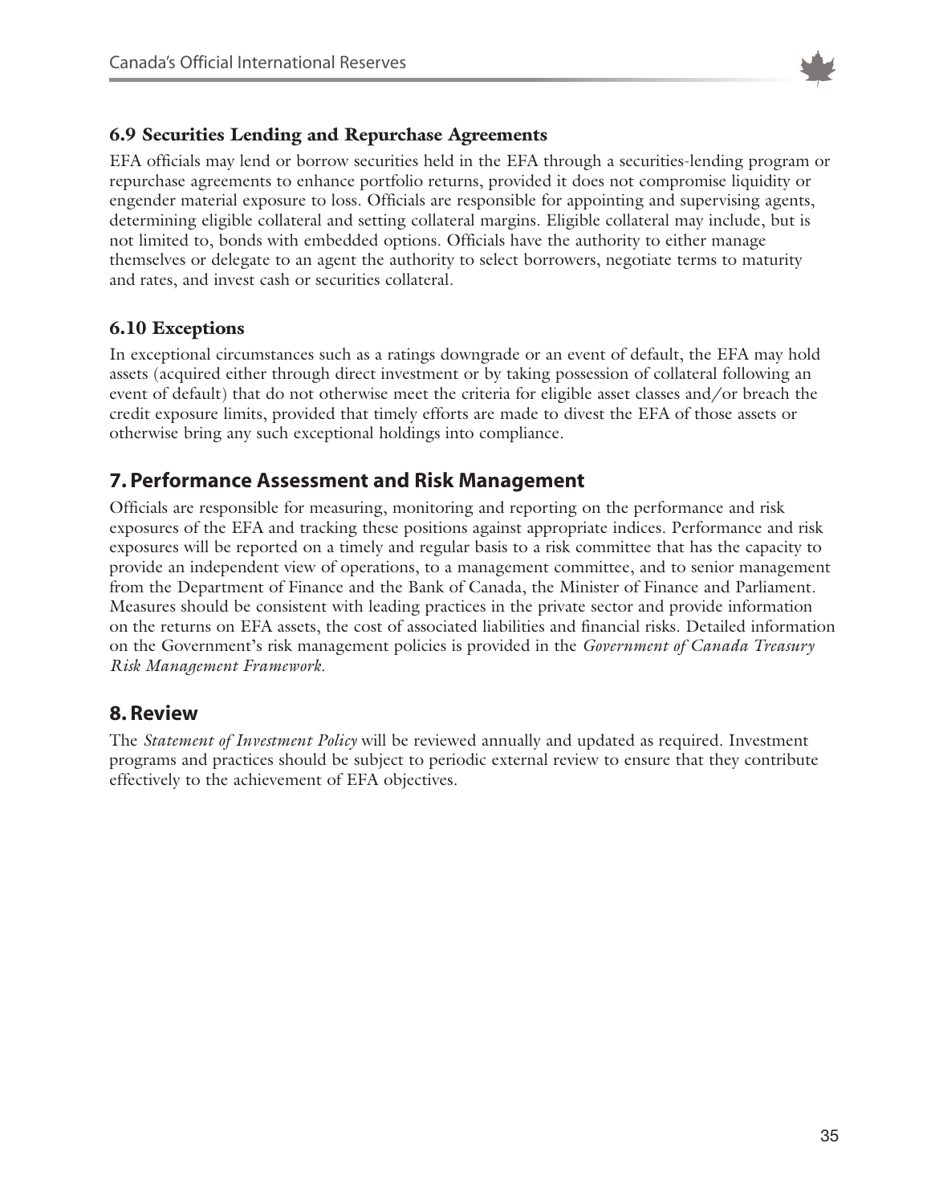### 6.9 Securities Lending and Repurchase Agreements

EFA officials may lend or borrow securities held in the EFA through a securities-lending program or repurchase agreements to enhance portfolio returns, provided it does not compromise liquidity or engender material exposure to loss. Officials are responsible for appointing and supervising agents, determining eligible collateral and setting collateral margins. Eligible collateral may include, but is not limited to, bonds with embedded options. Officials have the authority to either manage themselves or delegate to an agent the authority to select borrowers, negotiate terms to maturity and rates, and invest cash or securities collateral.

### 6.10 Exceptions

In exceptional circumstances such as a ratings downgrade or an event of default, the EFA may hold assets (acquired either through direct investment or by taking possession of collateral following an event of default) that do not otherwise meet the criteria for eligible asset classes and/or breach the credit exposure limits, provided that timely efforts are made to divest the EFA of those assets or otherwise bring any such exceptional holdings into compliance.

## 7. Performance Assessment and Risk Management

Officials are responsible for measuring, monitoring and reporting on the performance and risk exposures of the EFA and tracking these positions against appropriate indices. Performance and risk exposures will be reported on a timely and regular basis to a risk committee that has the capacity to provide an independent view of operations, to a management committee, and to senior management from the Department of Finance and the Bank of Canada, the Minister of Finance and Parliament. Measures should be consistent with leading practices in the private sector and provide information on the returns on EFA assets, the cost of associated liabilities and financial risks. Detailed information on the Government's risk management policies is provided in the *Government of Canada Treasury Risk Management Framework*.

## 8. Review

The *Statement of Investment Policy* will be reviewed annually and updated as required. Investment programs and practices should be subject to periodic external review to ensure that they contribute effectively to the achievement of EFA objectives.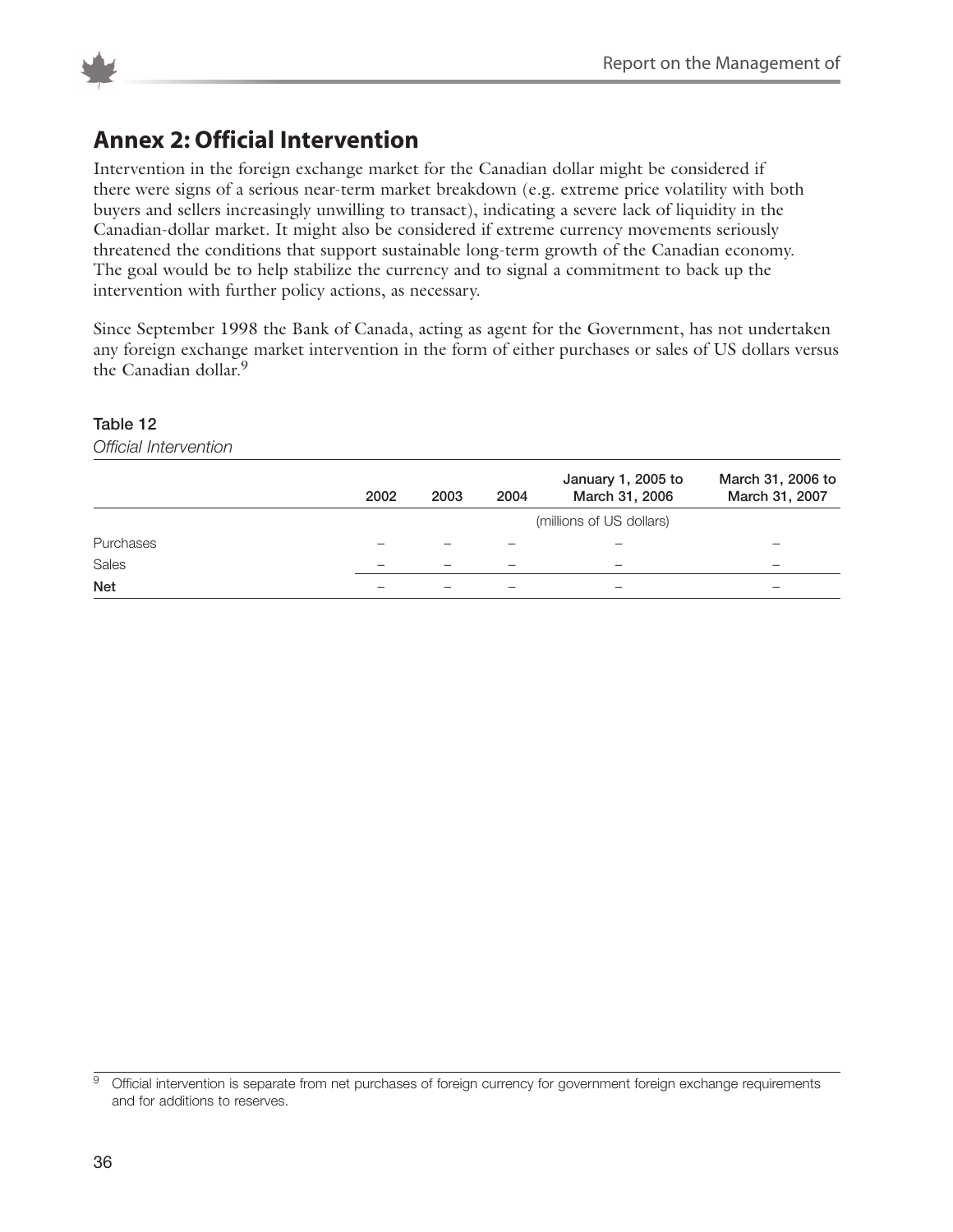## Annex 2: Official Intervention

Intervention in the foreign exchange market for the Canadian dollar might be considered if there were signs of a serious near-term market breakdown (e.g. extreme price volatility with both buyers and sellers increasingly unwilling to transact), indicating a severe lack of liquidity in the Canadian-dollar market. It might also be considered if extreme currency movements seriously threatened the conditions that support sustainable long-term growth of the Canadian economy. The goal would be to help stabilize the currency and to signal a commitment to back up the intervention with further policy actions, as necessary.

Since September 1998 the Bank of Canada, acting as agent for the Government, has not undertaken any foreign exchange market intervention in the form of either purchases or sales of US dollars versus the Canadian dollar.[9]

**Table 12**

*Official Intervention*

| | 2002 | 2003 | 2004 | January 1, 2005 to March 31, 2006 | March 31, 2006 to March 31, 2007 |
|---|---|---|---|---|---|
| | | | | (millions of US dollars) | |
| Purchases | – | – | – | – | – |
| Sales | – | – | – | – | – |
| **Net** | – | – | – | – | – |

[9] Official intervention is separate from net purchases of foreign currency for government foreign exchange requirements and for additions to reserves.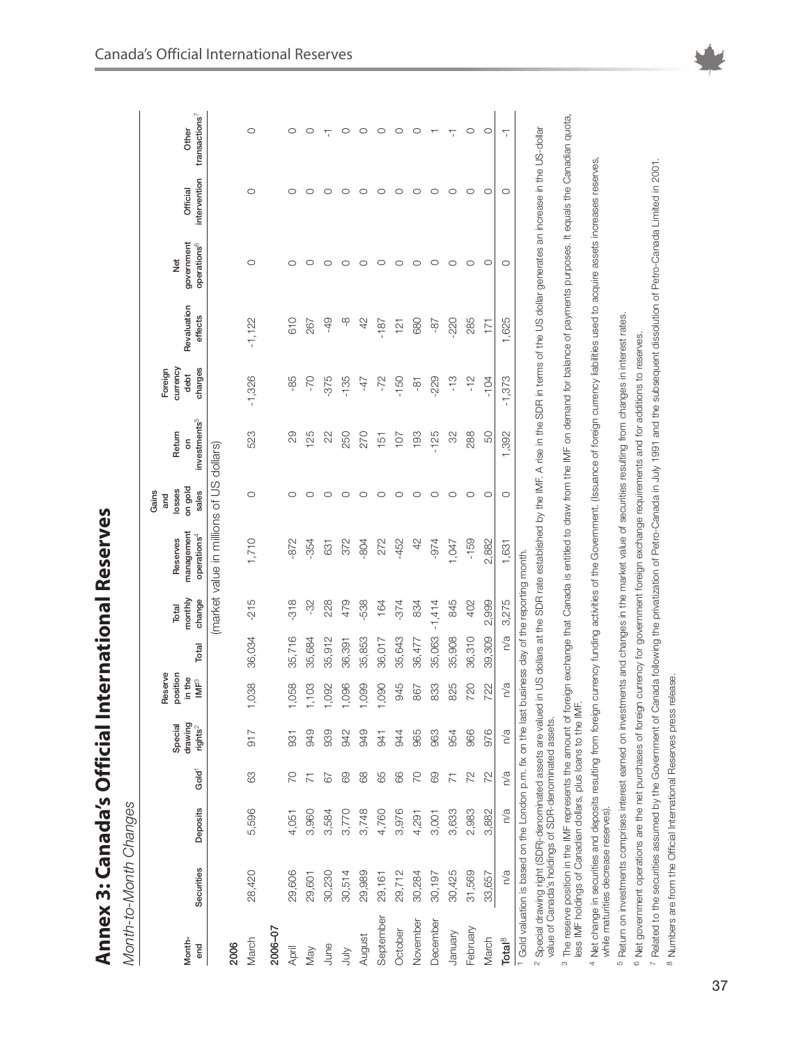# Annex 3: Canada's Official International Reserves

*Month-to-Month Changes*

| Month-end | Securities | Deposits | Gold[1] | Special drawing rights[2] | Reserve position in the IMF[3] | Total | Total monthly change | Reserves management operations[4] | Gains and losses on gold sales | Return on investments[5] | Foreign currency debt charges | Revaluation effects | Net government operations[6] | Official intervention | Other transactions[7] |
|---|---|---|---|---|---|---|---|---|---|---|---|---|---|---|---|
| | (market value in millions of US dollars) | | | | | | | | | | | | | | |
| **2006** | | | | | | | | | | | | | | | |
| March | 28,420 | 5,596 | 63 | 917 | 1,038 | 36,034 | -215 | 1,710 | 0 | 523 | -1,326 | -1,122 | 0 | 0 | 0 |
| **2006–07** | | | | | | | | | | | | | | | |
| April | 29,606 | 4,051 | 70 | 931 | 1,058 | 35,716 | -318 | -872 | 0 | 29 | -85 | 610 | 0 | 0 | 0 |
| May | 29,601 | 3,960 | 71 | 949 | 1,103 | 35,684 | -32 | -354 | 0 | 125 | -70 | 267 | 0 | 0 | 0 |
| June | 30,230 | 3,584 | 67 | 939 | 1,092 | 35,912 | 228 | 631 | 0 | 22 | -375 | -49 | 0 | 0 | -1 |
| July | 30,514 | 3,770 | 69 | 942 | 1,096 | 36,391 | 479 | 372 | 0 | 250 | -135 | -8 | 0 | 0 | 0 |
| August | 29,989 | 3,748 | 68 | 949 | 1,099 | 35,853 | -538 | -804 | 0 | 270 | -47 | 42 | 0 | 0 | 0 |
| September | 29,161 | 4,760 | 65 | 941 | 1,090 | 36,017 | 164 | 272 | 0 | 151 | -72 | -187 | 0 | 0 | 0 |
| October | 29,712 | 3,976 | 66 | 944 | 945 | 35,643 | -374 | -452 | 0 | 107 | -150 | 121 | 0 | 0 | 0 |
| November | 30,284 | 4,291 | 70 | 965 | 867 | 36,477 | 834 | 42 | 0 | 193 | -81 | 680 | 0 | 0 | 0 |
| December | 30,197 | 3,001 | 69 | 963 | 833 | 35,063 | -1,414 | -974 | 0 | -125 | -229 | -87 | 0 | 0 | 1 |
| January | 30,425 | 3,633 | 71 | 954 | 825 | 35,908 | 845 | 1,047 | 0 | 32 | -13 | -220 | 0 | 0 | -1 |
| February | 31,569 | 2,983 | 72 | 966 | 720 | 36,310 | 402 | -159 | 0 | 288 | -12 | 285 | 0 | 0 | 0 |
| March | 33,657 | 3,882 | 72 | 976 | 722 | 39,309 | 2,999 | 2,882 | 0 | 50 | -104 | 171 | 0 | 0 | 0 |
| Total[8] | n/a | n/a | n/a | n/a | n/a | n/a | 3,275 | 1,631 | 0 | 1,392 | -1,373 | 1,625 | 0 | 0 | -1 |

[1] Gold valuation is based on the London p.m. fix on the last business day of the reporting month.

[2] Special drawing right (SDR)-denominated assets are valued in US dollars at the SDR rate established by the IMF. A rise in the SDR in terms of the US dollar generates an increase in the US-dollar value of Canada's holdings of SDR-denominated assets.

[3] The reserve position in the IMF represents the amount of foreign exchange that Canada is entitled to draw from the IMF on demand for balance of payments purposes. It equals the Canadian quota, less IMF holdings of Canadian dollars, plus loans to the IMF.

[4] Net change in securities and deposits resulting from foreign currency funding activities of the Government. (Issuance of foreign currency liabilities used to acquire assets increases reserves, while maturities decrease reserves).

[5] Return on investments comprises interest earned on investments and changes in the market value of securities resulting from changes in interest rates.

[6] Net government operations are the net purchases of foreign currency for government foreign exchange requirements and for additions to reserves.

[7] Related to the securities assumed by the Government of Canada following the privatization of Petro-Canada in July 1991 and the subsequent dissolution of Petro-Canada Limited in 2001.

[8] Numbers are from the Official International Reserves press release.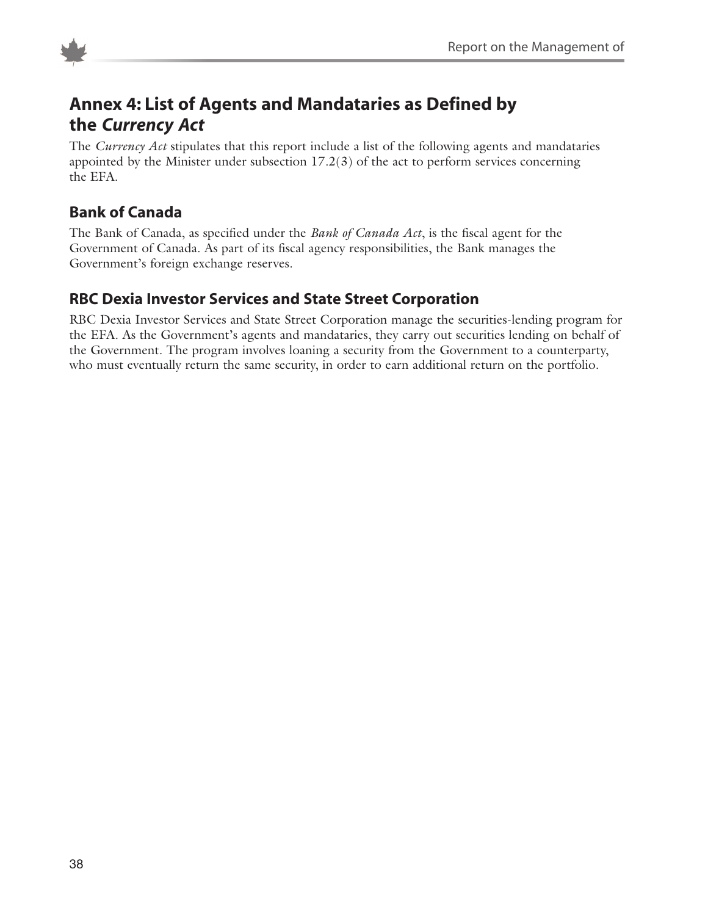## Annex 4: List of Agents and Mandataries as Defined by the *Currency Act*

The *Currency Act* stipulates that this report include a list of the following agents and mandataries appointed by the Minister under subsection 17.2(3) of the act to perform services concerning the EFA.

### Bank of Canada

The Bank of Canada, as specified under the *Bank of Canada Act*, is the fiscal agent for the Government of Canada. As part of its fiscal agency responsibilities, the Bank manages the Government's foreign exchange reserves.

### RBC Dexia Investor Services and State Street Corporation

RBC Dexia Investor Services and State Street Corporation manage the securities-lending program for the EFA. As the Government's agents and mandataries, they carry out securities lending on behalf of the Government. The program involves loaning a security from the Government to a counterparty, who must eventually return the same security, in order to earn additional return on the portfolio.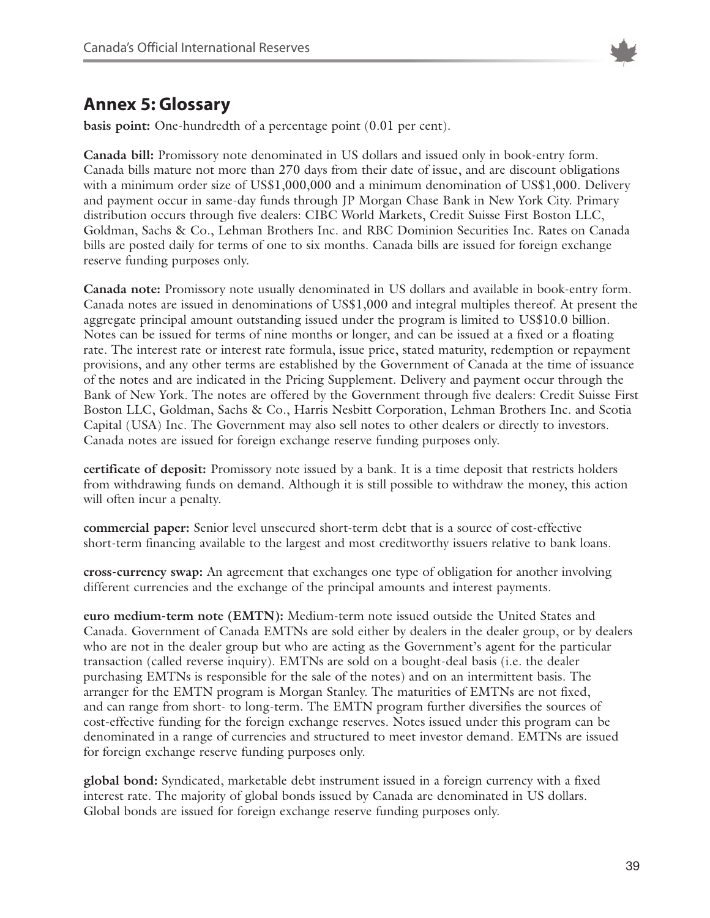## Annex 5: Glossary

**basis point:** One-hundredth of a percentage point (0.01 per cent).

**Canada bill:** Promissory note denominated in US dollars and issued only in book-entry form. Canada bills mature not more than 270 days from their date of issue, and are discount obligations with a minimum order size of US$1,000,000 and a minimum denomination of US$1,000. Delivery and payment occur in same-day funds through JP Morgan Chase Bank in New York City. Primary distribution occurs through five dealers: CIBC World Markets, Credit Suisse First Boston LLC, Goldman, Sachs & Co., Lehman Brothers Inc. and RBC Dominion Securities Inc. Rates on Canada bills are posted daily for terms of one to six months. Canada bills are issued for foreign exchange reserve funding purposes only.

**Canada note:** Promissory note usually denominated in US dollars and available in book-entry form. Canada notes are issued in denominations of US$1,000 and integral multiples thereof. At present the aggregate principal amount outstanding issued under the program is limited to US$10.0 billion. Notes can be issued for terms of nine months or longer, and can be issued at a fixed or a floating rate. The interest rate or interest rate formula, issue price, stated maturity, redemption or repayment provisions, and any other terms are established by the Government of Canada at the time of issuance of the notes and are indicated in the Pricing Supplement. Delivery and payment occur through the Bank of New York. The notes are offered by the Government through five dealers: Credit Suisse First Boston LLC, Goldman, Sachs & Co., Harris Nesbitt Corporation, Lehman Brothers Inc. and Scotia Capital (USA) Inc. The Government may also sell notes to other dealers or directly to investors. Canada notes are issued for foreign exchange reserve funding purposes only.

**certificate of deposit:** Promissory note issued by a bank. It is a time deposit that restricts holders from withdrawing funds on demand. Although it is still possible to withdraw the money, this action will often incur a penalty.

**commercial paper:** Senior level unsecured short-term debt that is a source of cost-effective short-term financing available to the largest and most creditworthy issuers relative to bank loans.

**cross-currency swap:** An agreement that exchanges one type of obligation for another involving different currencies and the exchange of the principal amounts and interest payments.

**euro medium-term note (EMTN):** Medium-term note issued outside the United States and Canada. Government of Canada EMTNs are sold either by dealers in the dealer group, or by dealers who are not in the dealer group but who are acting as the Government's agent for the particular transaction (called reverse inquiry). EMTNs are sold on a bought-deal basis (i.e. the dealer purchasing EMTNs is responsible for the sale of the notes) and on an intermittent basis. The arranger for the EMTN program is Morgan Stanley. The maturities of EMTNs are not fixed, and can range from short- to long-term. The EMTN program further diversifies the sources of cost-effective funding for the foreign exchange reserves. Notes issued under this program can be denominated in a range of currencies and structured to meet investor demand. EMTNs are issued for foreign exchange reserve funding purposes only.

**global bond:** Syndicated, marketable debt instrument issued in a foreign currency with a fixed interest rate. The majority of global bonds issued by Canada are denominated in US dollars. Global bonds are issued for foreign exchange reserve funding purposes only.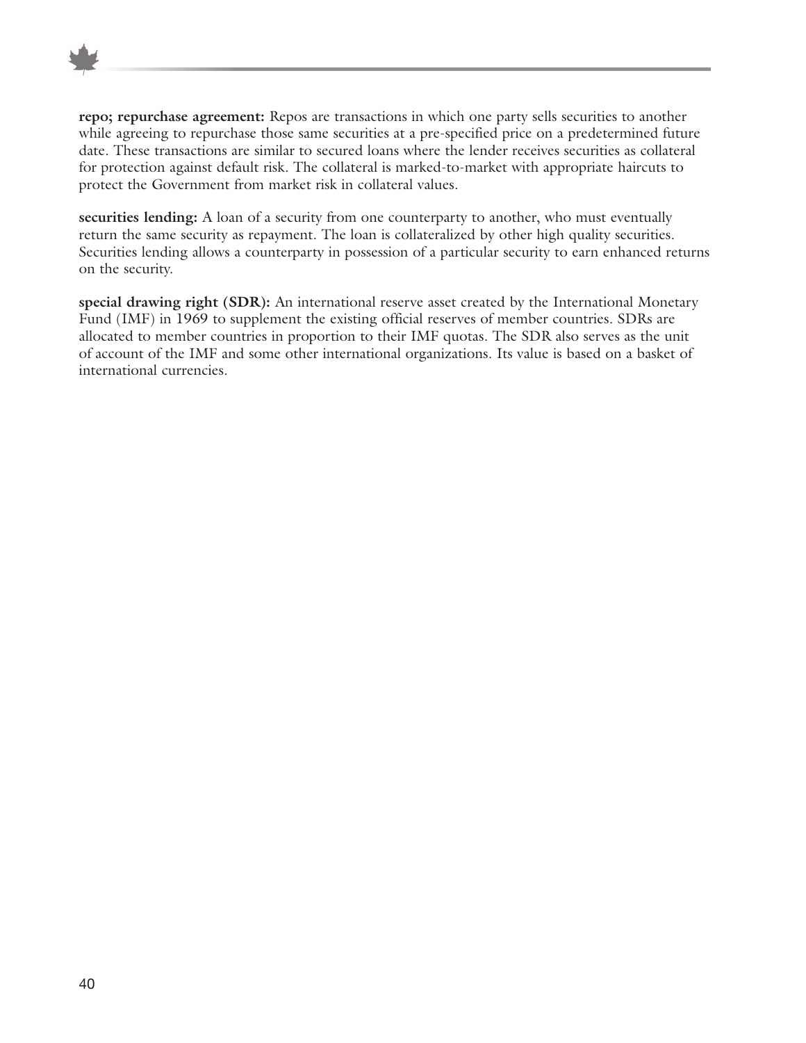**repo; repurchase agreement:** Repos are transactions in which one party sells securities to another while agreeing to repurchase those same securities at a pre-specified price on a predetermined future date. These transactions are similar to secured loans where the lender receives securities as collateral for protection against default risk. The collateral is marked-to-market with appropriate haircuts to protect the Government from market risk in collateral values.

**securities lending:** A loan of a security from one counterparty to another, who must eventually return the same security as repayment. The loan is collateralized by other high quality securities. Securities lending allows a counterparty in possession of a particular security to earn enhanced returns on the security.

**special drawing right (SDR):** An international reserve asset created by the International Monetary Fund (IMF) in 1969 to supplement the existing official reserves of member countries. SDRs are allocated to member countries in proportion to their IMF quotas. The SDR also serves as the unit of account of the IMF and some other international organizations. Its value is based on a basket of international currencies.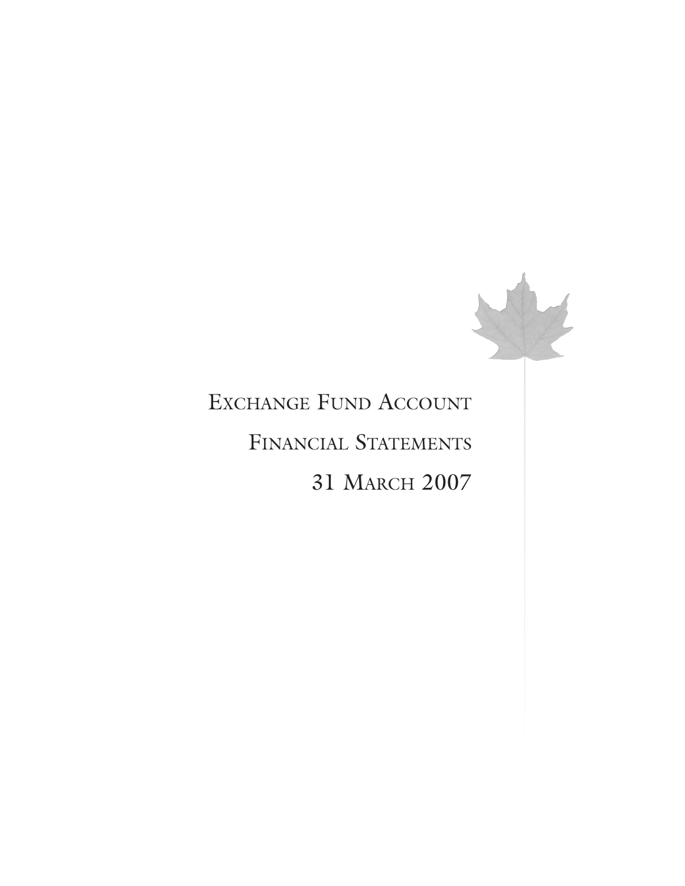# Exchange Fund Account

## Financial Statements

## 31 March 2007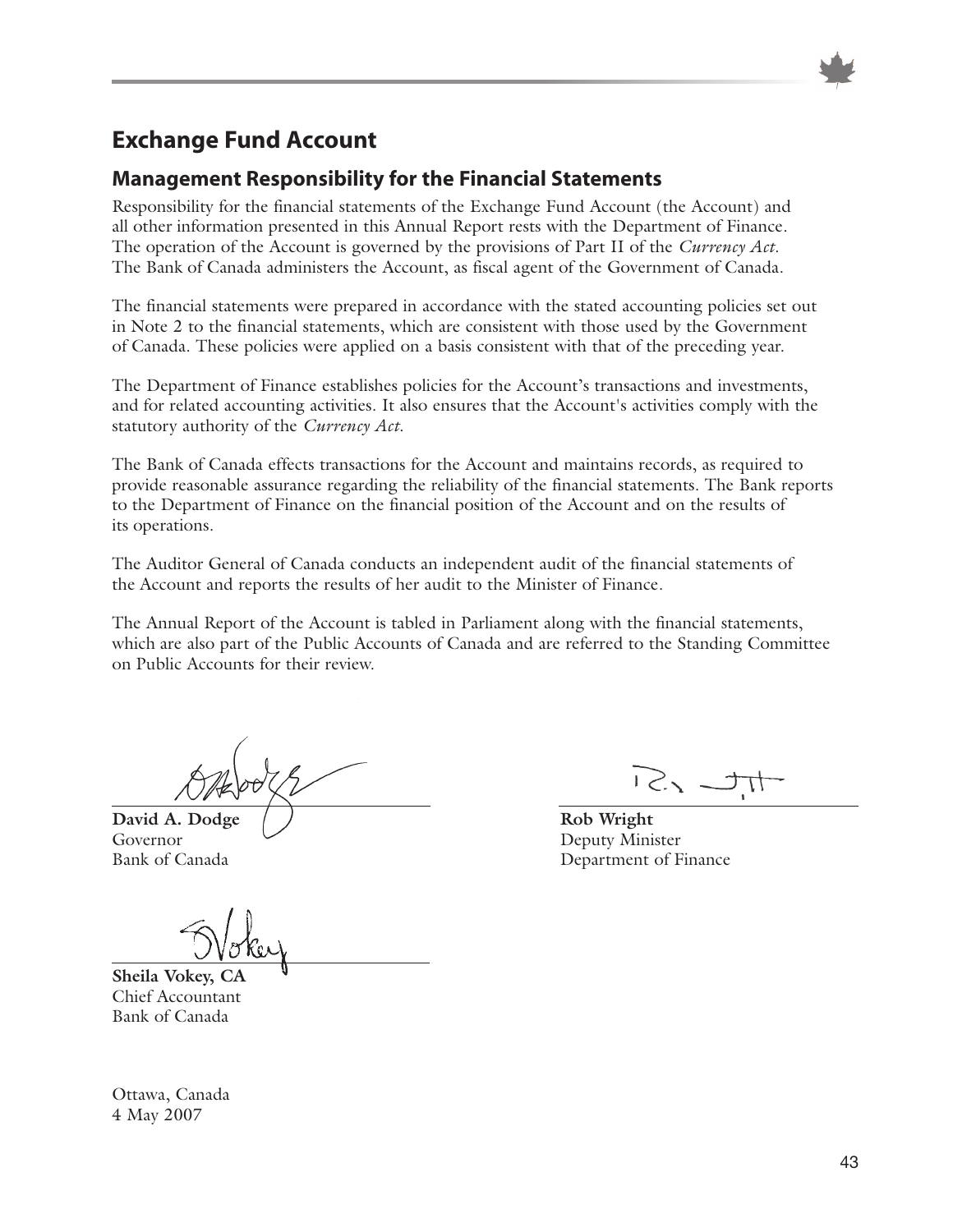# Exchange Fund Account

## Management Responsibility for the Financial Statements

Responsibility for the financial statements of the Exchange Fund Account (the Account) and all other information presented in this Annual Report rests with the Department of Finance. The operation of the Account is governed by the provisions of Part II of the *Currency Act*. The Bank of Canada administers the Account, as fiscal agent of the Government of Canada.

The financial statements were prepared in accordance with the stated accounting policies set out in Note 2 to the financial statements, which are consistent with those used by the Government of Canada. These policies were applied on a basis consistent with that of the preceding year.

The Department of Finance establishes policies for the Account's transactions and investments, and for related accounting activities. It also ensures that the Account's activities comply with the statutory authority of the *Currency Act*.

The Bank of Canada effects transactions for the Account and maintains records, as required to provide reasonable assurance regarding the reliability of the financial statements. The Bank reports to the Department of Finance on the financial position of the Account and on the results of its operations.

The Auditor General of Canada conducts an independent audit of the financial statements of the Account and reports the results of her audit to the Minister of Finance.

The Annual Report of the Account is tabled in Parliament along with the financial statements, which are also part of the Public Accounts of Canada and are referred to the Standing Committee on Public Accounts for their review.

**David A. Dodge**
Governor
Bank of Canada

**Rob Wright**
Deputy Minister
Department of Finance

**Sheila Vokey, CA**
Chief Accountant
Bank of Canada

Ottawa, Canada
4 May 2007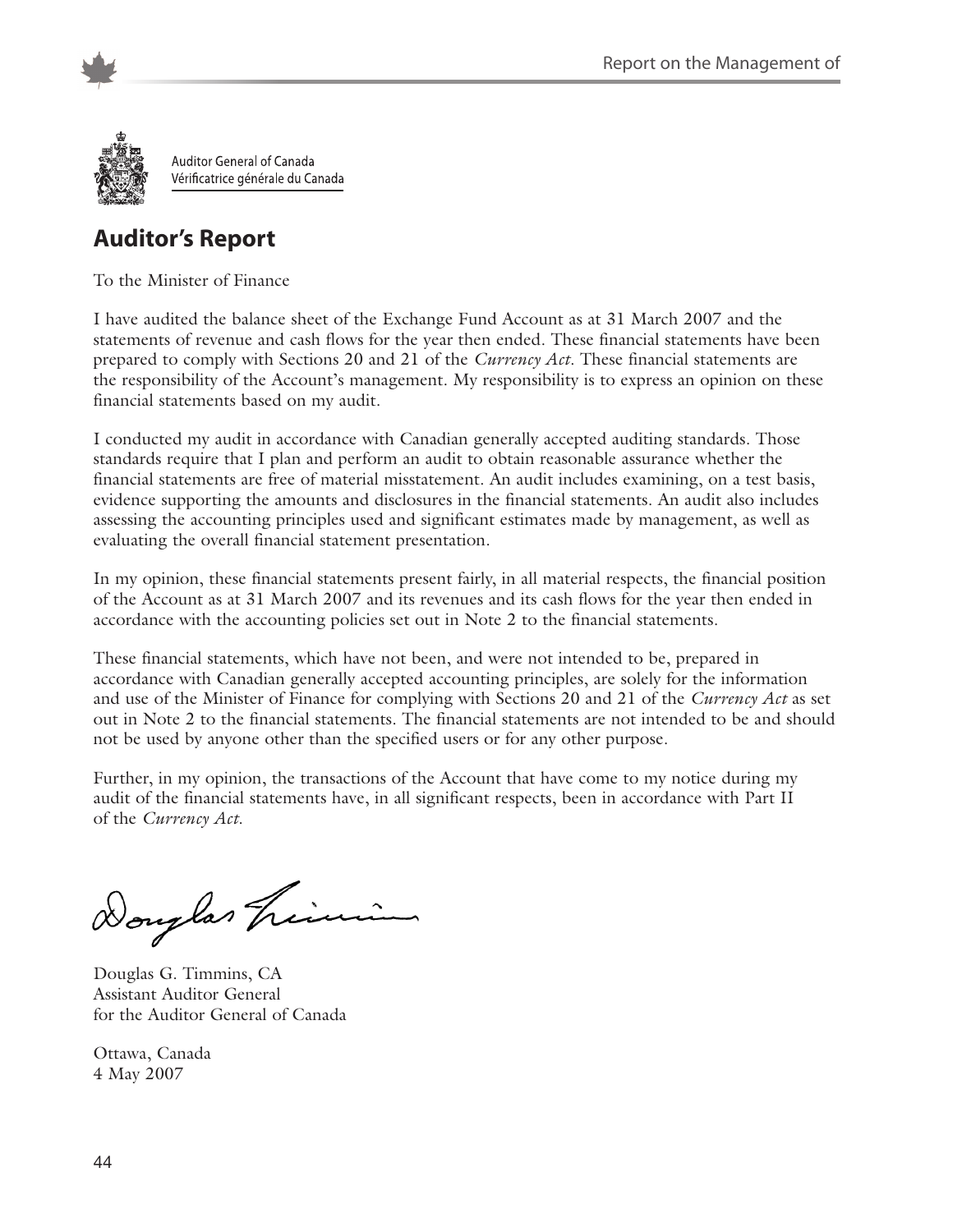Auditor General of Canada
Vérificatrice générale du Canada

## Auditor's Report

To the Minister of Finance

I have audited the balance sheet of the Exchange Fund Account as at 31 March 2007 and the statements of revenue and cash flows for the year then ended. These financial statements have been prepared to comply with Sections 20 and 21 of the *Currency Act*. These financial statements are the responsibility of the Account's management. My responsibility is to express an opinion on these financial statements based on my audit.

I conducted my audit in accordance with Canadian generally accepted auditing standards. Those standards require that I plan and perform an audit to obtain reasonable assurance whether the financial statements are free of material misstatement. An audit includes examining, on a test basis, evidence supporting the amounts and disclosures in the financial statements. An audit also includes assessing the accounting principles used and significant estimates made by management, as well as evaluating the overall financial statement presentation.

In my opinion, these financial statements present fairly, in all material respects, the financial position of the Account as at 31 March 2007 and its revenues and its cash flows for the year then ended in accordance with the accounting policies set out in Note 2 to the financial statements.

These financial statements, which have not been, and were not intended to be, prepared in accordance with Canadian generally accepted accounting principles, are solely for the information and use of the Minister of Finance for complying with Sections 20 and 21 of the *Currency Act* as set out in Note 2 to the financial statements. The financial statements are not intended to be and should not be used by anyone other than the specified users or for any other purpose.

Further, in my opinion, the transactions of the Account that have come to my notice during my audit of the financial statements have, in all significant respects, been in accordance with Part II of the *Currency Act*.

Douglas G. Timmins, CA
Assistant Auditor General
for the Auditor General of Canada

Ottawa, Canada
4 May 2007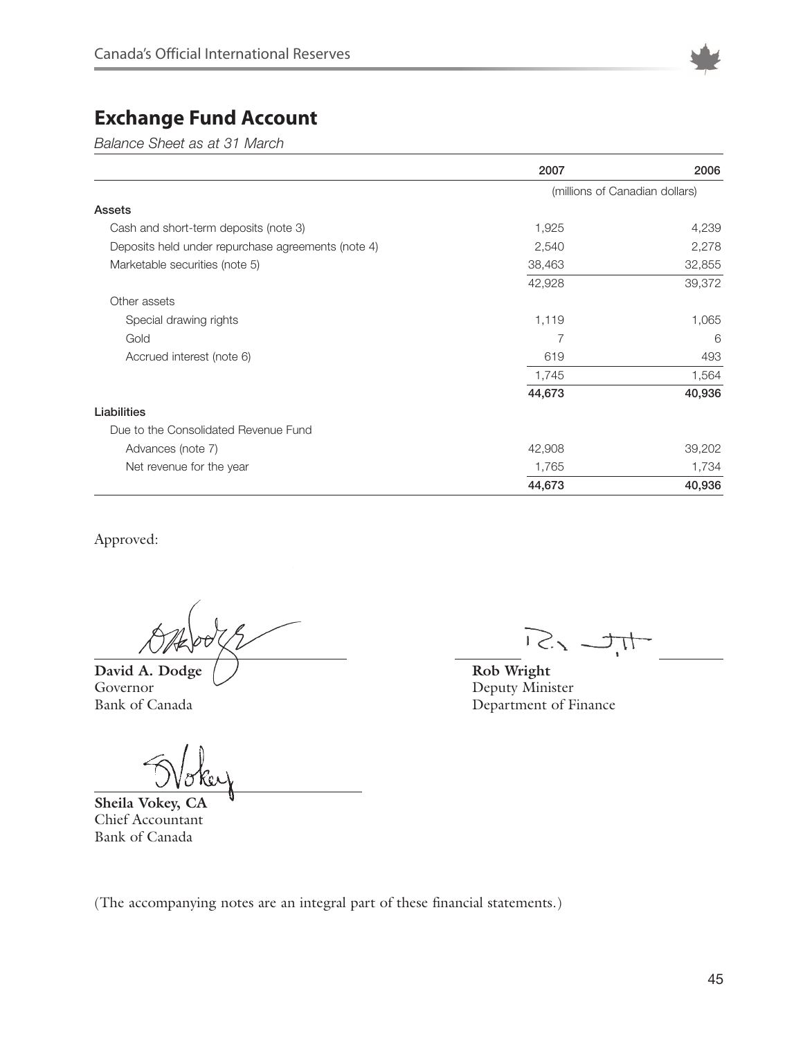## Exchange Fund Account

*Balance Sheet as at 31 March*

| | 2007 | 2006 |
|---|---|---|
| | (millions of Canadian dollars) | |
| **Assets** | | |
| Cash and short-term deposits (note 3) | 1,925 | 4,239 |
| Deposits held under repurchase agreements (note 4) | 2,540 | 2,278 |
| Marketable securities (note 5) | 38,463 | 32,855 |
| | 42,928 | 39,372 |
| Other assets | | |
| Special drawing rights | 1,119 | 1,065 |
| Gold | 7 | 6 |
| Accrued interest (note 6) | 619 | 493 |
| | 1,745 | 1,564 |
| | **44,673** | **40,936** |
| **Liabilities** | | |
| Due to the Consolidated Revenue Fund | | |
| Advances (note 7) | 42,908 | 39,202 |
| Net revenue for the year | 1,765 | 1,734 |
| | **44,673** | **40,936** |

Approved:

**David A. Dodge**
Governor
Bank of Canada

**Rob Wright**
Deputy Minister
Department of Finance

**Sheila Vokey, CA**
Chief Accountant
Bank of Canada

(The accompanying notes are an integral part of these financial statements.)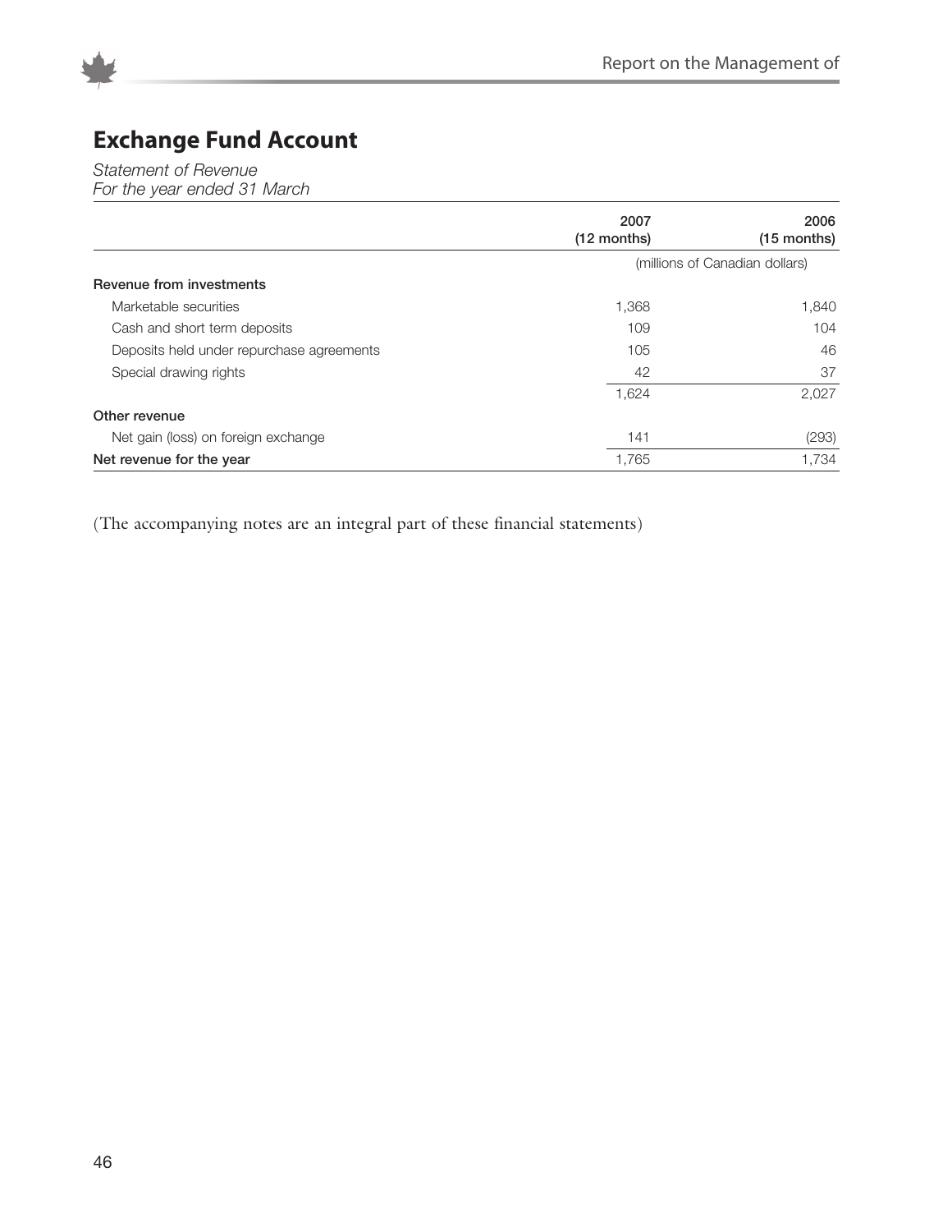# Exchange Fund Account

*Statement of Revenue*
*For the year ended 31 March*

| | 2007 (12 months) | 2006 (15 months) |
|---|---|---|
| | (millions of Canadian dollars) | |
| **Revenue from investments** | | |
| Marketable securities | 1,368 | 1,840 |
| Cash and short term deposits | 109 | 104 |
| Deposits held under repurchase agreements | 105 | 46 |
| Special drawing rights | 42 | 37 |
| | 1,624 | 2,027 |
| **Other revenue** | | |
| Net gain (loss) on foreign exchange | 141 | (293) |
| **Net revenue for the year** | 1,765 | 1,734 |

(The accompanying notes are an integral part of these financial statements)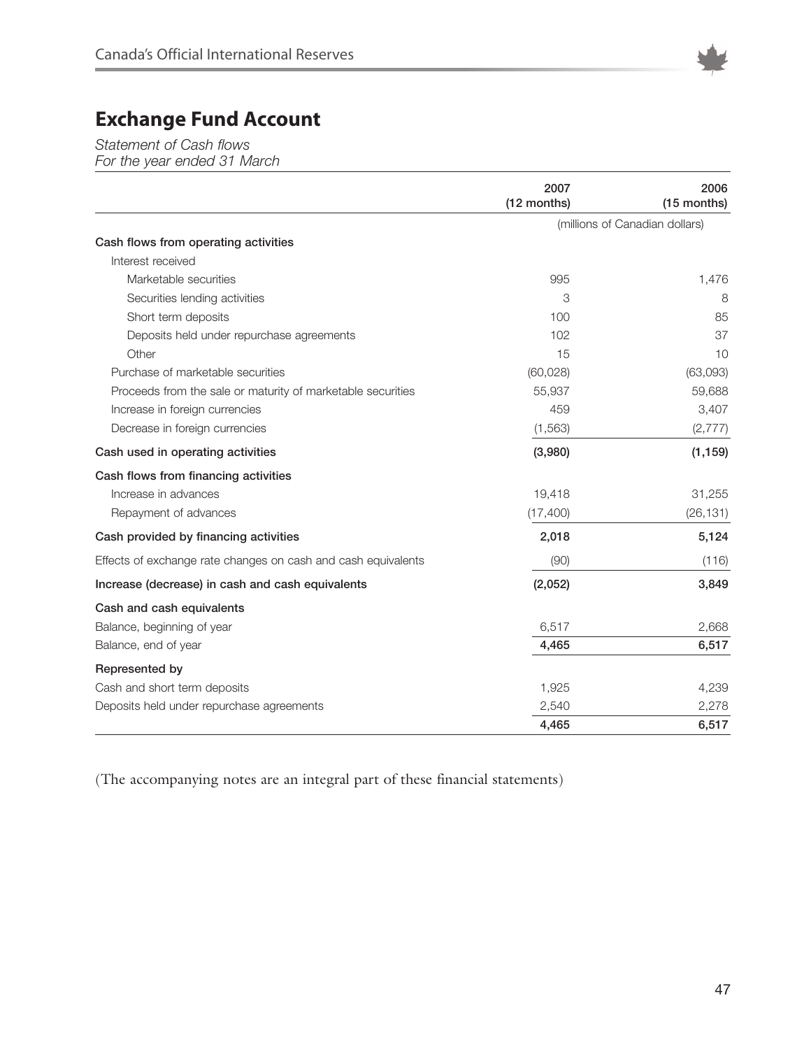# Exchange Fund Account

*Statement of Cash flows*
*For the year ended 31 March*

| | 2007 (12 months) | 2006 (15 months) |
|---|---|---|
| | (millions of Canadian dollars) | |
| **Cash flows from operating activities** | | |
| Interest received | | |
| Marketable securities | 995 | 1,476 |
| Securities lending activities | 3 | 8 |
| Short term deposits | 100 | 85 |
| Deposits held under repurchase agreements | 102 | 37 |
| Other | 15 | 10 |
| Purchase of marketable securities | (60,028) | (63,093) |
| Proceeds from the sale or maturity of marketable securities | 55,937 | 59,688 |
| Increase in foreign currencies | 459 | 3,407 |
| Decrease in foreign currencies | (1,563) | (2,777) |
| **Cash used in operating activities** | **(3,980)** | **(1,159)** |
| **Cash flows from financing activities** | | |
| Increase in advances | 19,418 | 31,255 |
| Repayment of advances | (17,400) | (26,131) |
| **Cash provided by financing activities** | **2,018** | **5,124** |
| Effects of exchange rate changes on cash and cash equivalents | (90) | (116) |
| **Increase (decrease) in cash and cash equivalents** | **(2,052)** | **3,849** |
| **Cash and cash equivalents** | | |
| Balance, beginning of year | 6,517 | 2,668 |
| Balance, end of year | **4,465** | **6,517** |
| **Represented by** | | |
| Cash and short term deposits | 1,925 | 4,239 |
| Deposits held under repurchase agreements | 2,540 | 2,278 |
| | **4,465** | **6,517** |

(The accompanying notes are an integral part of these financial statements)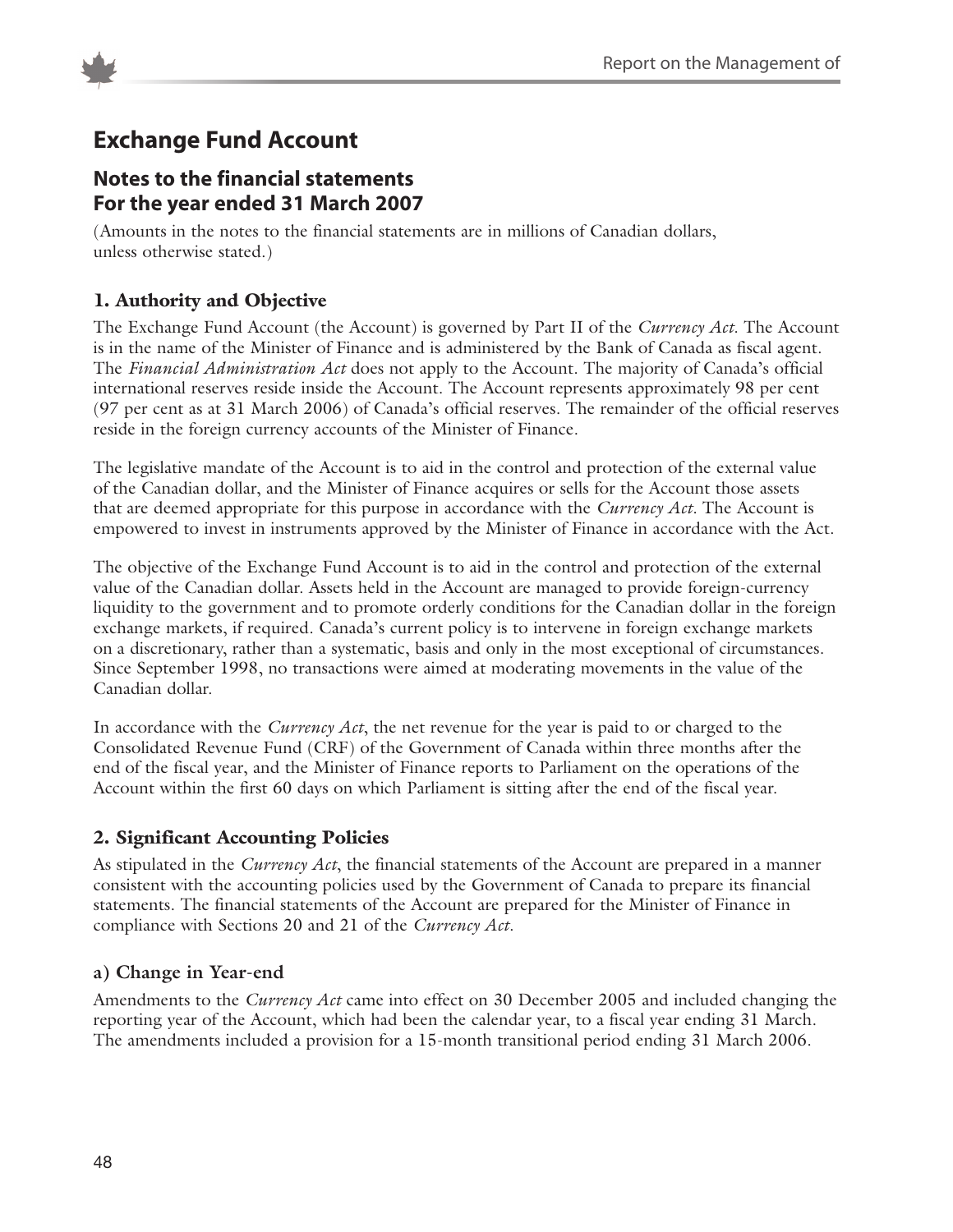# Exchange Fund Account

## Notes to the financial statements
## For the year ended 31 March 2007

(Amounts in the notes to the financial statements are in millions of Canadian dollars, unless otherwise stated.)

### 1. Authority and Objective

The Exchange Fund Account (the Account) is governed by Part II of the *Currency Act*. The Account is in the name of the Minister of Finance and is administered by the Bank of Canada as fiscal agent. The *Financial Administration Act* does not apply to the Account. The majority of Canada's official international reserves reside inside the Account. The Account represents approximately 98 per cent (97 per cent as at 31 March 2006) of Canada's official reserves. The remainder of the official reserves reside in the foreign currency accounts of the Minister of Finance.

The legislative mandate of the Account is to aid in the control and protection of the external value of the Canadian dollar, and the Minister of Finance acquires or sells for the Account those assets that are deemed appropriate for this purpose in accordance with the *Currency Act*. The Account is empowered to invest in instruments approved by the Minister of Finance in accordance with the Act.

The objective of the Exchange Fund Account is to aid in the control and protection of the external value of the Canadian dollar. Assets held in the Account are managed to provide foreign-currency liquidity to the government and to promote orderly conditions for the Canadian dollar in the foreign exchange markets, if required. Canada's current policy is to intervene in foreign exchange markets on a discretionary, rather than a systematic, basis and only in the most exceptional of circumstances. Since September 1998, no transactions were aimed at moderating movements in the value of the Canadian dollar.

In accordance with the *Currency Act*, the net revenue for the year is paid to or charged to the Consolidated Revenue Fund (CRF) of the Government of Canada within three months after the end of the fiscal year, and the Minister of Finance reports to Parliament on the operations of the Account within the first 60 days on which Parliament is sitting after the end of the fiscal year.

### 2. Significant Accounting Policies

As stipulated in the *Currency Act*, the financial statements of the Account are prepared in a manner consistent with the accounting policies used by the Government of Canada to prepare its financial statements. The financial statements of the Account are prepared for the Minister of Finance in compliance with Sections 20 and 21 of the *Currency Act*.

#### a) Change in Year-end

Amendments to the *Currency Act* came into effect on 30 December 2005 and included changing the reporting year of the Account, which had been the calendar year, to a fiscal year ending 31 March. The amendments included a provision for a 15-month transitional period ending 31 March 2006.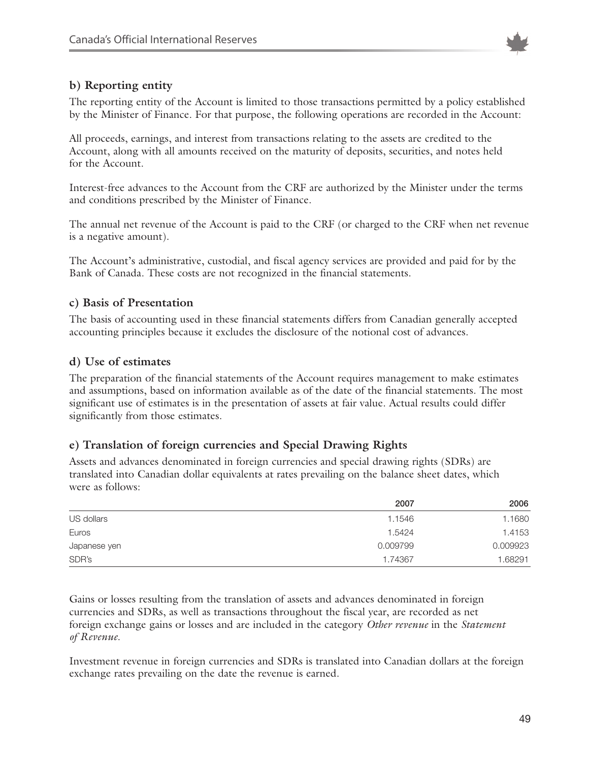### b) Reporting entity

The reporting entity of the Account is limited to those transactions permitted by a policy established by the Minister of Finance. For that purpose, the following operations are recorded in the Account:

All proceeds, earnings, and interest from transactions relating to the assets are credited to the Account, along with all amounts received on the maturity of deposits, securities, and notes held for the Account.

Interest-free advances to the Account from the CRF are authorized by the Minister under the terms and conditions prescribed by the Minister of Finance.

The annual net revenue of the Account is paid to the CRF (or charged to the CRF when net revenue is a negative amount).

The Account's administrative, custodial, and fiscal agency services are provided and paid for by the Bank of Canada. These costs are not recognized in the financial statements.

### c) Basis of Presentation

The basis of accounting used in these financial statements differs from Canadian generally accepted accounting principles because it excludes the disclosure of the notional cost of advances.

### d) Use of estimates

The preparation of the financial statements of the Account requires management to make estimates and assumptions, based on information available as of the date of the financial statements. The most significant use of estimates is in the presentation of assets at fair value. Actual results could differ significantly from those estimates.

### e) Translation of foreign currencies and Special Drawing Rights

Assets and advances denominated in foreign currencies and special drawing rights (SDRs) are translated into Canadian dollar equivalents at rates prevailing on the balance sheet dates, which were as follows:

| | 2007 | 2006 |
|---|---|---|
| US dollars | 1.1546 | 1.1680 |
| Euros | 1.5424 | 1.4153 |
| Japanese yen | 0.009799 | 0.009923 |
| SDR's | 1.74367 | 1.68291 |

Gains or losses resulting from the translation of assets and advances denominated in foreign currencies and SDRs, as well as transactions throughout the fiscal year, are recorded as net foreign exchange gains or losses and are included in the category *Other revenue* in the *Statement of Revenue*.

Investment revenue in foreign currencies and SDRs is translated into Canadian dollars at the foreign exchange rates prevailing on the date the revenue is earned.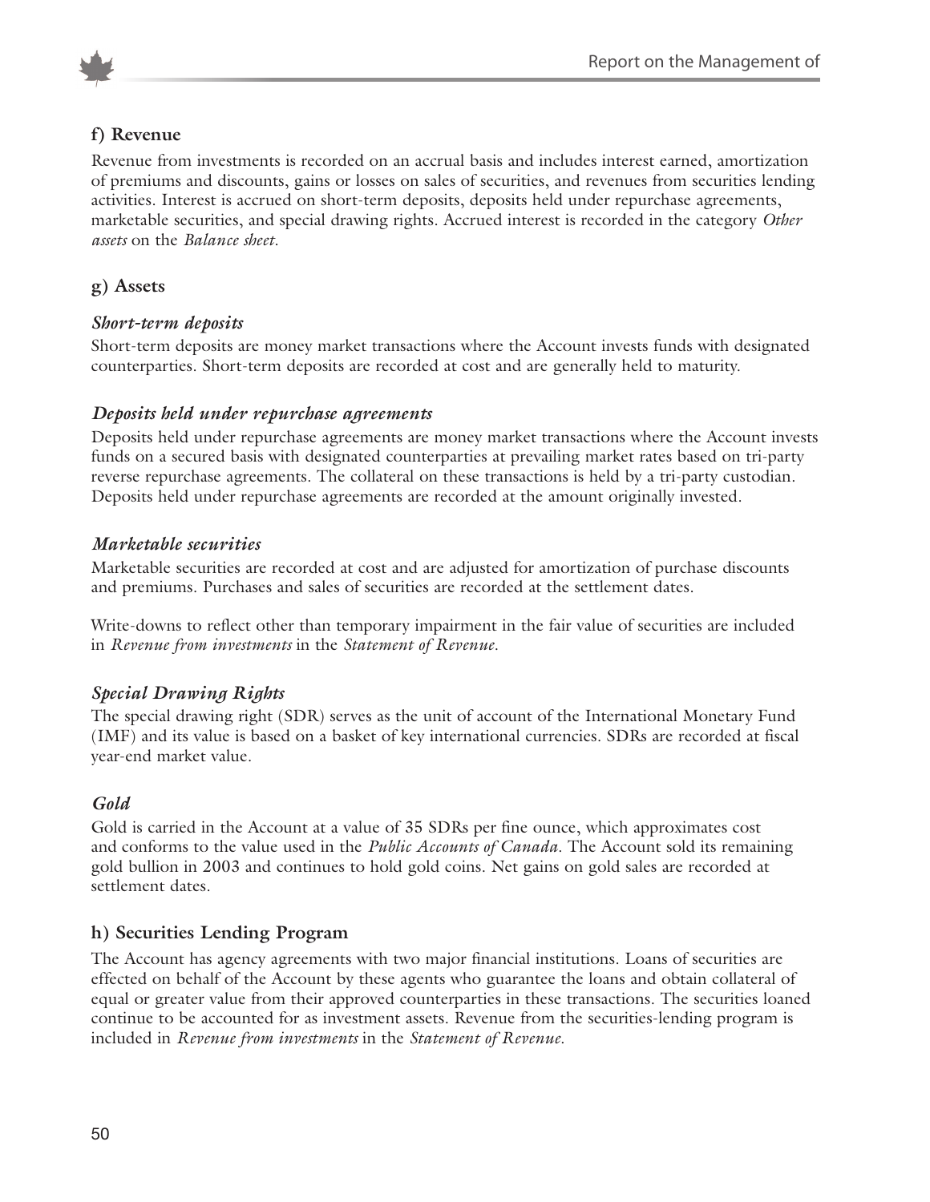### f) Revenue

Revenue from investments is recorded on an accrual basis and includes interest earned, amortization of premiums and discounts, gains or losses on sales of securities, and revenues from securities lending activities. Interest is accrued on short-term deposits, deposits held under repurchase agreements, marketable securities, and special drawing rights. Accrued interest is recorded in the category *Other assets* on the *Balance sheet*.

### g) Assets

#### *Short-term deposits*

Short-term deposits are money market transactions where the Account invests funds with designated counterparties. Short-term deposits are recorded at cost and are generally held to maturity.

#### *Deposits held under repurchase agreements*

Deposits held under repurchase agreements are money market transactions where the Account invests funds on a secured basis with designated counterparties at prevailing market rates based on tri-party reverse repurchase agreements. The collateral on these transactions is held by a tri-party custodian. Deposits held under repurchase agreements are recorded at the amount originally invested.

#### *Marketable securities*

Marketable securities are recorded at cost and are adjusted for amortization of purchase discounts and premiums. Purchases and sales of securities are recorded at the settlement dates.

Write-downs to reflect other than temporary impairment in the fair value of securities are included in *Revenue from investments* in the *Statement of Revenue*.

#### *Special Drawing Rights*

The special drawing right (SDR) serves as the unit of account of the International Monetary Fund (IMF) and its value is based on a basket of key international currencies. SDRs are recorded at fiscal year-end market value.

#### *Gold*

Gold is carried in the Account at a value of 35 SDRs per fine ounce, which approximates cost and conforms to the value used in the *Public Accounts of Canada*. The Account sold its remaining gold bullion in 2003 and continues to hold gold coins. Net gains on gold sales are recorded at settlement dates.

### h) Securities Lending Program

The Account has agency agreements with two major financial institutions. Loans of securities are effected on behalf of the Account by these agents who guarantee the loans and obtain collateral of equal or greater value from their approved counterparties in these transactions. The securities loaned continue to be accounted for as investment assets. Revenue from the securities-lending program is included in *Revenue from investments* in the *Statement of Revenue*.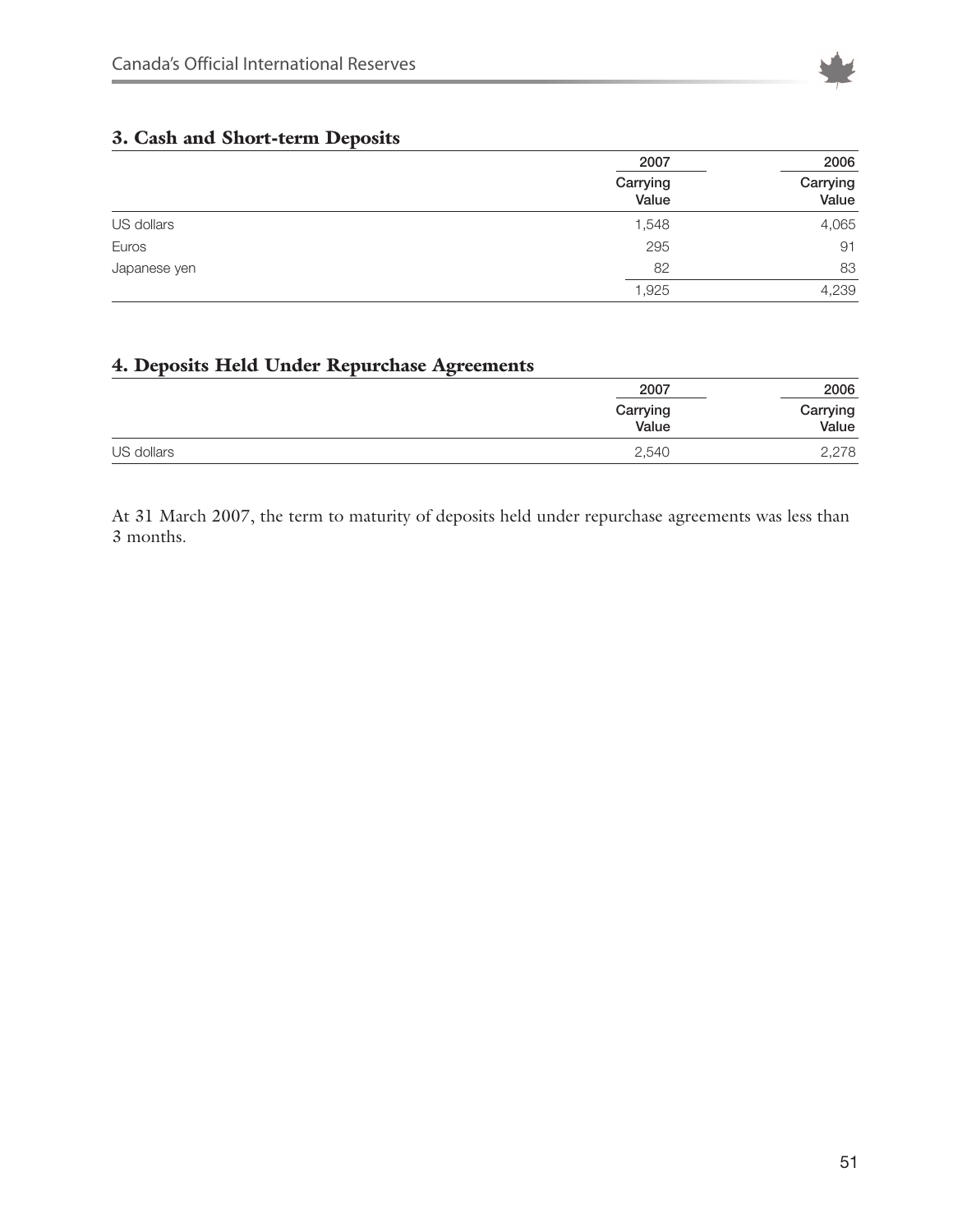## 3. Cash and Short-term Deposits

| | 2007 | 2006 |
|---|---|---|
| | Carrying Value | Carrying Value |
| US dollars | 1,548 | 4,065 |
| Euros | 295 | 91 |
| Japanese yen | 82 | 83 |
| | 1,925 | 4,239 |

## 4. Deposits Held Under Repurchase Agreements

| | 2007 | 2006 |
|---|---|---|
| | Carrying Value | Carrying Value |
| US dollars | 2,540 | 2,278 |

At 31 March 2007, the term to maturity of deposits held under repurchase agreements was less than 3 months.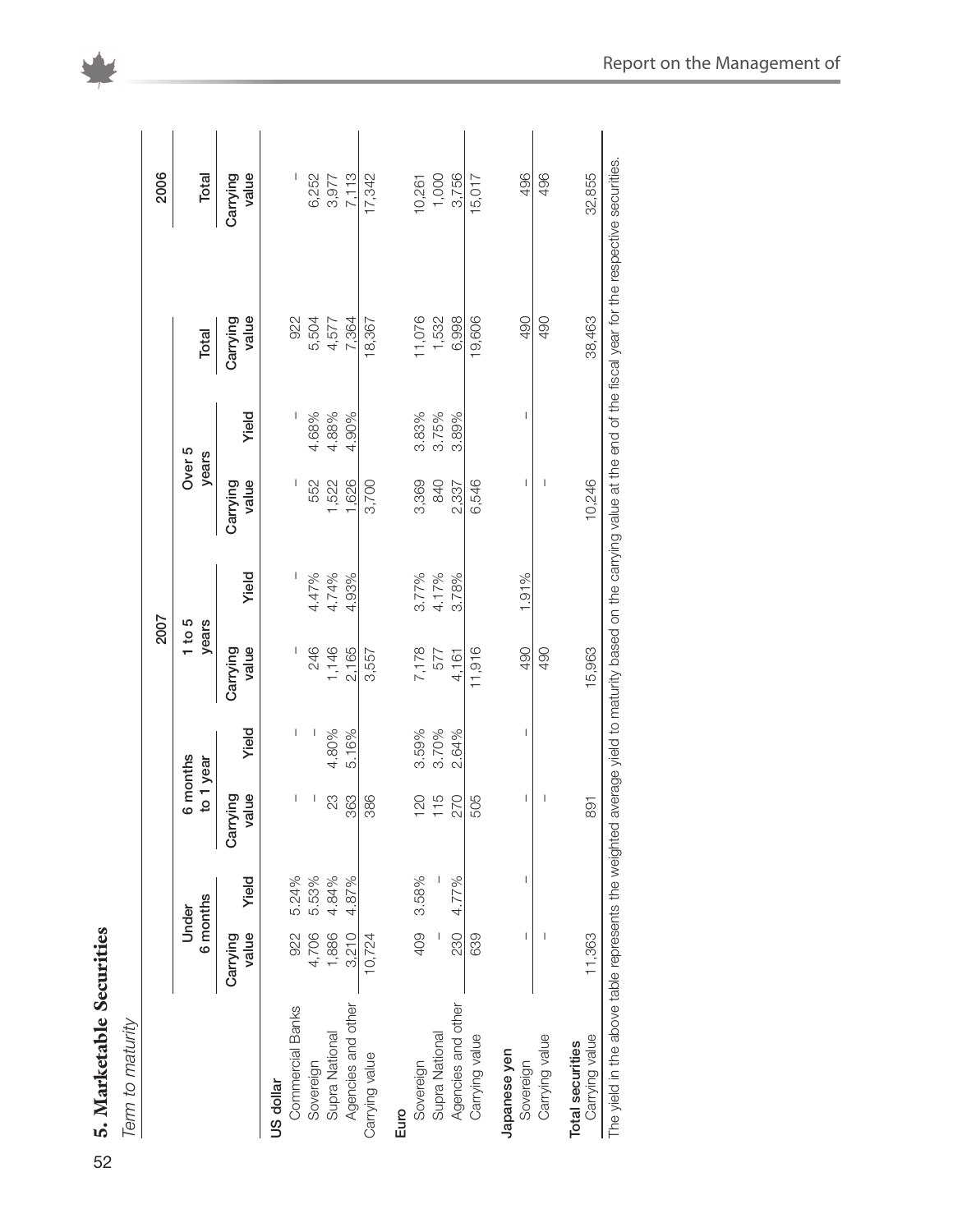## 5. Marketable Securities

*Term to maturity*

| | 2007 | | | | | | | | | 2006 |
|---|---|---|---|---|---|---|---|---|---|---|
| | Under 6 months | | 6 months to 1 year | | 1 to 5 years | | Over 5 years | | Total | Total |
| | Carrying value | Yield | Carrying value | Yield | Carrying value | Yield | Carrying value | Yield | Carrying value | Carrying value |
| **US dollar** | | | | | | | | | | |
| Commercial Banks | 922 | 5.24% | – | – | – | – | – | – | 922 | – |
| Sovereign | 4,706 | 5.53% | – | – | 246 | 4.47% | 552 | 4.68% | 5,504 | 6,252 |
| Supra National | 1,886 | 4.84% | 23 | 4.80% | 1,146 | 4.74% | 1,522 | 4.88% | 4,577 | 3,977 |
| Agencies and other | 3,210 | 4.87% | 363 | 5.16% | 2,165 | 4.93% | 1,626 | 4.90% | 7,364 | 7,113 |
| Carrying value | 10,724 | | 386 | | 3,557 | | 3,700 | | 18,367 | 17,342 |
| **Euro** | | | | | | | | | | |
| Sovereign | 409 | 3.58% | 120 | 3.59% | 7,178 | 3.77% | 3,369 | 3.83% | 11,076 | 10,261 |
| Supra National | – | – | 115 | 3.70% | 577 | 4.17% | 840 | 3.75% | 1,532 | 1,000 |
| Agencies and other | 230 | 4.77% | 270 | 2.64% | 4,161 | 3.78% | 2,337 | 3.89% | 6,998 | 3,756 |
| Carrying value | 639 | | 505 | | 11,916 | | 6,546 | | 19,606 | 15,017 |
| **Japanese yen** | | | | | | | | | | |
| Sovereign | – | – | – | – | 490 | 1.91% | – | – | 490 | 496 |
| Carrying value | – | | – | | 490 | | – | | 490 | 496 |
| **Total securities** | | | | | | | | | | |
| Carrying value | 11,363 | | 891 | | 15,963 | | 10,246 | | 38,463 | 32,855 |

The yield in the above table represents the weighted average yield to maturity based on the carrying value at the end of the fiscal year for the respective securities.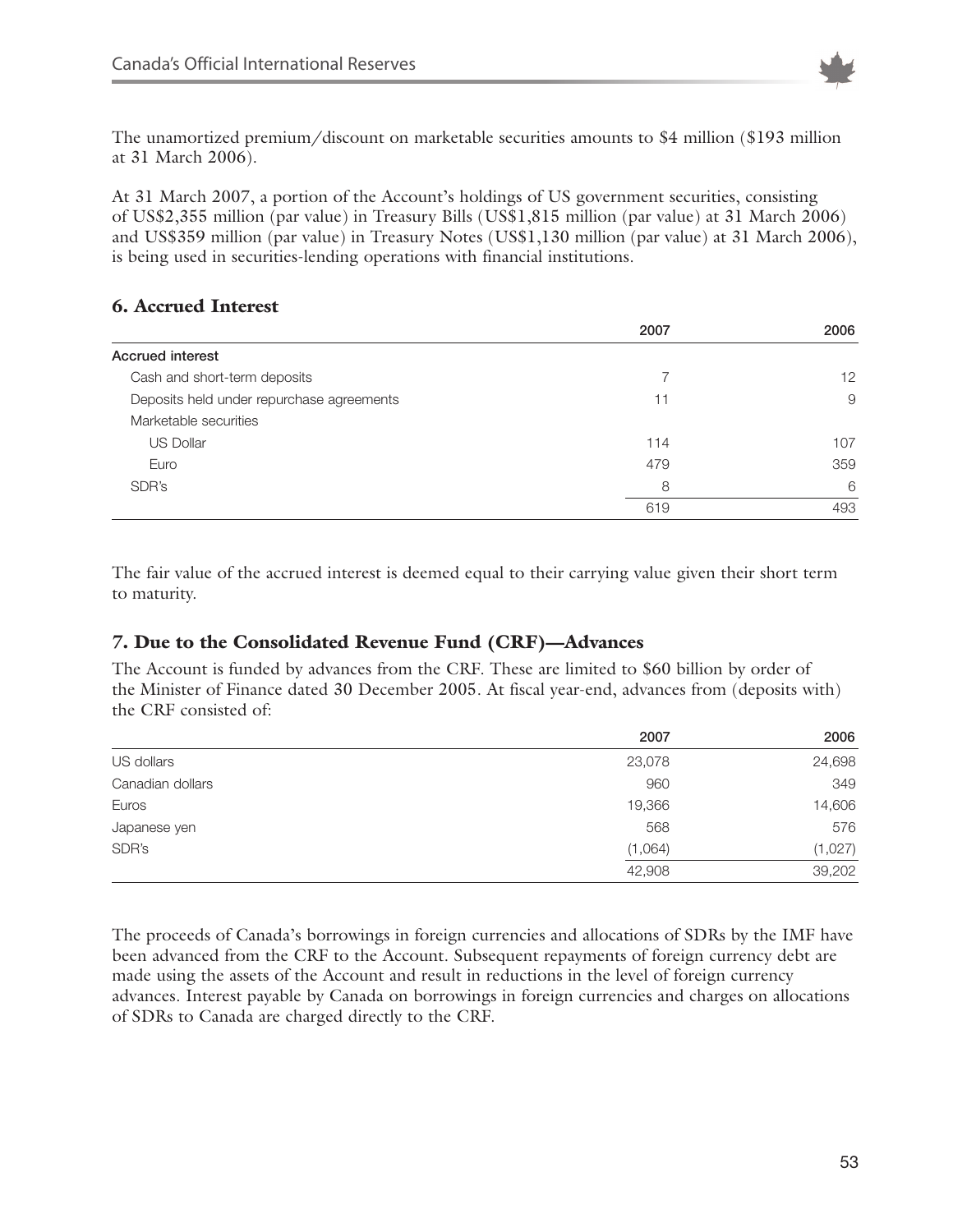The unamortized premium/discount on marketable securities amounts to $4 million ($193 million at 31 March 2006).

At 31 March 2007, a portion of the Account's holdings of US government securities, consisting of US$2,355 million (par value) in Treasury Bills (US$1,815 million (par value) at 31 March 2006) and US$359 million (par value) in Treasury Notes (US$1,130 million (par value) at 31 March 2006), is being used in securities-lending operations with financial institutions.

### 6. Accrued Interest

| | 2007 | 2006 |
|---|---|---|
| **Accrued interest** | | |
| Cash and short-term deposits | 7 | 12 |
| Deposits held under repurchase agreements | 11 | 9 |
| Marketable securities | | |
| US Dollar | 114 | 107 |
| Euro | 479 | 359 |
| SDR's | 8 | 6 |
| | 619 | 493 |

The fair value of the accrued interest is deemed equal to their carrying value given their short term to maturity.

### 7. Due to the Consolidated Revenue Fund (CRF)—Advances

The Account is funded by advances from the CRF. These are limited to $60 billion by order of the Minister of Finance dated 30 December 2005. At fiscal year-end, advances from (deposits with) the CRF consisted of:

| | 2007 | 2006 |
|---|---|---|
| US dollars | 23,078 | 24,698 |
| Canadian dollars | 960 | 349 |
| Euros | 19,366 | 14,606 |
| Japanese yen | 568 | 576 |
| SDR's | (1,064) | (1,027) |
| | 42,908 | 39,202 |

The proceeds of Canada's borrowings in foreign currencies and allocations of SDRs by the IMF have been advanced from the CRF to the Account. Subsequent repayments of foreign currency debt are made using the assets of the Account and result in reductions in the level of foreign currency advances. Interest payable by Canada on borrowings in foreign currencies and charges on allocations of SDRs to Canada are charged directly to the CRF.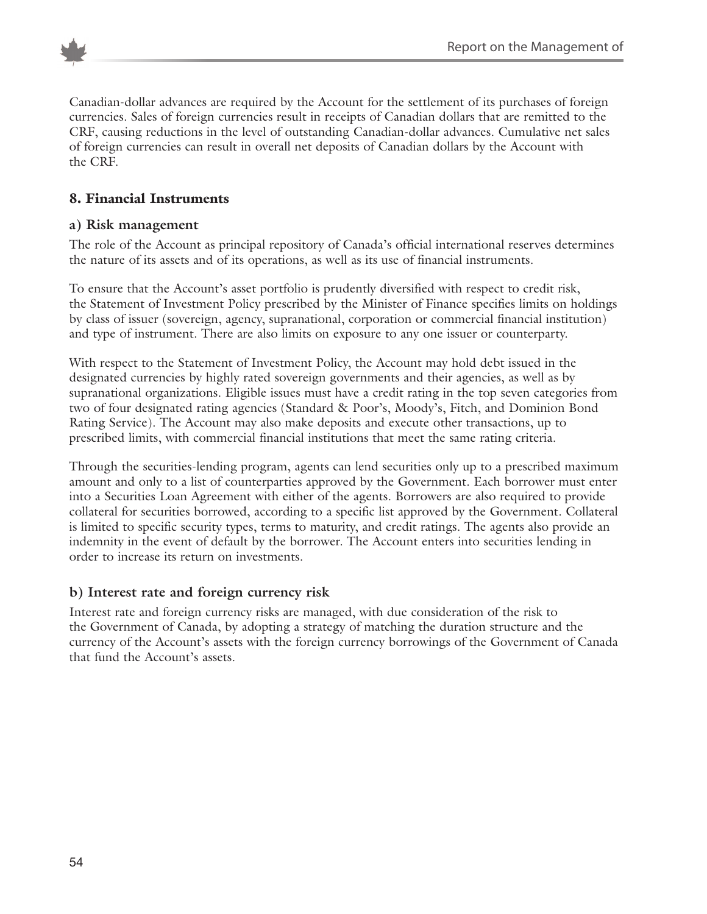Canadian-dollar advances are required by the Account for the settlement of its purchases of foreign currencies. Sales of foreign currencies result in receipts of Canadian dollars that are remitted to the CRF, causing reductions in the level of outstanding Canadian-dollar advances. Cumulative net sales of foreign currencies can result in overall net deposits of Canadian dollars by the Account with the CRF.

## 8. Financial Instruments

### a) Risk management

The role of the Account as principal repository of Canada's official international reserves determines the nature of its assets and of its operations, as well as its use of financial instruments.

To ensure that the Account's asset portfolio is prudently diversified with respect to credit risk, the Statement of Investment Policy prescribed by the Minister of Finance specifies limits on holdings by class of issuer (sovereign, agency, supranational, corporation or commercial financial institution) and type of instrument. There are also limits on exposure to any one issuer or counterparty.

With respect to the Statement of Investment Policy, the Account may hold debt issued in the designated currencies by highly rated sovereign governments and their agencies, as well as by supranational organizations. Eligible issues must have a credit rating in the top seven categories from two of four designated rating agencies (Standard & Poor's, Moody's, Fitch, and Dominion Bond Rating Service). The Account may also make deposits and execute other transactions, up to prescribed limits, with commercial financial institutions that meet the same rating criteria.

Through the securities-lending program, agents can lend securities only up to a prescribed maximum amount and only to a list of counterparties approved by the Government. Each borrower must enter into a Securities Loan Agreement with either of the agents. Borrowers are also required to provide collateral for securities borrowed, according to a specific list approved by the Government. Collateral is limited to specific security types, terms to maturity, and credit ratings. The agents also provide an indemnity in the event of default by the borrower. The Account enters into securities lending in order to increase its return on investments.

### b) Interest rate and foreign currency risk

Interest rate and foreign currency risks are managed, with due consideration of the risk to the Government of Canada, by adopting a strategy of matching the duration structure and the currency of the Account's assets with the foreign currency borrowings of the Government of Canada that fund the Account's assets.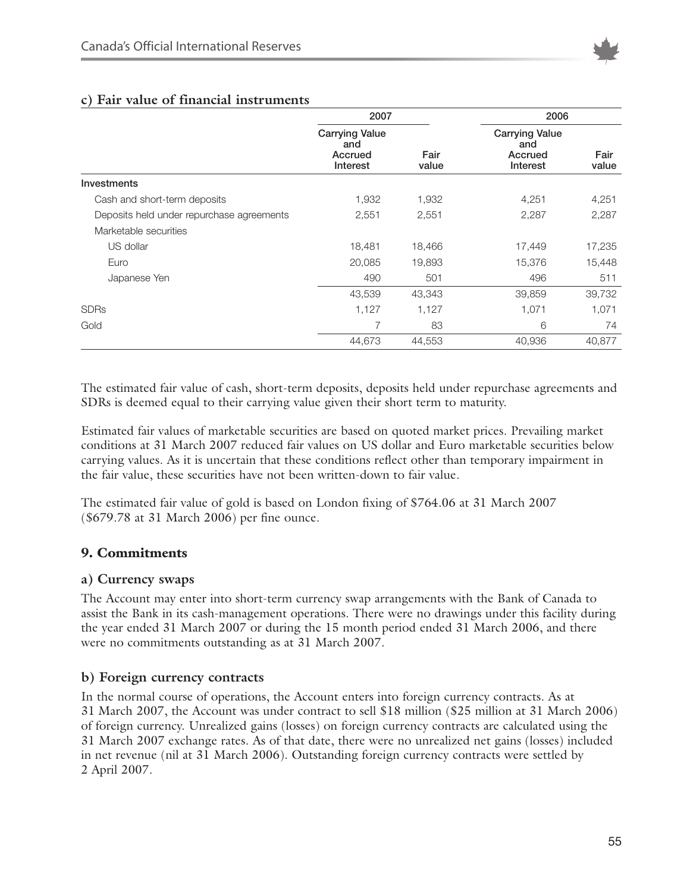### c) Fair value of financial instruments

| | 2007 | | 2006 | |
|---|---|---|---|---|
| | Carrying Value and Accrued Interest | Fair value | Carrying Value and Accrued Interest | Fair value |
| **Investments** | | | | |
| Cash and short-term deposits | 1,932 | 1,932 | 4,251 | 4,251 |
| Deposits held under repurchase agreements | 2,551 | 2,551 | 2,287 | 2,287 |
| Marketable securities | | | | |
| US dollar | 18,481 | 18,466 | 17,449 | 17,235 |
| Euro | 20,085 | 19,893 | 15,376 | 15,448 |
| Japanese Yen | 490 | 501 | 496 | 511 |
| | 43,539 | 43,343 | 39,859 | 39,732 |
| SDRs | 1,127 | 1,127 | 1,071 | 1,071 |
| Gold | 7 | 83 | 6 | 74 |
| | 44,673 | 44,553 | 40,936 | 40,877 |

The estimated fair value of cash, short-term deposits, deposits held under repurchase agreements and SDRs is deemed equal to their carrying value given their short term to maturity.

Estimated fair values of marketable securities are based on quoted market prices. Prevailing market conditions at 31 March 2007 reduced fair values on US dollar and Euro marketable securities below carrying values. As it is uncertain that these conditions reflect other than temporary impairment in the fair value, these securities have not been written-down to fair value.

The estimated fair value of gold is based on London fixing of $764.06 at 31 March 2007 ($679.78 at 31 March 2006) per fine ounce.

## 9. Commitments

### a) Currency swaps

The Account may enter into short-term currency swap arrangements with the Bank of Canada to assist the Bank in its cash-management operations. There were no drawings under this facility during the year ended 31 March 2007 or during the 15 month period ended 31 March 2006, and there were no commitments outstanding as at 31 March 2007.

### b) Foreign currency contracts

In the normal course of operations, the Account enters into foreign currency contracts. As at 31 March 2007, the Account was under contract to sell $18 million ($25 million at 31 March 2006) of foreign currency. Unrealized gains (losses) on foreign currency contracts are calculated using the 31 March 2007 exchange rates. As of that date, there were no unrealized net gains (losses) included in net revenue (nil at 31 March 2006). Outstanding foreign currency contracts were settled by 2 April 2007.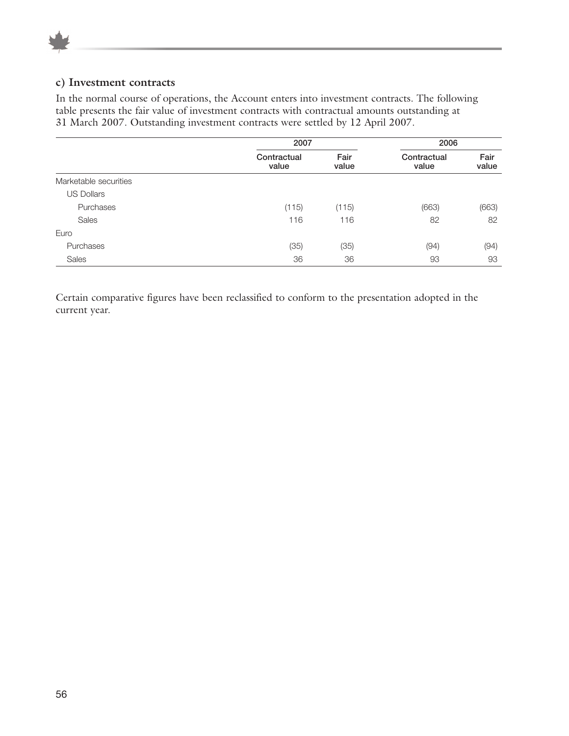### c) Investment contracts

In the normal course of operations, the Account enters into investment contracts. The following table presents the fair value of investment contracts with contractual amounts outstanding at 31 March 2007. Outstanding investment contracts were settled by 12 April 2007.

| | 2007 | | 2006 | |
|---|---|---|---|---|
| | Contractual value | Fair value | Contractual value | Fair value |
| Marketable securities | | | | |
| US Dollars | | | | |
| Purchases | (115) | (115) | (663) | (663) |
| Sales | 116 | 116 | 82 | 82 |
| Euro | | | | |
| Purchases | (35) | (35) | (94) | (94) |
| Sales | 36 | 36 | 93 | 93 |

Certain comparative figures have been reclassified to conform to the presentation adopted in the current year.